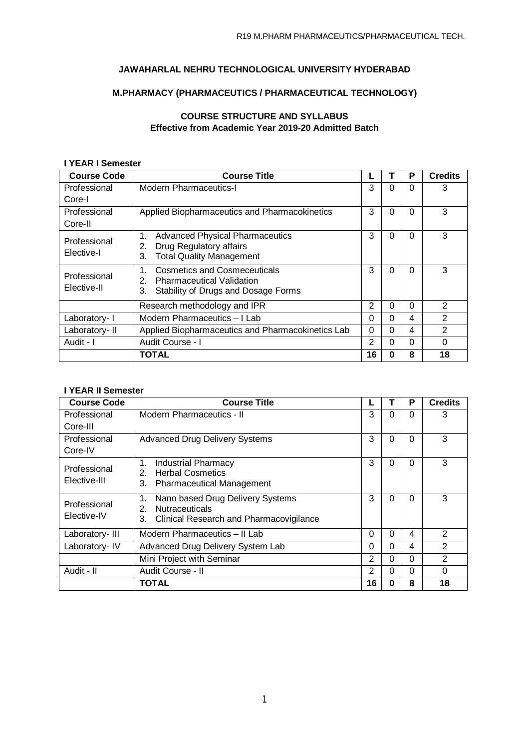# JAWAHARLAL NEHRU TECHNOLOGICAL UNIVERSITY HYDERABAD

## M.PHARMACY (PHARMACEUTICS / PHARMACEUTICAL TECHNOLOGY)

### COURSE STRUCTURE AND SYLLABUS
**Effective from Academic Year 2019-20 Admitted Batch**

**I YEAR I Semester**

| Course Code | Course Title | L | T | P | Credits |
|---|---|---|---|---|---|
| Professional Core-I | Modern Pharmaceutics-I | 3 | 0 | 0 | 3 |
| Professional Core-II | Applied Biopharmaceutics and Pharmacokinetics | 3 | 0 | 0 | 3 |
| Professional Elective-I | 1. Advanced Physical Pharmaceutics<br>2. Drug Regulatory affairs<br>3. Total Quality Management | 3 | 0 | 0 | 3 |
| Professional Elective-II | 1. Cosmetics and Cosmeceuticals<br>2. Pharmaceutical Validation<br>3. Stability of Drugs and Dosage Forms | 3 | 0 | 0 | 3 |
| | Research methodology and IPR | 2 | 0 | 0 | 2 |
| Laboratory- I | Modern Pharmaceutics – I Lab | 0 | 0 | 4 | 2 |
| Laboratory- II | Applied Biopharmaceutics and Pharmacokinetics Lab | 0 | 0 | 4 | 2 |
| Audit - I | Audit Course - I | 2 | 0 | 0 | 0 |
| | **TOTAL** | **16** | **0** | **8** | **18** |

**I YEAR II Semester**

| Course Code | Course Title | L | T | P | Credits |
|---|---|---|---|---|---|
| Professional Core-III | Modern Pharmaceutics - II | 3 | 0 | 0 | 3 |
| Professional Core-IV | Advanced Drug Delivery Systems | 3 | 0 | 0 | 3 |
| Professional Elective-III | 1. Industrial Pharmacy<br>2. Herbal Cosmetics<br>3. Pharmaceutical Management | 3 | 0 | 0 | 3 |
| Professional Elective-IV | 1. Nano based Drug Delivery Systems<br>2. Nutraceuticals<br>3. Clinical Research and Pharmacovigilance | 3 | 0 | 0 | 3 |
| Laboratory- III | Modern Pharmaceutics – II Lab | 0 | 0 | 4 | 2 |
| Laboratory- IV | Advanced Drug Delivery System Lab | 0 | 0 | 4 | 2 |
| | Mini Project with Seminar | 2 | 0 | 0 | 2 |
| Audit - II | Audit Course - II | 2 | 0 | 0 | 0 |
| | **TOTAL** | **16** | **0** | **8** | **18** |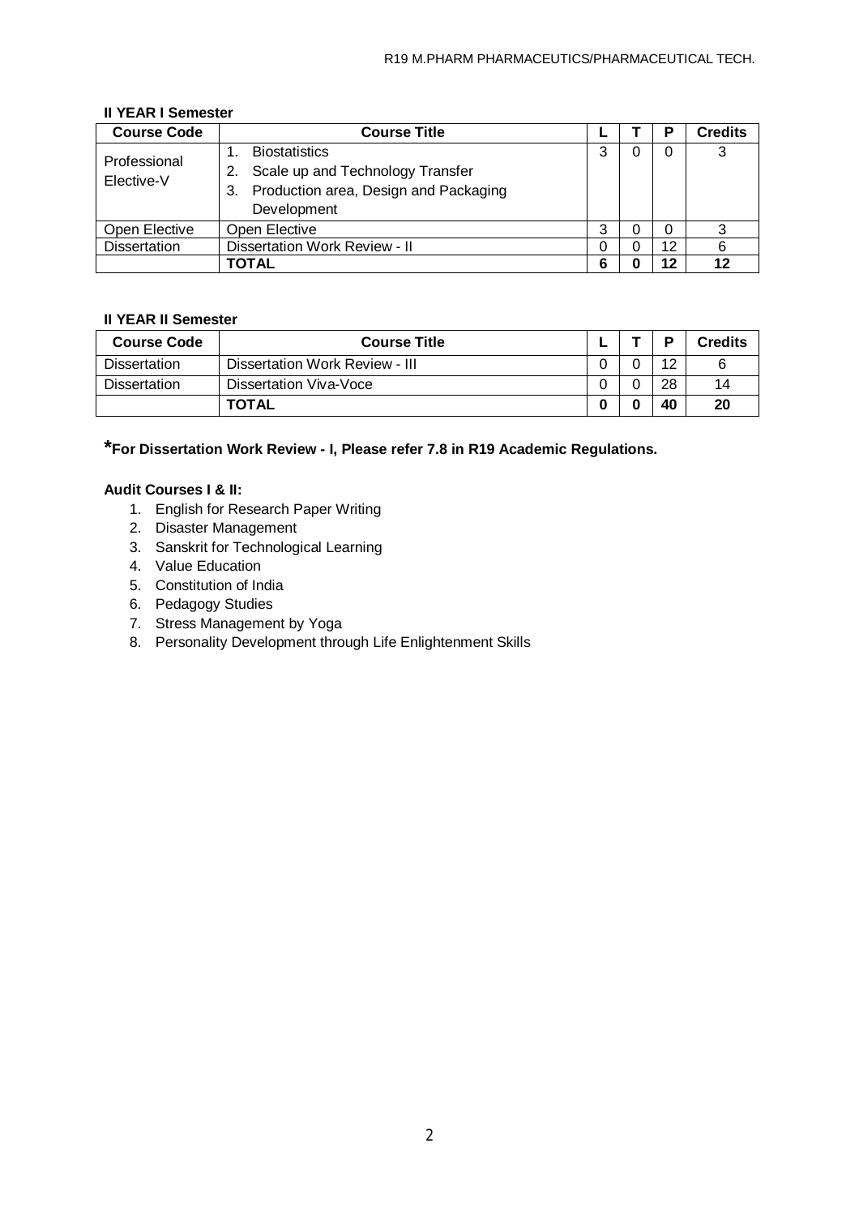**II YEAR I Semester**

| Course Code | Course Title | L | T | P | Credits |
|---|---|---|---|---|---|
| Professional Elective-V | 1. Biostatistics<br>2. Scale up and Technology Transfer<br>3. Production area, Design and Packaging Development | 3 | 0 | 0 | 3 |
| Open Elective | Open Elective | 3 | 0 | 0 | 3 |
| Dissertation | Dissertation Work Review - II | 0 | 0 | 12 | 6 |
| | **TOTAL** | **6** | **0** | **12** | **12** |

**II YEAR II Semester**

| Course Code | Course Title | L | T | P | Credits |
|---|---|---|---|---|---|
| Dissertation | Dissertation Work Review - III | 0 | 0 | 12 | 6 |
| Dissertation | Dissertation Viva-Voce | 0 | 0 | 28 | 14 |
| | **TOTAL** | **0** | **0** | **40** | **20** |

***For Dissertation Work Review - I, Please refer 7.8 in R19 Academic Regulations.**

**Audit Courses I & II:**

1. English for Research Paper Writing
2. Disaster Management
3. Sanskrit for Technological Learning
4. Value Education
5. Constitution of India
6. Pedagogy Studies
7. Stress Management by Yoga
8. Personality Development through Life Enlightenment Skills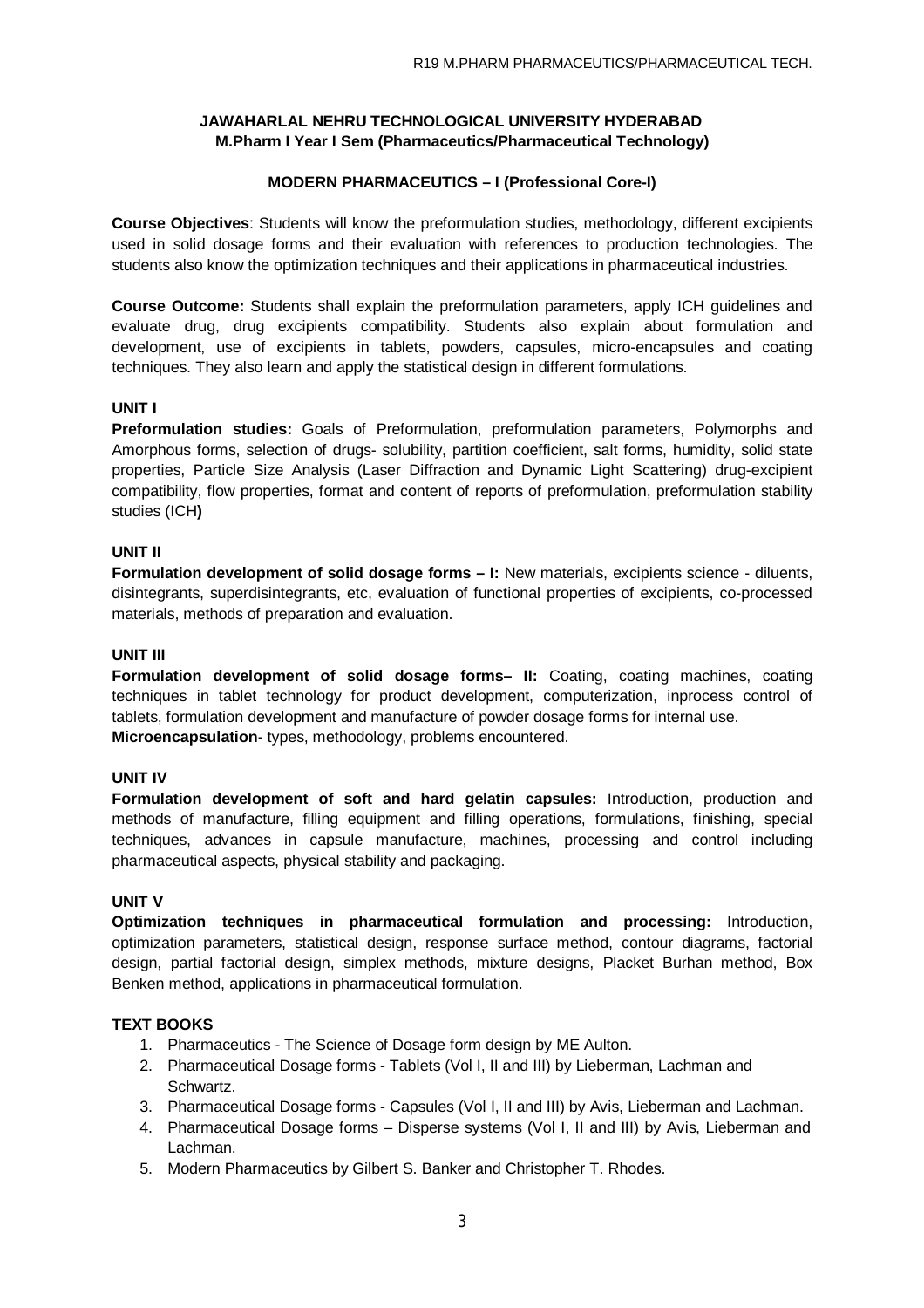**JAWAHARLAL NEHRU TECHNOLOGICAL UNIVERSITY HYDERABAD**
**M.Pharm I Year I Sem (Pharmaceutics/Pharmaceutical Technology)**

## MODERN PHARMACEUTICS – I (Professional Core-I)

**Course Objectives**: Students will know the preformulation studies, methodology, different excipients used in solid dosage forms and their evaluation with references to production technologies. The students also know the optimization techniques and their applications in pharmaceutical industries.

**Course Outcome:** Students shall explain the preformulation parameters, apply ICH guidelines and evaluate drug, drug excipients compatibility. Students also explain about formulation and development, use of excipients in tablets, powders, capsules, micro-encapsules and coating techniques. They also learn and apply the statistical design in different formulations.

### UNIT I

**Preformulation studies:** Goals of Preformulation, preformulation parameters, Polymorphs and Amorphous forms, selection of drugs- solubility, partition coefficient, salt forms, humidity, solid state properties, Particle Size Analysis (Laser Diffraction and Dynamic Light Scattering) drug-excipient compatibility, flow properties, format and content of reports of preformulation, preformulation stability studies (ICH**)**

### UNIT II

**Formulation development of solid dosage forms – I:** New materials, excipients science - diluents, disintegrants, superdisintegrants, etc, evaluation of functional properties of excipients, co-processed materials, methods of preparation and evaluation.

### UNIT III

**Formulation development of solid dosage forms– II:** Coating, coating machines, coating techniques in tablet technology for product development, computerization, inprocess control of tablets, formulation development and manufacture of powder dosage forms for internal use.
**Microencapsulation**- types, methodology, problems encountered.

### UNIT IV

**Formulation development of soft and hard gelatin capsules:** Introduction, production and methods of manufacture, filling equipment and filling operations, formulations, finishing, special techniques, advances in capsule manufacture, machines, processing and control including pharmaceutical aspects, physical stability and packaging.

### UNIT V

**Optimization techniques in pharmaceutical formulation and processing:** Introduction, optimization parameters, statistical design, response surface method, contour diagrams, factorial design, partial factorial design, simplex methods, mixture designs, Placket Burhan method, Box Benken method, applications in pharmaceutical formulation.

### TEXT BOOKS

1. Pharmaceutics - The Science of Dosage form design by ME Aulton.
2. Pharmaceutical Dosage forms - Tablets (Vol I, II and III) by Lieberman, Lachman and Schwartz.
3. Pharmaceutical Dosage forms - Capsules (Vol I, II and III) by Avis, Lieberman and Lachman.
4. Pharmaceutical Dosage forms – Disperse systems (Vol I, II and III) by Avis, Lieberman and Lachman.
5. Modern Pharmaceutics by Gilbert S. Banker and Christopher T. Rhodes.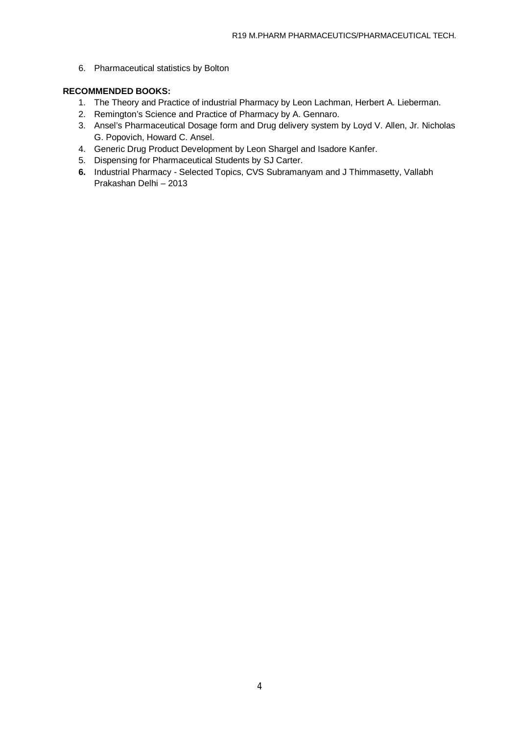6. Pharmaceutical statistics by Bolton

**RECOMMENDED BOOKS:**

1. The Theory and Practice of industrial Pharmacy by Leon Lachman, Herbert A. Lieberman.
2. Remington's Science and Practice of Pharmacy by A. Gennaro.
3. Ansel's Pharmaceutical Dosage form and Drug delivery system by Loyd V. Allen, Jr. Nicholas G. Popovich, Howard C. Ansel.
4. Generic Drug Product Development by Leon Shargel and Isadore Kanfer.
5. Dispensing for Pharmaceutical Students by SJ Carter.
6. Industrial Pharmacy - Selected Topics, CVS Subramanyam and J Thimmasetty, Vallabh Prakashan Delhi – 2013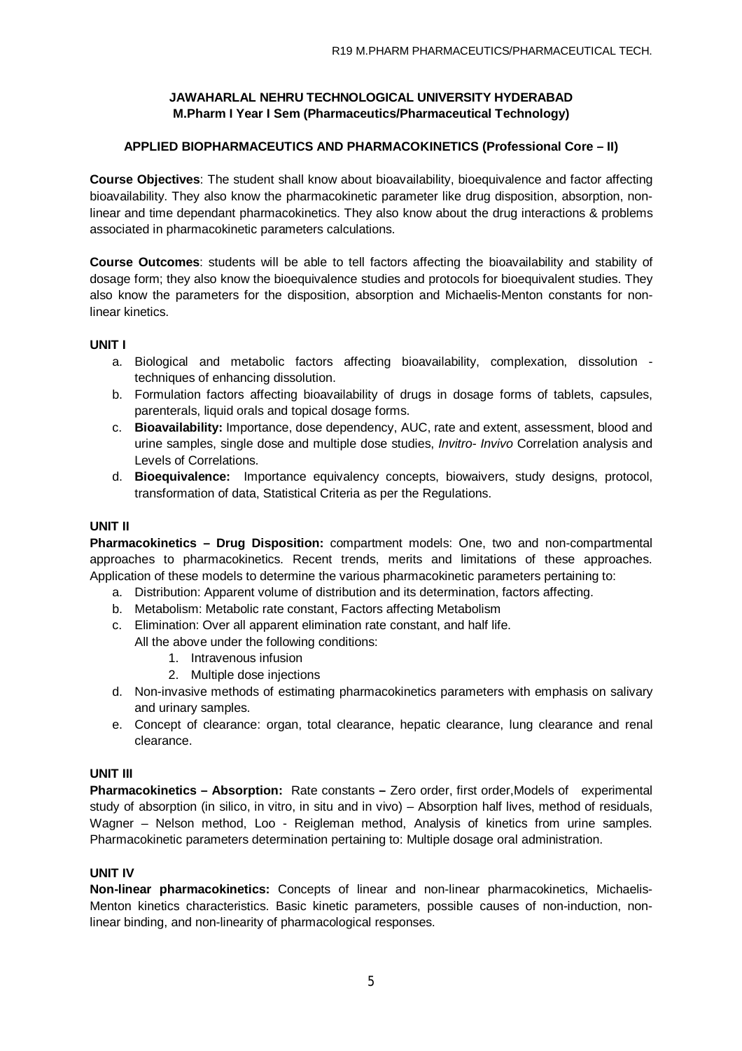**JAWAHARLAL NEHRU TECHNOLOGICAL UNIVERSITY HYDERABAD**
**M.Pharm I Year I Sem (Pharmaceutics/Pharmaceutical Technology)**

## APPLIED BIOPHARMACEUTICS AND PHARMACOKINETICS (Professional Core – II)

**Course Objectives**: The student shall know about bioavailability, bioequivalence and factor affecting bioavailability. They also know the pharmacokinetic parameter like drug disposition, absorption, non-linear and time dependant pharmacokinetics. They also know about the drug interactions & problems associated in pharmacokinetic parameters calculations.

**Course Outcomes**: students will be able to tell factors affecting the bioavailability and stability of dosage form; they also know the bioequivalence studies and protocols for bioequivalent studies. They also know the parameters for the disposition, absorption and Michaelis-Menton constants for non-linear kinetics.

### UNIT I

a. Biological and metabolic factors affecting bioavailability, complexation, dissolution - techniques of enhancing dissolution.
b. Formulation factors affecting bioavailability of drugs in dosage forms of tablets, capsules, parenterals, liquid orals and topical dosage forms.
c. **Bioavailability:** Importance, dose dependency, AUC, rate and extent, assessment, blood and urine samples, single dose and multiple dose studies, *Invitro*- *Invivo* Correlation analysis and Levels of Correlations.
d. **Bioequivalence:** Importance equivalency concepts, biowaivers, study designs, protocol, transformation of data, Statistical Criteria as per the Regulations.

### UNIT II

**Pharmacokinetics – Drug Disposition:** compartment models: One, two and non-compartmental approaches to pharmacokinetics. Recent trends, merits and limitations of these approaches. Application of these models to determine the various pharmacokinetic parameters pertaining to:

a. Distribution: Apparent volume of distribution and its determination, factors affecting.
b. Metabolism: Metabolic rate constant, Factors affecting Metabolism
c. Elimination: Over all apparent elimination rate constant, and half life.
   All the above under the following conditions:
   1. Intravenous infusion
   2. Multiple dose injections
d. Non-invasive methods of estimating pharmacokinetics parameters with emphasis on salivary and urinary samples.
e. Concept of clearance: organ, total clearance, hepatic clearance, lung clearance and renal clearance.

### UNIT III

**Pharmacokinetics – Absorption:** Rate constants **–** Zero order, first order,Models of experimental study of absorption (in silico, in vitro, in situ and in vivo) – Absorption half lives, method of residuals, Wagner – Nelson method, Loo - Reigleman method, Analysis of kinetics from urine samples. Pharmacokinetic parameters determination pertaining to: Multiple dosage oral administration.

### UNIT IV

**Non-linear pharmacokinetics:** Concepts of linear and non-linear pharmacokinetics, Michaelis-Menton kinetics characteristics. Basic kinetic parameters, possible causes of non-induction, non-linear binding, and non-linearity of pharmacological responses.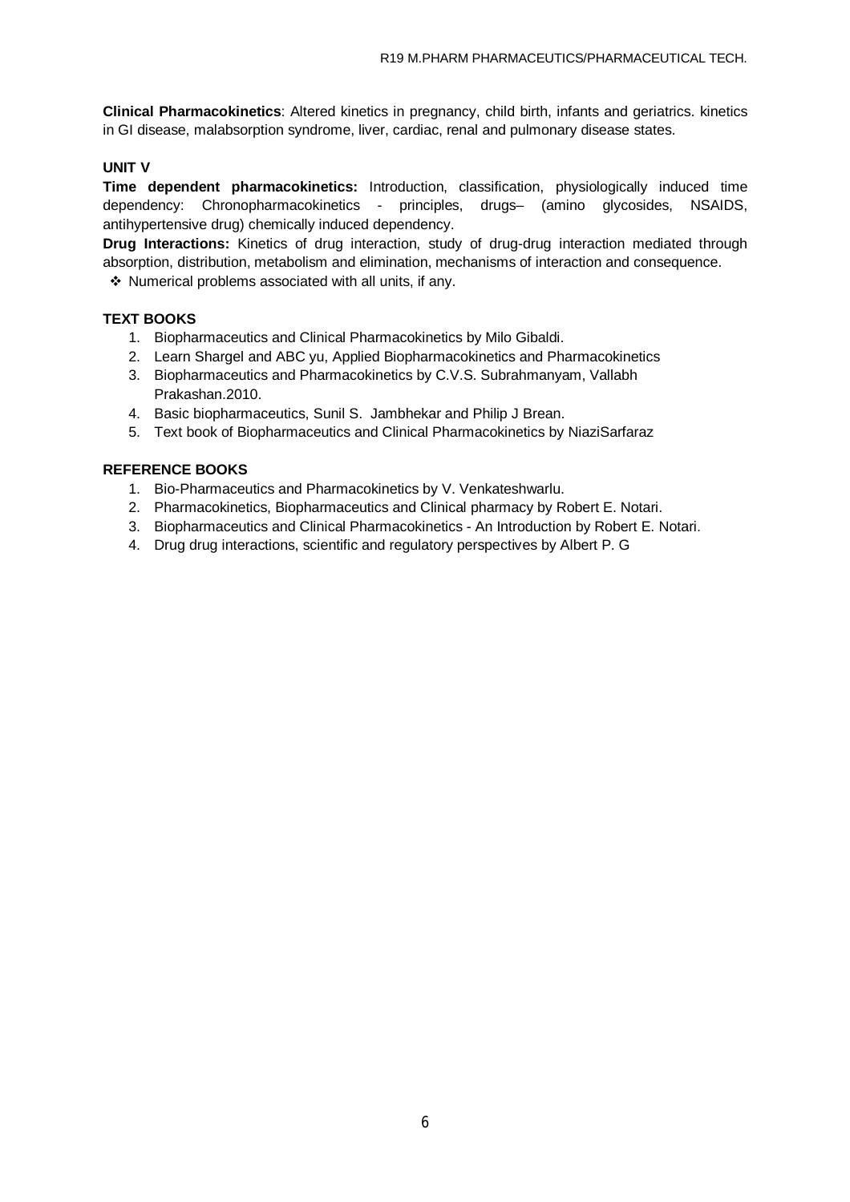**Clinical Pharmacokinetics**: Altered kinetics in pregnancy, child birth, infants and geriatrics. kinetics in GI disease, malabsorption syndrome, liver, cardiac, renal and pulmonary disease states.

**UNIT V**

**Time dependent pharmacokinetics:** Introduction, classification, physiologically induced time dependency: Chronopharmacokinetics - principles, drugs– (amino glycosides, NSAIDS, antihypertensive drug) chemically induced dependency.

**Drug Interactions:** Kinetics of drug interaction, study of drug-drug interaction mediated through absorption, distribution, metabolism and elimination, mechanisms of interaction and consequence.

❖ Numerical problems associated with all units, if any.

**TEXT BOOKS**

1. Biopharmaceutics and Clinical Pharmacokinetics by Milo Gibaldi.
2. Learn Shargel and ABC yu, Applied Biopharmacokinetics and Pharmacokinetics
3. Biopharmaceutics and Pharmacokinetics by C.V.S. Subrahmanyam, Vallabh Prakashan.2010.
4. Basic biopharmaceutics, Sunil S. Jambhekar and Philip J Brean.
5. Text book of Biopharmaceutics and Clinical Pharmacokinetics by NiaziSarfaraz

**REFERENCE BOOKS**

1. Bio-Pharmaceutics and Pharmacokinetics by V. Venkateshwarlu.
2. Pharmacokinetics, Biopharmaceutics and Clinical pharmacy by Robert E. Notari.
3. Biopharmaceutics and Clinical Pharmacokinetics - An Introduction by Robert E. Notari.
4. Drug drug interactions, scientific and regulatory perspectives by Albert P. G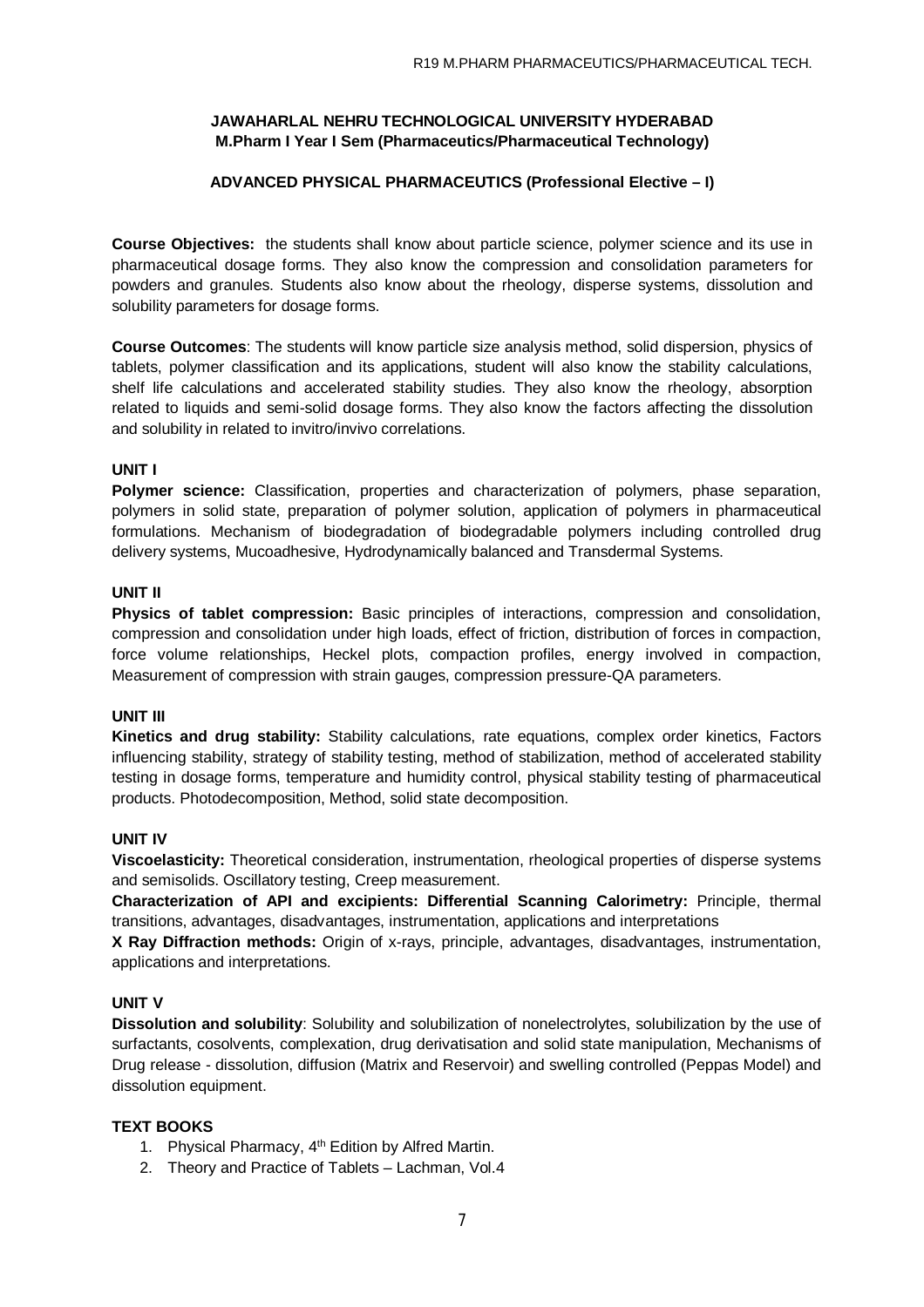**JAWAHARLAL NEHRU TECHNOLOGICAL UNIVERSITY HYDERABAD**
**M.Pharm I Year I Sem (Pharmaceutics/Pharmaceutical Technology)**

## ADVANCED PHYSICAL PHARMACEUTICS (Professional Elective – I)

**Course Objectives:** the students shall know about particle science, polymer science and its use in pharmaceutical dosage forms. They also know the compression and consolidation parameters for powders and granules. Students also know about the rheology, disperse systems, dissolution and solubility parameters for dosage forms.

**Course Outcomes**: The students will know particle size analysis method, solid dispersion, physics of tablets, polymer classification and its applications, student will also know the stability calculations, shelf life calculations and accelerated stability studies. They also know the rheology, absorption related to liquids and semi-solid dosage forms. They also know the factors affecting the dissolution and solubility in related to invitro/invivo correlations.

### UNIT I

**Polymer science:** Classification, properties and characterization of polymers, phase separation, polymers in solid state, preparation of polymer solution, application of polymers in pharmaceutical formulations. Mechanism of biodegradation of biodegradable polymers including controlled drug delivery systems, Mucoadhesive, Hydrodynamically balanced and Transdermal Systems.

### UNIT II

**Physics of tablet compression:** Basic principles of interactions, compression and consolidation, compression and consolidation under high loads, effect of friction, distribution of forces in compaction, force volume relationships, Heckel plots, compaction profiles, energy involved in compaction, Measurement of compression with strain gauges, compression pressure-QA parameters.

### UNIT III

**Kinetics and drug stability:** Stability calculations, rate equations, complex order kinetics, Factors influencing stability, strategy of stability testing, method of stabilization, method of accelerated stability testing in dosage forms, temperature and humidity control, physical stability testing of pharmaceutical products. Photodecomposition, Method, solid state decomposition.

### UNIT IV

**Viscoelasticity:** Theoretical consideration, instrumentation, rheological properties of disperse systems and semisolids. Oscillatory testing, Creep measurement.

**Characterization of API and excipients: Differential Scanning Calorimetry:** Principle, thermal transitions, advantages, disadvantages, instrumentation, applications and interpretations

**X Ray Diffraction methods:** Origin of x-rays, principle, advantages, disadvantages, instrumentation, applications and interpretations.

### UNIT V

**Dissolution and solubility**: Solubility and solubilization of nonelectrolytes, solubilization by the use of surfactants, cosolvents, complexation, drug derivatisation and solid state manipulation, Mechanisms of Drug release - dissolution, diffusion (Matrix and Reservoir) and swelling controlled (Peppas Model) and dissolution equipment.

### TEXT BOOKS

1. Physical Pharmacy, 4th Edition by Alfred Martin.
2. Theory and Practice of Tablets – Lachman, Vol.4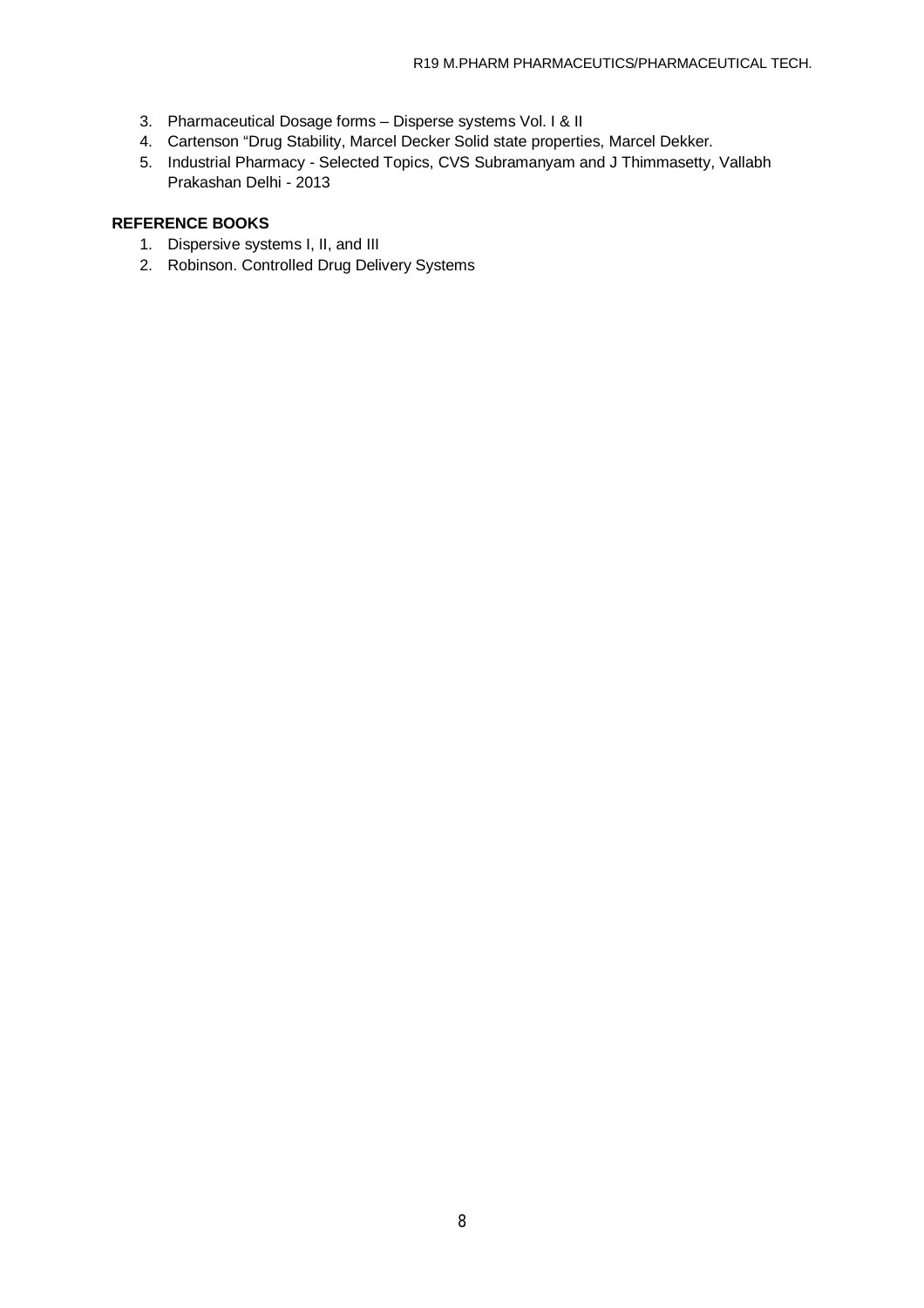3. Pharmaceutical Dosage forms – Disperse systems Vol. I & II
4. Cartenson "Drug Stability, Marcel Decker Solid state properties, Marcel Dekker.
5. Industrial Pharmacy - Selected Topics, CVS Subramanyam and J Thimmasetty, Vallabh Prakashan Delhi - 2013

**REFERENCE BOOKS**

1. Dispersive systems I, II, and III
2. Robinson. Controlled Drug Delivery Systems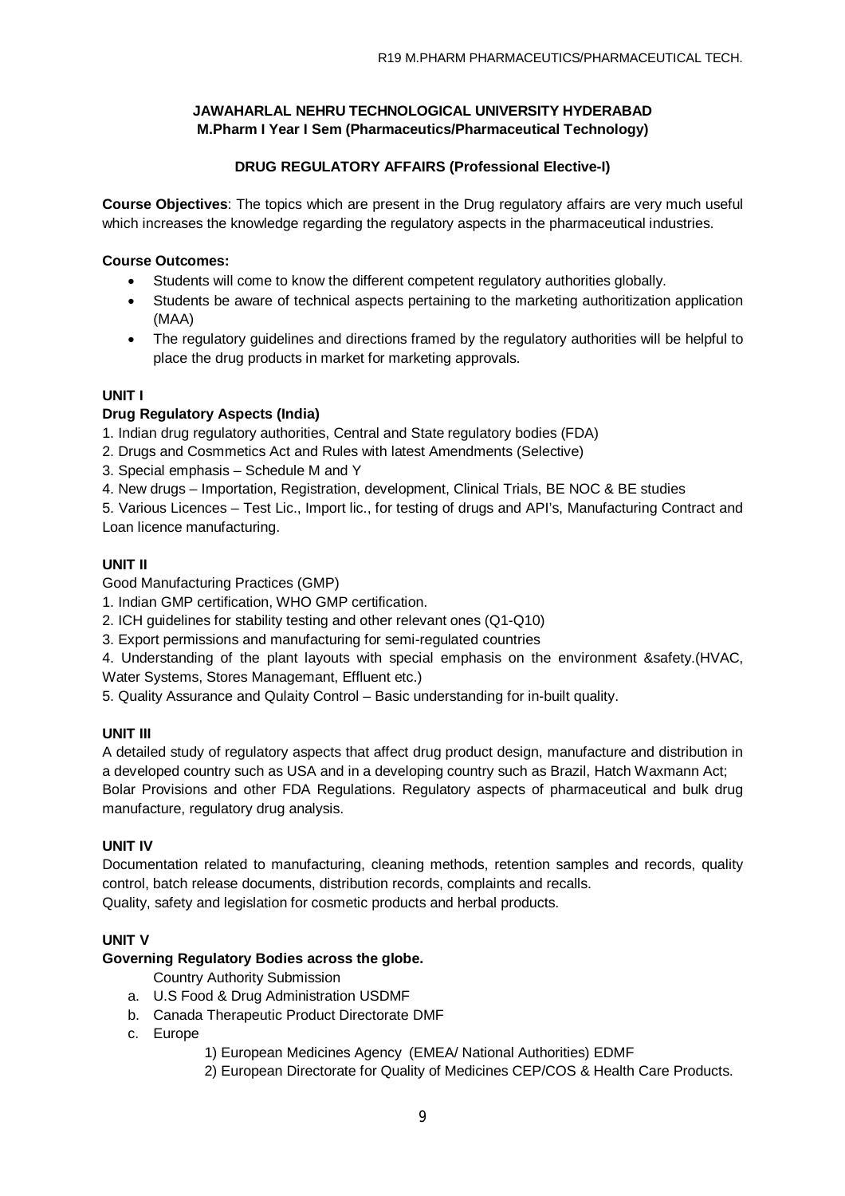**JAWAHARLAL NEHRU TECHNOLOGICAL UNIVERSITY HYDERABAD**
**M.Pharm I Year I Sem (Pharmaceutics/Pharmaceutical Technology)**

## DRUG REGULATORY AFFAIRS (Professional Elective-I)

**Course Objectives**: The topics which are present in the Drug regulatory affairs are very much useful which increases the knowledge regarding the regulatory aspects in the pharmaceutical industries.

**Course Outcomes:**

- Students will come to know the different competent regulatory authorities globally.
- Students be aware of technical aspects pertaining to the marketing authoritization application (MAA)
- The regulatory guidelines and directions framed by the regulatory authorities will be helpful to place the drug products in market for marketing approvals.

### UNIT I

**Drug Regulatory Aspects (India)**

1. Indian drug regulatory authorities, Central and State regulatory bodies (FDA)
2. Drugs and Cosmmetics Act and Rules with latest Amendments (Selective)
3. Special emphasis – Schedule M and Y
4. New drugs – Importation, Registration, development, Clinical Trials, BE NOC & BE studies
5. Various Licences – Test Lic., Import lic., for testing of drugs and API's, Manufacturing Contract and Loan licence manufacturing.

### UNIT II

Good Manufacturing Practices (GMP)

1. Indian GMP certification, WHO GMP certification.
2. ICH guidelines for stability testing and other relevant ones (Q1-Q10)
3. Export permissions and manufacturing for semi-regulated countries
4. Understanding of the plant layouts with special emphasis on the environment &safety.(HVAC, Water Systems, Stores Managemant, Effluent etc.)
5. Quality Assurance and Qulaity Control – Basic understanding for in-built quality.

### UNIT III

A detailed study of regulatory aspects that affect drug product design, manufacture and distribution in a developed country such as USA and in a developing country such as Brazil, Hatch Waxmann Act; Bolar Provisions and other FDA Regulations. Regulatory aspects of pharmaceutical and bulk drug manufacture, regulatory drug analysis.

### UNIT IV

Documentation related to manufacturing, cleaning methods, retention samples and records, quality control, batch release documents, distribution records, complaints and recalls.
Quality, safety and legislation for cosmetic products and herbal products.

### UNIT V

**Governing Regulatory Bodies across the globe.**

Country Authority Submission

a. U.S Food & Drug Administration USDMF
b. Canada Therapeutic Product Directorate DMF
c. Europe
    1) European Medicines Agency (EMEA/ National Authorities) EDMF
    2) European Directorate for Quality of Medicines CEP/COS & Health Care Products.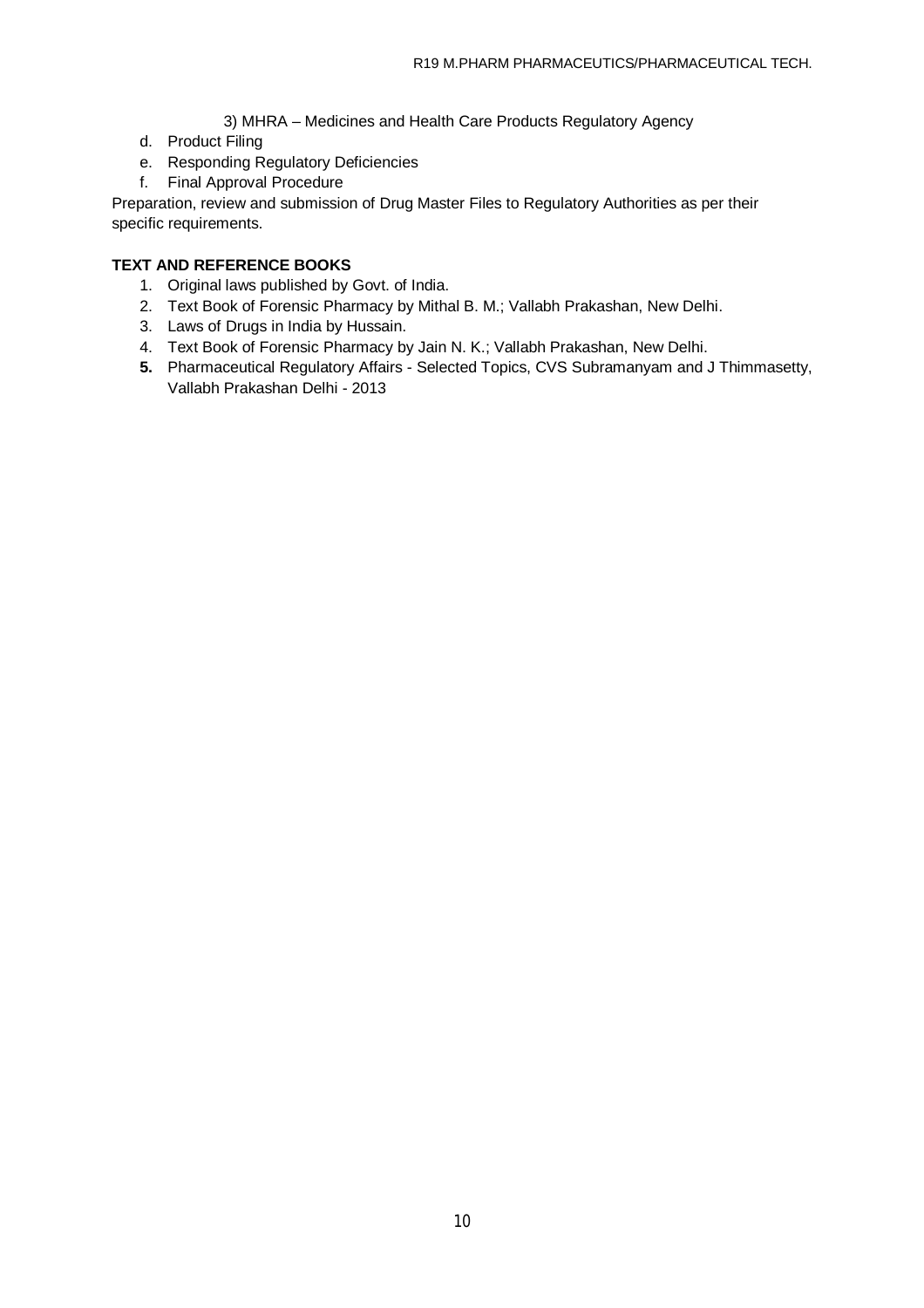3) MHRA – Medicines and Health Care Products Regulatory Agency

d. Product Filing
e. Responding Regulatory Deficiencies
f. Final Approval Procedure

Preparation, review and submission of Drug Master Files to Regulatory Authorities as per their specific requirements.

**TEXT AND REFERENCE BOOKS**

1. Original laws published by Govt. of India.
2. Text Book of Forensic Pharmacy by Mithal B. M.; Vallabh Prakashan, New Delhi.
3. Laws of Drugs in India by Hussain.
4. Text Book of Forensic Pharmacy by Jain N. K.; Vallabh Prakashan, New Delhi.
5. Pharmaceutical Regulatory Affairs - Selected Topics, CVS Subramanyam and J Thimmasetty, Vallabh Prakashan Delhi - 2013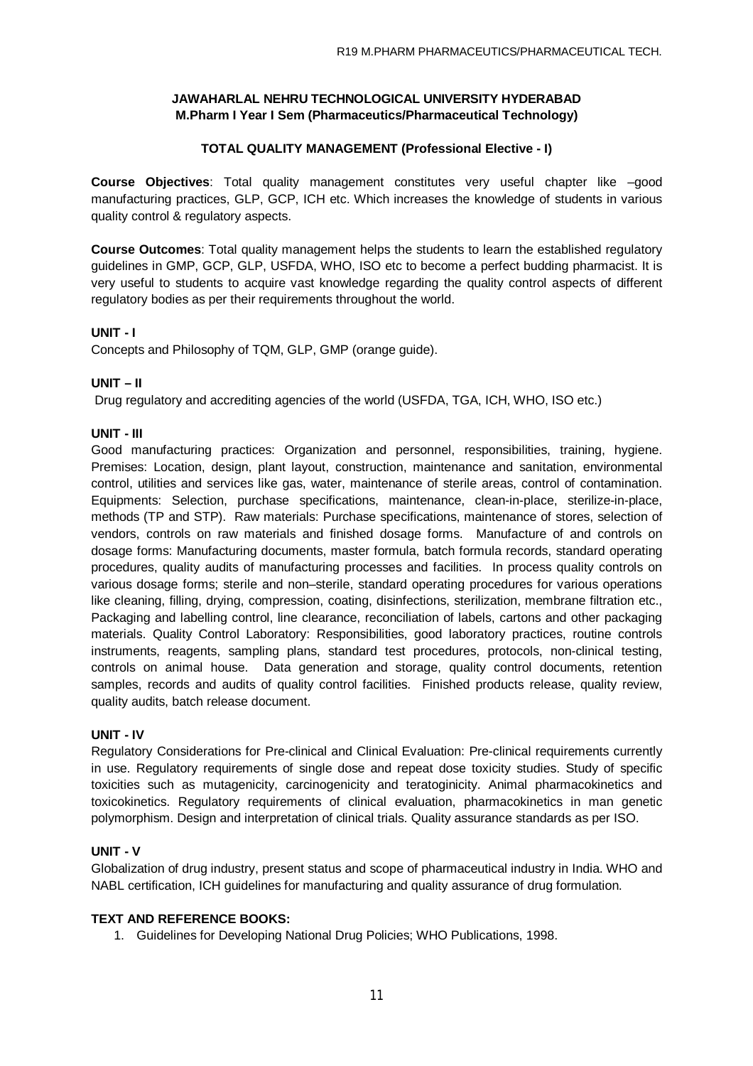**JAWAHARLAL NEHRU TECHNOLOGICAL UNIVERSITY HYDERABAD**
**M.Pharm I Year I Sem (Pharmaceutics/Pharmaceutical Technology)**

**TOTAL QUALITY MANAGEMENT (Professional Elective - I)**

**Course Objectives**: Total quality management constitutes very useful chapter like –good manufacturing practices, GLP, GCP, ICH etc. Which increases the knowledge of students in various quality control & regulatory aspects.

**Course Outcomes**: Total quality management helps the students to learn the established regulatory guidelines in GMP, GCP, GLP, USFDA, WHO, ISO etc to become a perfect budding pharmacist. It is very useful to students to acquire vast knowledge regarding the quality control aspects of different regulatory bodies as per their requirements throughout the world.

**UNIT - I**

Concepts and Philosophy of TQM, GLP, GMP (orange guide).

**UNIT – II**

Drug regulatory and accrediting agencies of the world (USFDA, TGA, ICH, WHO, ISO etc.)

**UNIT - III**

Good manufacturing practices: Organization and personnel, responsibilities, training, hygiene. Premises: Location, design, plant layout, construction, maintenance and sanitation, environmental control, utilities and services like gas, water, maintenance of sterile areas, control of contamination. Equipments: Selection, purchase specifications, maintenance, clean-in-place, sterilize-in-place, methods (TP and STP). Raw materials: Purchase specifications, maintenance of stores, selection of vendors, controls on raw materials and finished dosage forms. Manufacture of and controls on dosage forms: Manufacturing documents, master formula, batch formula records, standard operating procedures, quality audits of manufacturing processes and facilities. In process quality controls on various dosage forms; sterile and non–sterile, standard operating procedures for various operations like cleaning, filling, drying, compression, coating, disinfections, sterilization, membrane filtration etc., Packaging and labelling control, line clearance, reconciliation of labels, cartons and other packaging materials. Quality Control Laboratory: Responsibilities, good laboratory practices, routine controls instruments, reagents, sampling plans, standard test procedures, protocols, non-clinical testing, controls on animal house. Data generation and storage, quality control documents, retention samples, records and audits of quality control facilities. Finished products release, quality review, quality audits, batch release document.

**UNIT - IV**

Regulatory Considerations for Pre-clinical and Clinical Evaluation: Pre-clinical requirements currently in use. Regulatory requirements of single dose and repeat dose toxicity studies. Study of specific toxicities such as mutagenicity, carcinogenicity and teratoginicity. Animal pharmacokinetics and toxicokinetics. Regulatory requirements of clinical evaluation, pharmacokinetics in man genetic polymorphism. Design and interpretation of clinical trials. Quality assurance standards as per ISO.

**UNIT - V**

Globalization of drug industry, present status and scope of pharmaceutical industry in India. WHO and NABL certification, ICH guidelines for manufacturing and quality assurance of drug formulation.

**TEXT AND REFERENCE BOOKS:**

1. Guidelines for Developing National Drug Policies; WHO Publications, 1998.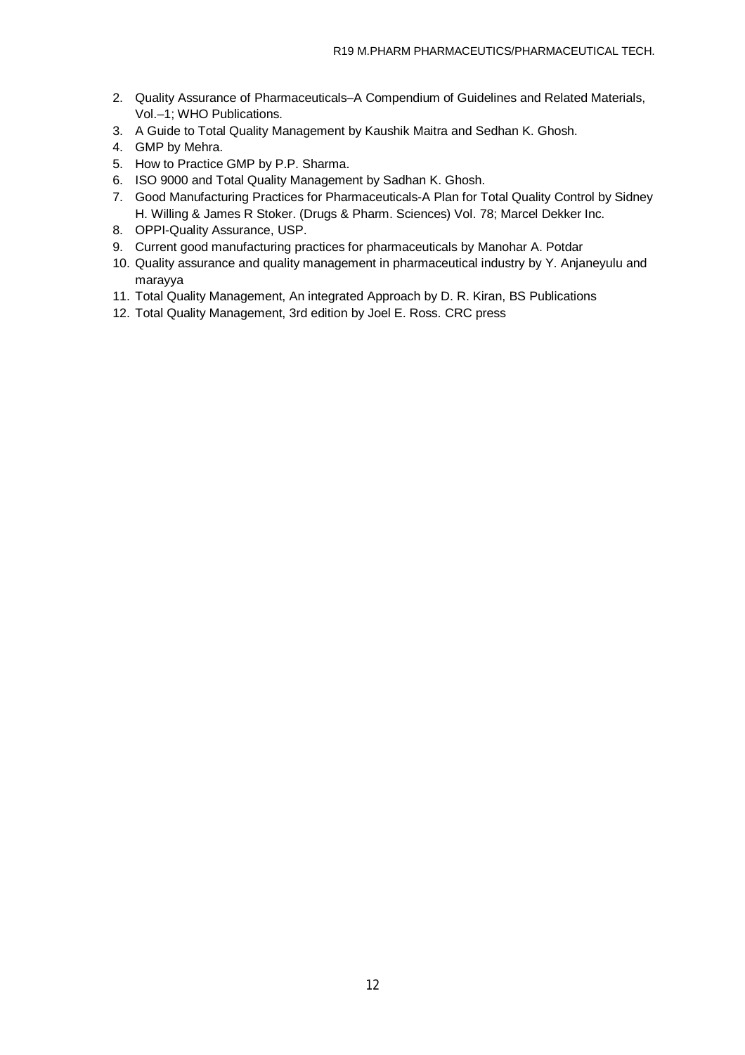2. Quality Assurance of Pharmaceuticals–A Compendium of Guidelines and Related Materials, Vol.–1; WHO Publications.
3. A Guide to Total Quality Management by Kaushik Maitra and Sedhan K. Ghosh.
4. GMP by Mehra.
5. How to Practice GMP by P.P. Sharma.
6. ISO 9000 and Total Quality Management by Sadhan K. Ghosh.
7. Good Manufacturing Practices for Pharmaceuticals-A Plan for Total Quality Control by Sidney H. Willing & James R Stoker. (Drugs & Pharm. Sciences) Vol. 78; Marcel Dekker Inc.
8. OPPI-Quality Assurance, USP.
9. Current good manufacturing practices for pharmaceuticals by Manohar A. Potdar
10. Quality assurance and quality management in pharmaceutical industry by Y. Anjaneyulu and marayya
11. Total Quality Management, An integrated Approach by D. R. Kiran, BS Publications
12. Total Quality Management, 3rd edition by Joel E. Ross. CRC press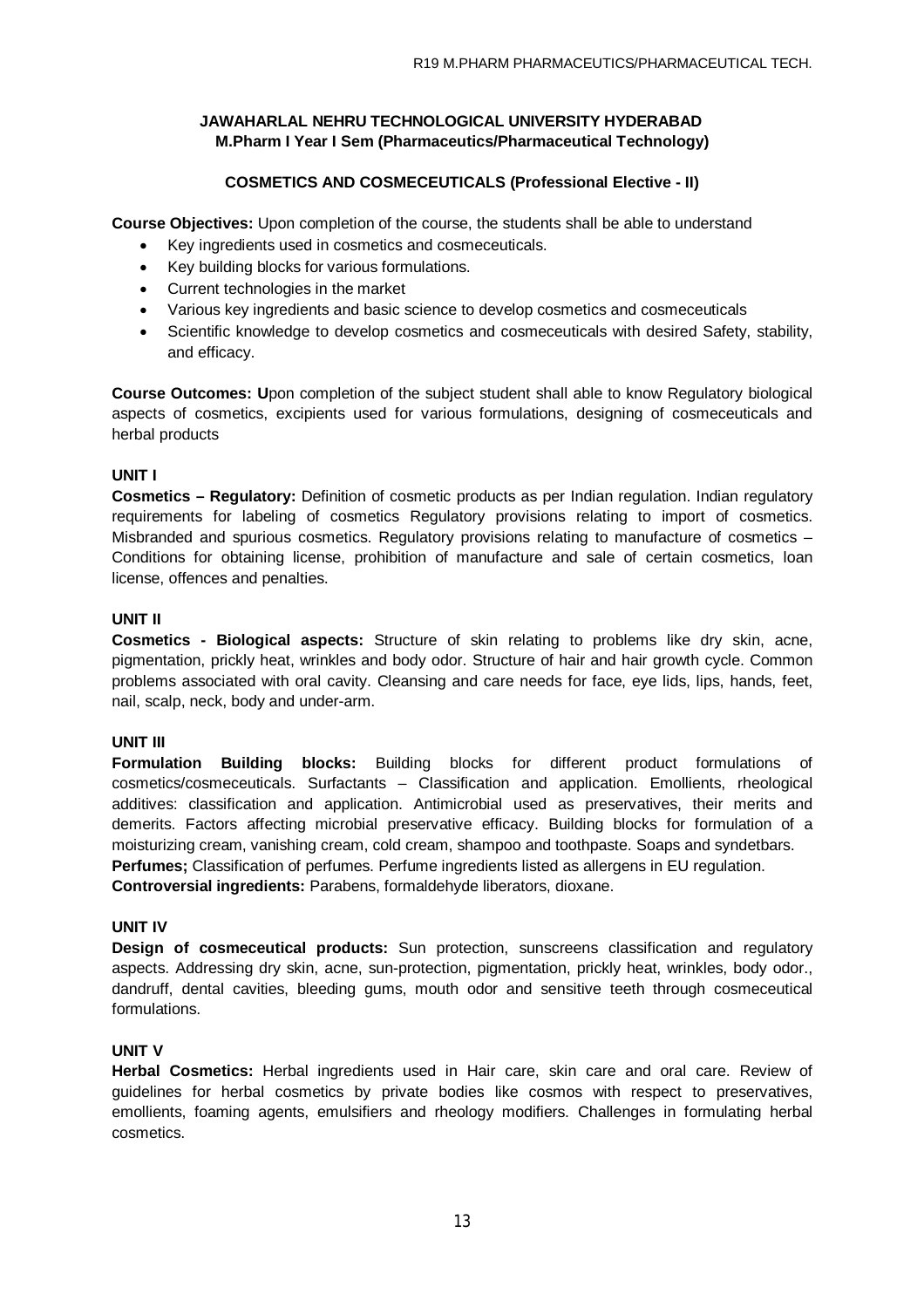**JAWAHARLAL NEHRU TECHNOLOGICAL UNIVERSITY HYDERABAD**
**M.Pharm I Year I Sem (Pharmaceutics/Pharmaceutical Technology)**

**COSMETICS AND COSMECEUTICALS (Professional Elective - II)**

**Course Objectives:** Upon completion of the course, the students shall be able to understand

- Key ingredients used in cosmetics and cosmeceuticals.
- Key building blocks for various formulations.
- Current technologies in the market
- Various key ingredients and basic science to develop cosmetics and cosmeceuticals
- Scientific knowledge to develop cosmetics and cosmeceuticals with desired Safety, stability, and efficacy.

**Course Outcomes: U**pon completion of the subject student shall able to know Regulatory biological aspects of cosmetics, excipients used for various formulations, designing of cosmeceuticals and herbal products

**UNIT I**

**Cosmetics – Regulatory:** Definition of cosmetic products as per Indian regulation. Indian regulatory requirements for labeling of cosmetics Regulatory provisions relating to import of cosmetics. Misbranded and spurious cosmetics. Regulatory provisions relating to manufacture of cosmetics – Conditions for obtaining license, prohibition of manufacture and sale of certain cosmetics, loan license, offences and penalties.

**UNIT II**

**Cosmetics - Biological aspects:** Structure of skin relating to problems like dry skin, acne, pigmentation, prickly heat, wrinkles and body odor. Structure of hair and hair growth cycle. Common problems associated with oral cavity. Cleansing and care needs for face, eye lids, lips, hands, feet, nail, scalp, neck, body and under-arm.

**UNIT III**

**Formulation Building blocks:** Building blocks for different product formulations of cosmetics/cosmeceuticals. Surfactants – Classification and application. Emollients, rheological additives: classification and application. Antimicrobial used as preservatives, their merits and demerits. Factors affecting microbial preservative efficacy. Building blocks for formulation of a moisturizing cream, vanishing cream, cold cream, shampoo and toothpaste. Soaps and syndetbars.
**Perfumes;** Classification of perfumes. Perfume ingredients listed as allergens in EU regulation.
**Controversial ingredients:** Parabens, formaldehyde liberators, dioxane.

**UNIT IV**

**Design of cosmeceutical products:** Sun protection, sunscreens classification and regulatory aspects. Addressing dry skin, acne, sun-protection, pigmentation, prickly heat, wrinkles, body odor., dandruff, dental cavities, bleeding gums, mouth odor and sensitive teeth through cosmeceutical formulations.

**UNIT V**

**Herbal Cosmetics:** Herbal ingredients used in Hair care, skin care and oral care. Review of guidelines for herbal cosmetics by private bodies like cosmos with respect to preservatives, emollients, foaming agents, emulsifiers and rheology modifiers. Challenges in formulating herbal cosmetics.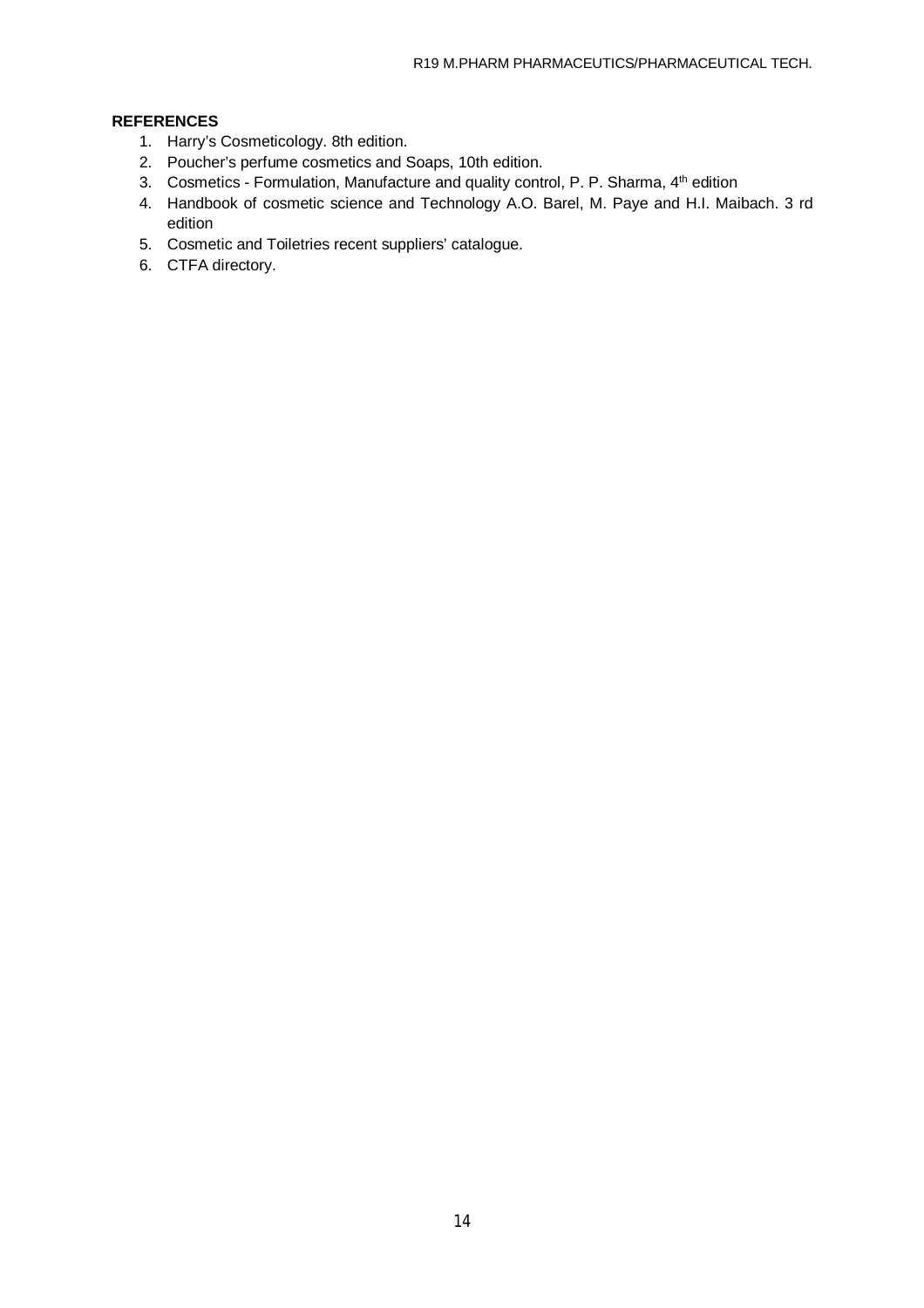**REFERENCES**

1. Harry's Cosmeticology. 8th edition.
2. Poucher's perfume cosmetics and Soaps, 10th edition.
3. Cosmetics - Formulation, Manufacture and quality control, P. P. Sharma, 4th edition
4. Handbook of cosmetic science and Technology A.O. Barel, M. Paye and H.I. Maibach. 3 rd edition
5. Cosmetic and Toiletries recent suppliers' catalogue.
6. CTFA directory.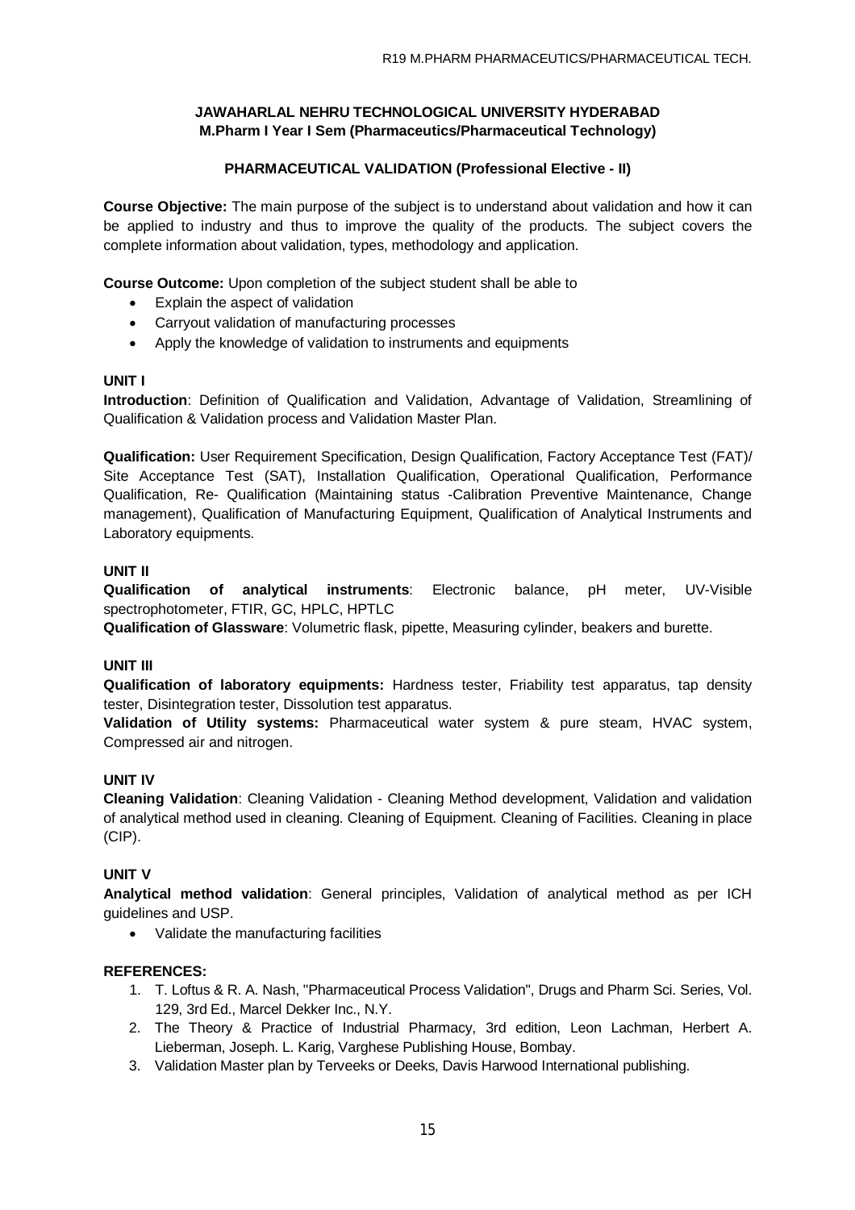**JAWAHARLAL NEHRU TECHNOLOGICAL UNIVERSITY HYDERABAD**
**M.Pharm I Year I Sem (Pharmaceutics/Pharmaceutical Technology)**

## PHARMACEUTICAL VALIDATION (Professional Elective - II)

**Course Objective:** The main purpose of the subject is to understand about validation and how it can be applied to industry and thus to improve the quality of the products. The subject covers the complete information about validation, types, methodology and application.

**Course Outcome:** Upon completion of the subject student shall be able to

- Explain the aspect of validation
- Carryout validation of manufacturing processes
- Apply the knowledge of validation to instruments and equipments

### UNIT I

**Introduction**: Definition of Qualification and Validation, Advantage of Validation, Streamlining of Qualification & Validation process and Validation Master Plan.

**Qualification:** User Requirement Specification, Design Qualification, Factory Acceptance Test (FAT)/ Site Acceptance Test (SAT), Installation Qualification, Operational Qualification, Performance Qualification, Re- Qualification (Maintaining status -Calibration Preventive Maintenance, Change management), Qualification of Manufacturing Equipment, Qualification of Analytical Instruments and Laboratory equipments.

### UNIT II

**Qualification of analytical instruments**: Electronic balance, pH meter, UV-Visible spectrophotometer, FTIR, GC, HPLC, HPTLC

**Qualification of Glassware**: Volumetric flask, pipette, Measuring cylinder, beakers and burette.

### UNIT III

**Qualification of laboratory equipments:** Hardness tester, Friability test apparatus, tap density tester, Disintegration tester, Dissolution test apparatus.

**Validation of Utility systems:** Pharmaceutical water system & pure steam, HVAC system, Compressed air and nitrogen.

### UNIT IV

**Cleaning Validation**: Cleaning Validation - Cleaning Method development, Validation and validation of analytical method used in cleaning. Cleaning of Equipment. Cleaning of Facilities. Cleaning in place (CIP).

### UNIT V

**Analytical method validation**: General principles, Validation of analytical method as per ICH guidelines and USP.

- Validate the manufacturing facilities

### REFERENCES:

1. T. Loftus & R. A. Nash, "Pharmaceutical Process Validation", Drugs and Pharm Sci. Series, Vol. 129, 3rd Ed., Marcel Dekker Inc., N.Y.
2. The Theory & Practice of Industrial Pharmacy, 3rd edition, Leon Lachman, Herbert A. Lieberman, Joseph. L. Karig, Varghese Publishing House, Bombay.
3. Validation Master plan by Terveeks or Deeks, Davis Harwood International publishing.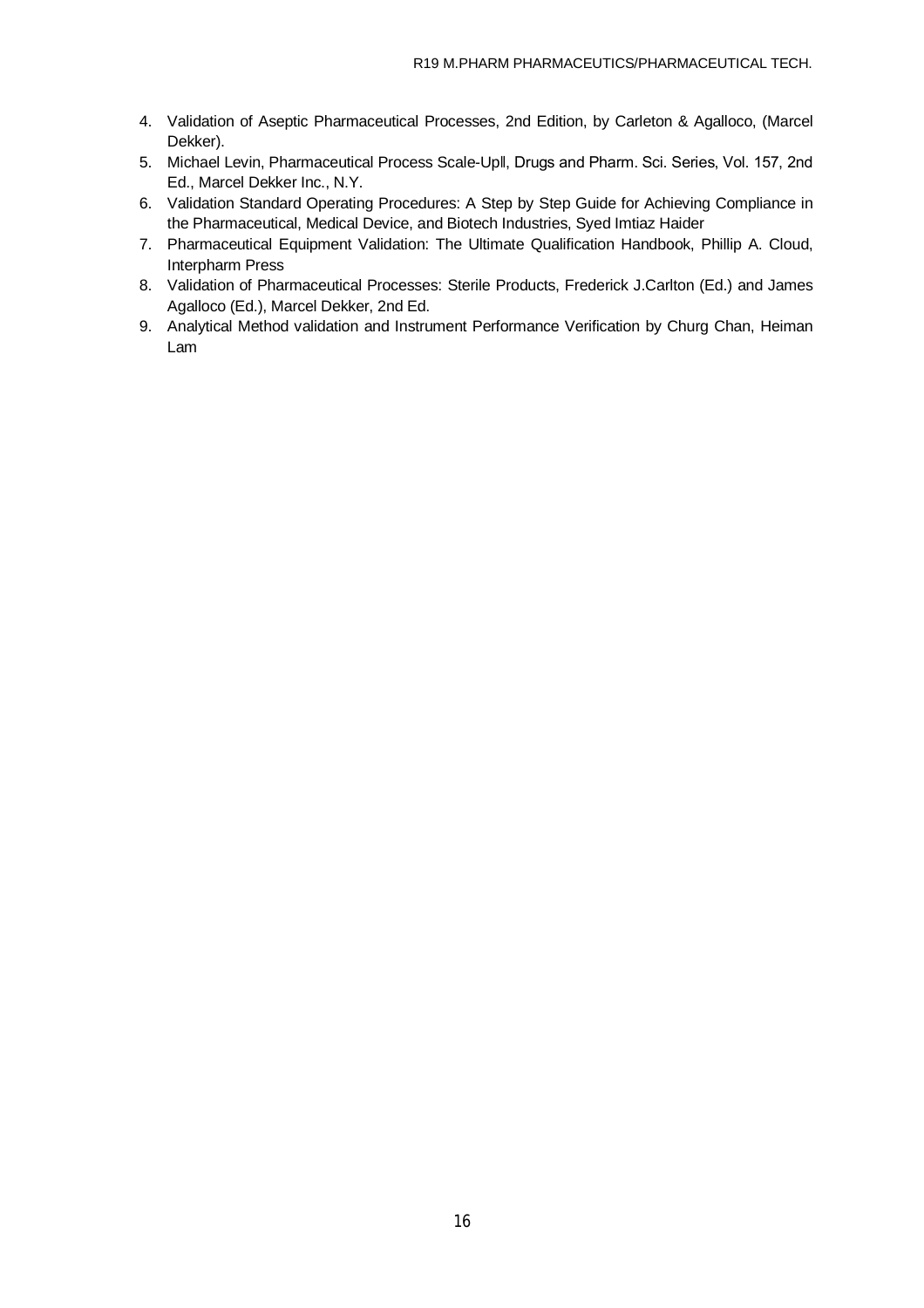4. Validation of Aseptic Pharmaceutical Processes, 2nd Edition, by Carleton & Agalloco, (Marcel Dekker).
5. Michael Levin, Pharmaceutical Process Scale-Upll, Drugs and Pharm. Sci. Series, Vol. 157, 2nd Ed., Marcel Dekker Inc., N.Y.
6. Validation Standard Operating Procedures: A Step by Step Guide for Achieving Compliance in the Pharmaceutical, Medical Device, and Biotech Industries, Syed Imtiaz Haider
7. Pharmaceutical Equipment Validation: The Ultimate Qualification Handbook, Phillip A. Cloud, Interpharm Press
8. Validation of Pharmaceutical Processes: Sterile Products, Frederick J.Carlton (Ed.) and James Agalloco (Ed.), Marcel Dekker, 2nd Ed.
9. Analytical Method validation and Instrument Performance Verification by Churg Chan, Heiman Lam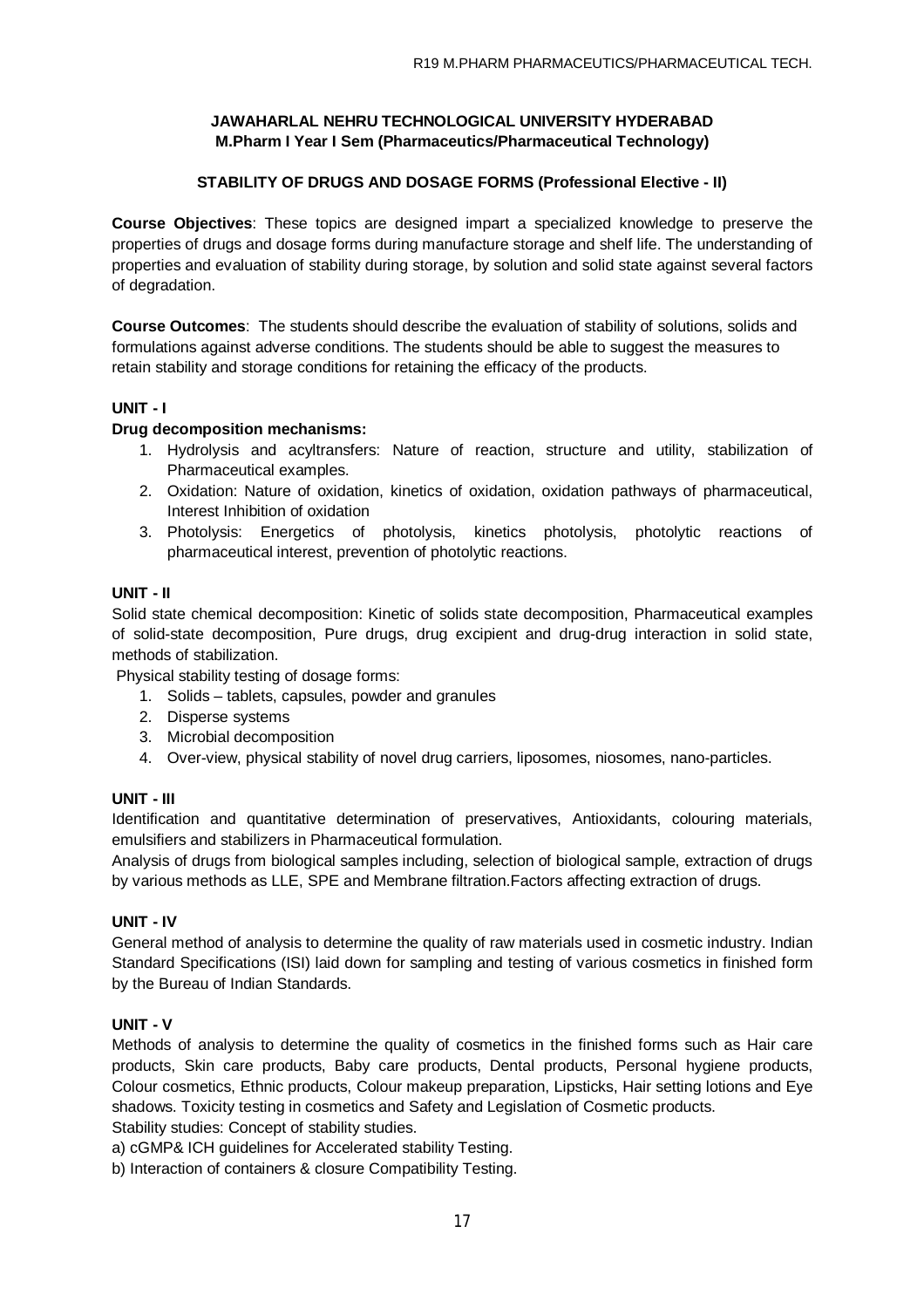**JAWAHARLAL NEHRU TECHNOLOGICAL UNIVERSITY HYDERABAD**
**M.Pharm I Year I Sem (Pharmaceutics/Pharmaceutical Technology)**

## STABILITY OF DRUGS AND DOSAGE FORMS (Professional Elective - II)

**Course Objectives**: These topics are designed impart a specialized knowledge to preserve the properties of drugs and dosage forms during manufacture storage and shelf life. The understanding of properties and evaluation of stability during storage, by solution and solid state against several factors of degradation.

**Course Outcomes**: The students should describe the evaluation of stability of solutions, solids and formulations against adverse conditions. The students should be able to suggest the measures to retain stability and storage conditions for retaining the efficacy of the products.

### UNIT - I

**Drug decomposition mechanisms:**

1. Hydrolysis and acyltransfers: Nature of reaction, structure and utility, stabilization of Pharmaceutical examples.
2. Oxidation: Nature of oxidation, kinetics of oxidation, oxidation pathways of pharmaceutical, Interest Inhibition of oxidation
3. Photolysis: Energetics of photolysis, kinetics photolysis, photolytic reactions of pharmaceutical interest, prevention of photolytic reactions.

### UNIT - II

Solid state chemical decomposition: Kinetic of solids state decomposition, Pharmaceutical examples of solid-state decomposition, Pure drugs, drug excipient and drug-drug interaction in solid state, methods of stabilization.

Physical stability testing of dosage forms:

1. Solids – tablets, capsules, powder and granules
2. Disperse systems
3. Microbial decomposition
4. Over-view, physical stability of novel drug carriers, liposomes, niosomes, nano-particles.

### UNIT - III

Identification and quantitative determination of preservatives, Antioxidants, colouring materials, emulsifiers and stabilizers in Pharmaceutical formulation.

Analysis of drugs from biological samples including, selection of biological sample, extraction of drugs by various methods as LLE, SPE and Membrane filtration.Factors affecting extraction of drugs.

### UNIT - IV

General method of analysis to determine the quality of raw materials used in cosmetic industry. Indian Standard Specifications (ISI) laid down for sampling and testing of various cosmetics in finished form by the Bureau of Indian Standards.

### UNIT - V

Methods of analysis to determine the quality of cosmetics in the finished forms such as Hair care products, Skin care products, Baby care products, Dental products, Personal hygiene products, Colour cosmetics, Ethnic products, Colour makeup preparation, Lipsticks, Hair setting lotions and Eye shadows. Toxicity testing in cosmetics and Safety and Legislation of Cosmetic products.

Stability studies: Concept of stability studies.

a) cGMP& ICH guidelines for Accelerated stability Testing.

b) Interaction of containers & closure Compatibility Testing.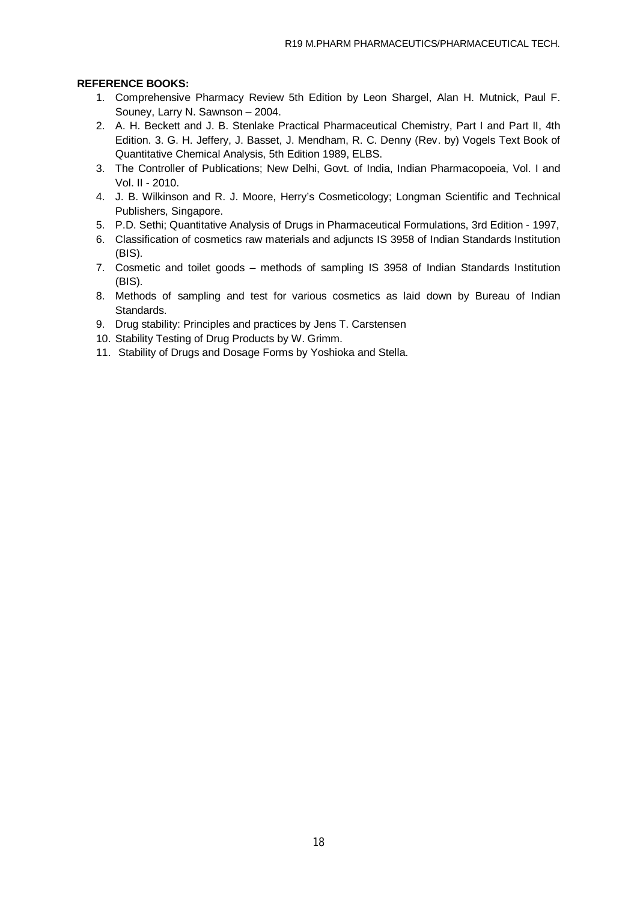**REFERENCE BOOKS:**

1. Comprehensive Pharmacy Review 5th Edition by Leon Shargel, Alan H. Mutnick, Paul F. Souney, Larry N. Sawnson – 2004.
2. A. H. Beckett and J. B. Stenlake Practical Pharmaceutical Chemistry, Part I and Part II, 4th Edition. 3. G. H. Jeffery, J. Basset, J. Mendham, R. C. Denny (Rev. by) Vogels Text Book of Quantitative Chemical Analysis, 5th Edition 1989, ELBS.
3. The Controller of Publications; New Delhi, Govt. of India, Indian Pharmacopoeia, Vol. I and Vol. II - 2010.
4. J. B. Wilkinson and R. J. Moore, Herry's Cosmeticology; Longman Scientific and Technical Publishers, Singapore.
5. P.D. Sethi; Quantitative Analysis of Drugs in Pharmaceutical Formulations, 3rd Edition - 1997,
6. Classification of cosmetics raw materials and adjuncts IS 3958 of Indian Standards Institution (BIS).
7. Cosmetic and toilet goods – methods of sampling IS 3958 of Indian Standards Institution (BIS).
8. Methods of sampling and test for various cosmetics as laid down by Bureau of Indian Standards.
9. Drug stability: Principles and practices by Jens T. Carstensen
10. Stability Testing of Drug Products by W. Grimm.
11. Stability of Drugs and Dosage Forms by Yoshioka and Stella.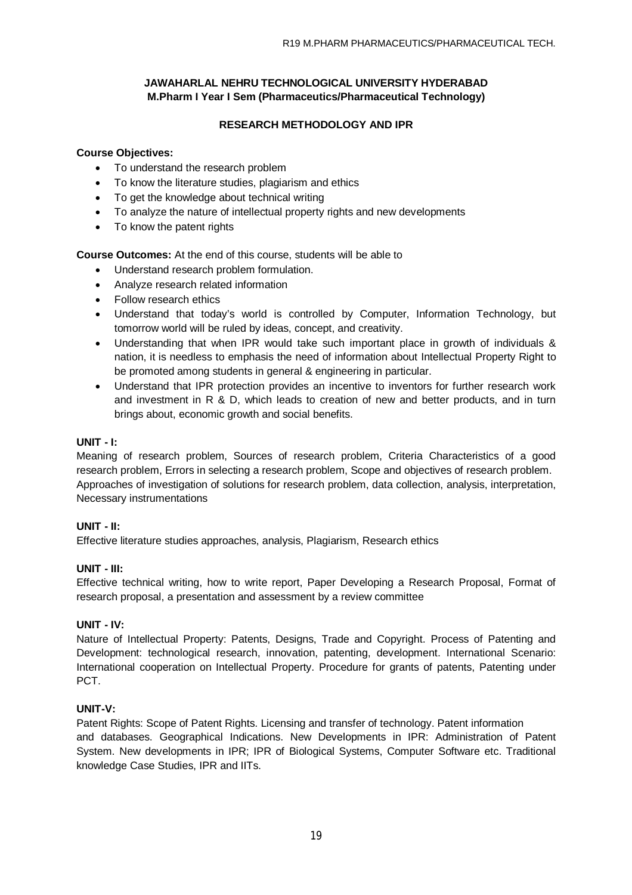**JAWAHARLAL NEHRU TECHNOLOGICAL UNIVERSITY HYDERABAD**
**M.Pharm I Year I Sem (Pharmaceutics/Pharmaceutical Technology)**

## RESEARCH METHODOLOGY AND IPR

**Course Objectives:**

- To understand the research problem
- To know the literature studies, plagiarism and ethics
- To get the knowledge about technical writing
- To analyze the nature of intellectual property rights and new developments
- To know the patent rights

**Course Outcomes:** At the end of this course, students will be able to

- Understand research problem formulation.
- Analyze research related information
- Follow research ethics
- Understand that today's world is controlled by Computer, Information Technology, but tomorrow world will be ruled by ideas, concept, and creativity.
- Understanding that when IPR would take such important place in growth of individuals & nation, it is needless to emphasis the need of information about Intellectual Property Right to be promoted among students in general & engineering in particular.
- Understand that IPR protection provides an incentive to inventors for further research work and investment in R & D, which leads to creation of new and better products, and in turn brings about, economic growth and social benefits.

**UNIT - I:**

Meaning of research problem, Sources of research problem, Criteria Characteristics of a good research problem, Errors in selecting a research problem, Scope and objectives of research problem. Approaches of investigation of solutions for research problem, data collection, analysis, interpretation, Necessary instrumentations

**UNIT - II:**

Effective literature studies approaches, analysis, Plagiarism, Research ethics

**UNIT - III:**

Effective technical writing, how to write report, Paper Developing a Research Proposal, Format of research proposal, a presentation and assessment by a review committee

**UNIT - IV:**

Nature of Intellectual Property: Patents, Designs, Trade and Copyright. Process of Patenting and Development: technological research, innovation, patenting, development. International Scenario: International cooperation on Intellectual Property. Procedure for grants of patents, Patenting under PCT.

**UNIT-V:**

Patent Rights: Scope of Patent Rights. Licensing and transfer of technology. Patent information and databases. Geographical Indications. New Developments in IPR: Administration of Patent System. New developments in IPR; IPR of Biological Systems, Computer Software etc. Traditional knowledge Case Studies, IPR and IITs.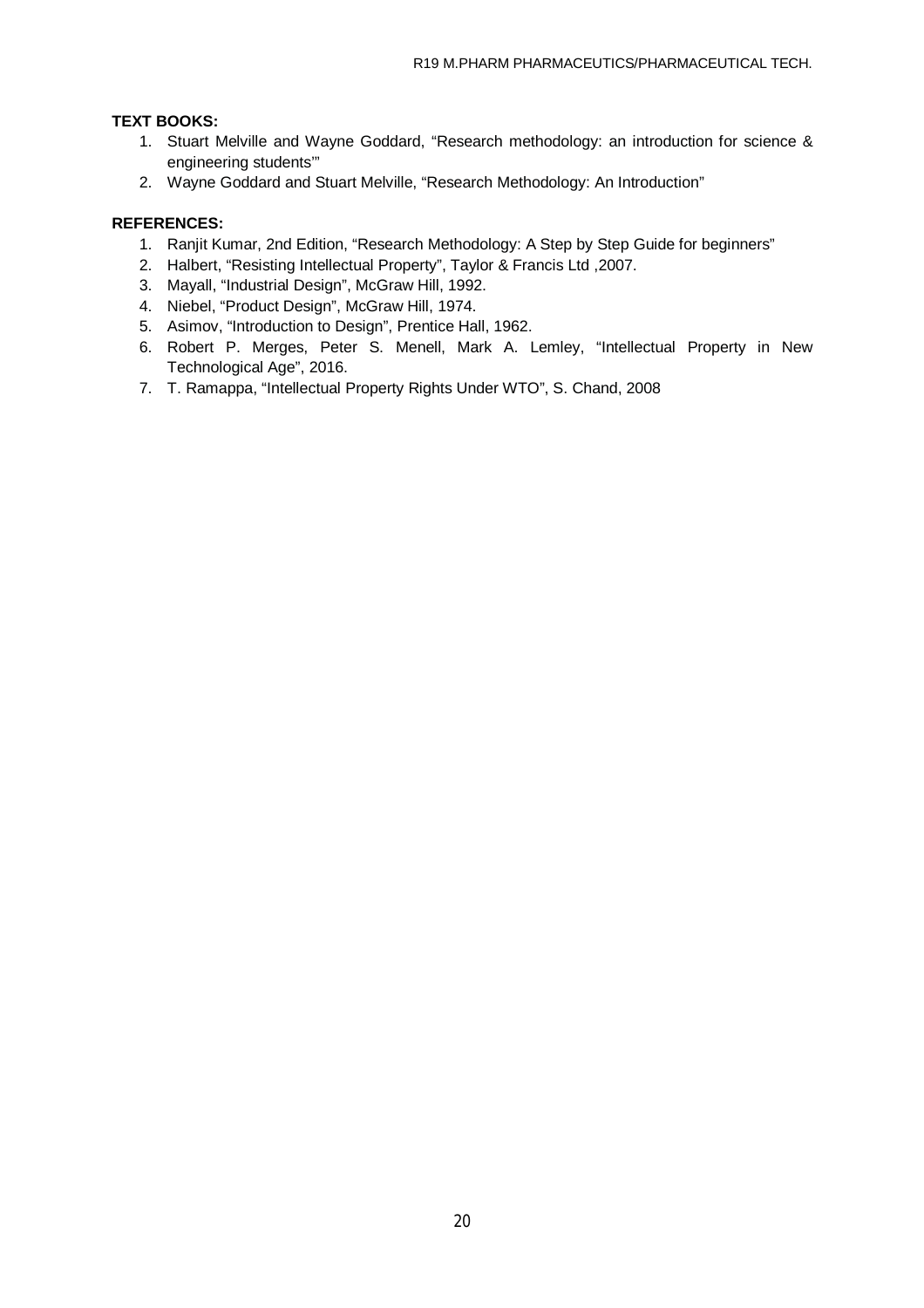**TEXT BOOKS:**

1. Stuart Melville and Wayne Goddard, "Research methodology: an introduction for science & engineering students'"
2. Wayne Goddard and Stuart Melville, "Research Methodology: An Introduction"

**REFERENCES:**

1. Ranjit Kumar, 2nd Edition, "Research Methodology: A Step by Step Guide for beginners"
2. Halbert, "Resisting Intellectual Property", Taylor & Francis Ltd ,2007.
3. Mayall, "Industrial Design", McGraw Hill, 1992.
4. Niebel, "Product Design", McGraw Hill, 1974.
5. Asimov, "Introduction to Design", Prentice Hall, 1962.
6. Robert P. Merges, Peter S. Menell, Mark A. Lemley, "Intellectual Property in New Technological Age", 2016.
7. T. Ramappa, "Intellectual Property Rights Under WTO", S. Chand, 2008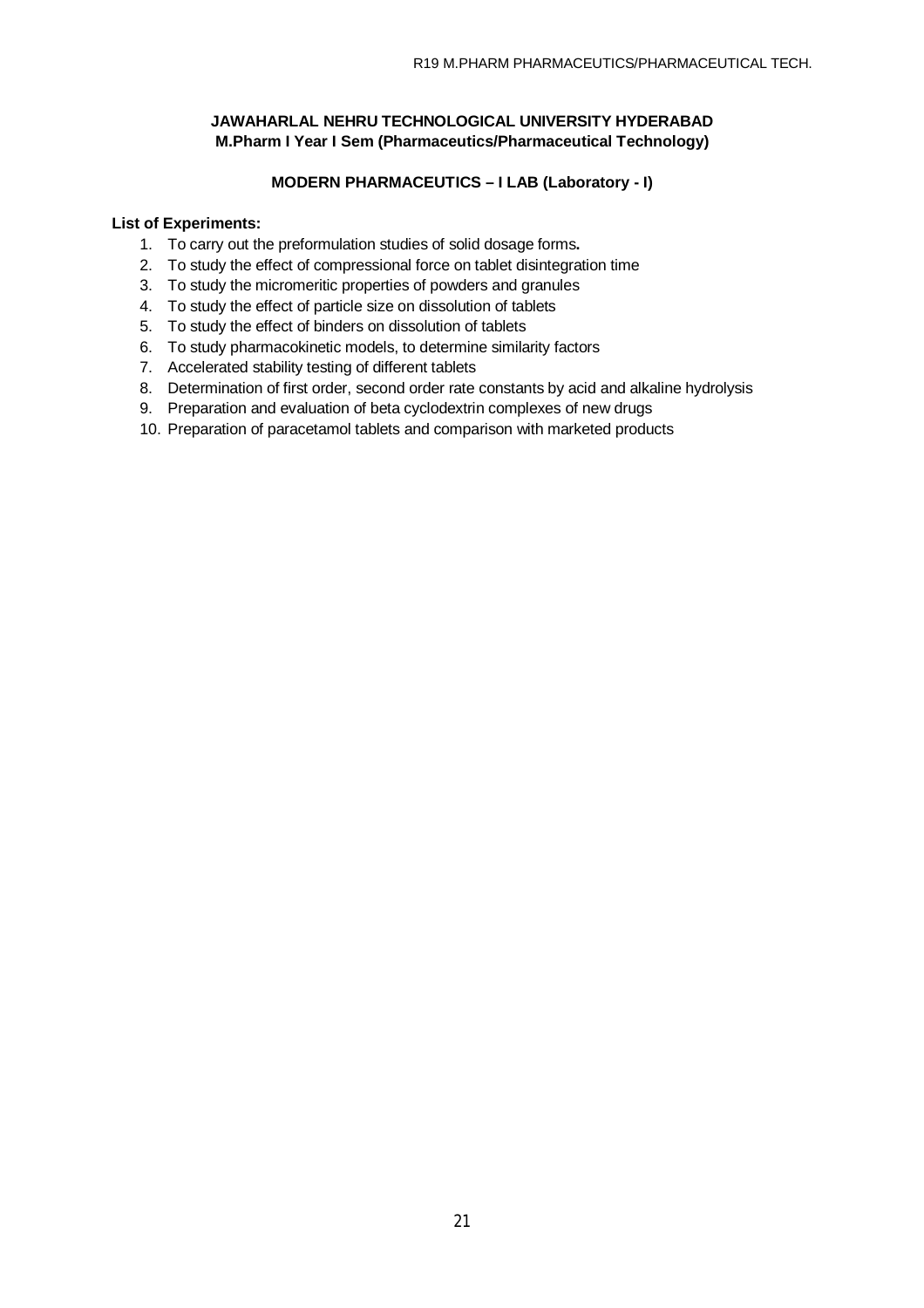**JAWAHARLAL NEHRU TECHNOLOGICAL UNIVERSITY HYDERABAD**
**M.Pharm I Year I Sem (Pharmaceutics/Pharmaceutical Technology)**

## MODERN PHARMACEUTICS – I LAB (Laboratory - I)

**List of Experiments:**

1. To carry out the preformulation studies of solid dosage forms**.**
2. To study the effect of compressional force on tablet disintegration time
3. To study the micromeritic properties of powders and granules
4. To study the effect of particle size on dissolution of tablets
5. To study the effect of binders on dissolution of tablets
6. To study pharmacokinetic models, to determine similarity factors
7. Accelerated stability testing of different tablets
8. Determination of first order, second order rate constants by acid and alkaline hydrolysis
9. Preparation and evaluation of beta cyclodextrin complexes of new drugs
10. Preparation of paracetamol tablets and comparison with marketed products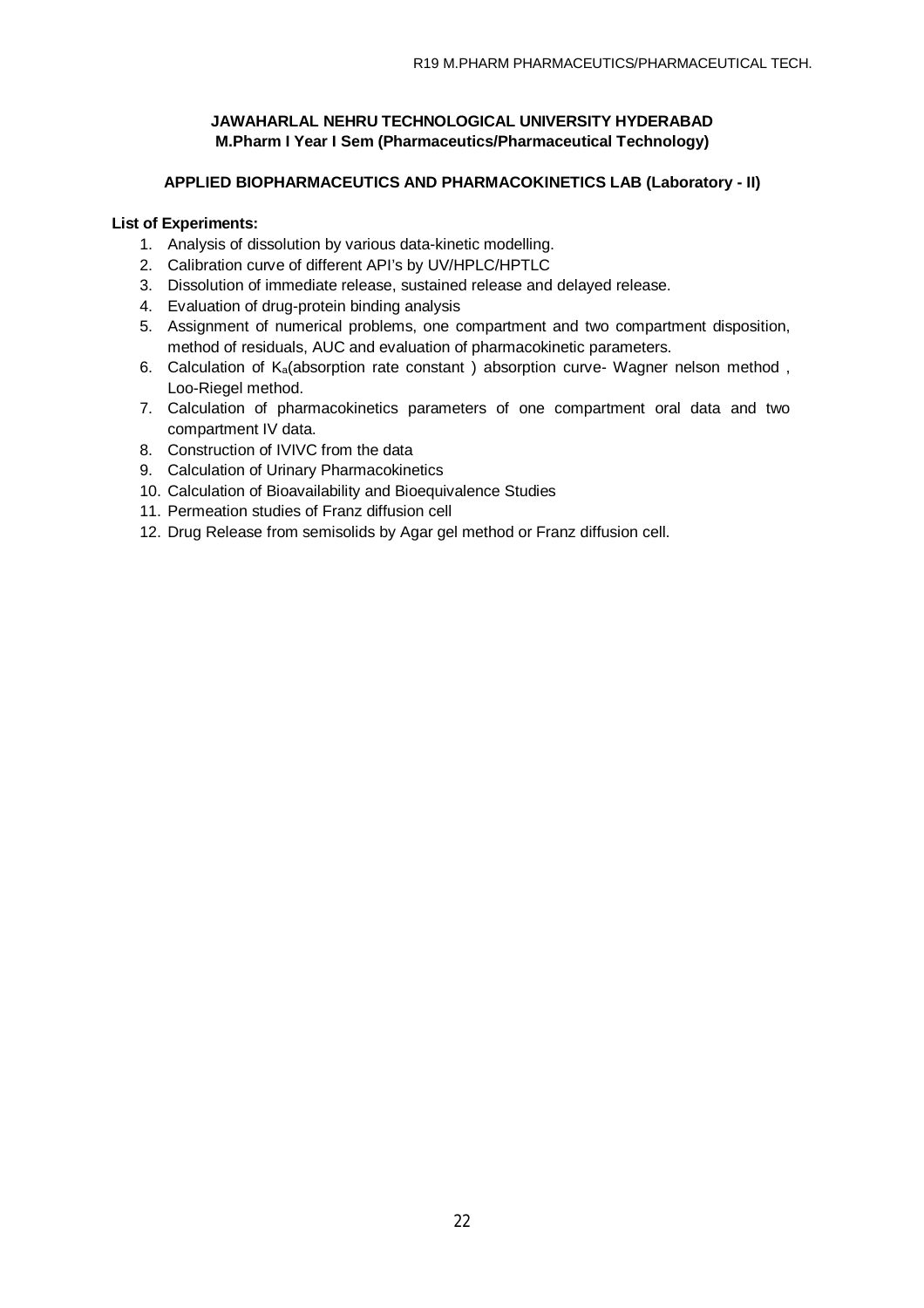**JAWAHARLAL NEHRU TECHNOLOGICAL UNIVERSITY HYDERABAD**
**M.Pharm I Year I Sem (Pharmaceutics/Pharmaceutical Technology)**

## APPLIED BIOPHARMACEUTICS AND PHARMACOKINETICS LAB (Laboratory - II)

**List of Experiments:**

1. Analysis of dissolution by various data-kinetic modelling.
2. Calibration curve of different API's by UV/HPLC/HPTLC
3. Dissolution of immediate release, sustained release and delayed release.
4. Evaluation of drug-protein binding analysis
5. Assignment of numerical problems, one compartment and two compartment disposition, method of residuals, AUC and evaluation of pharmacokinetic parameters.
6. Calculation of $K_a$(absorption rate constant ) absorption curve- Wagner nelson method , Loo-Riegel method.
7. Calculation of pharmacokinetics parameters of one compartment oral data and two compartment IV data.
8. Construction of IVIVC from the data
9. Calculation of Urinary Pharmacokinetics
10. Calculation of Bioavailability and Bioequivalence Studies
11. Permeation studies of Franz diffusion cell
12. Drug Release from semisolids by Agar gel method or Franz diffusion cell.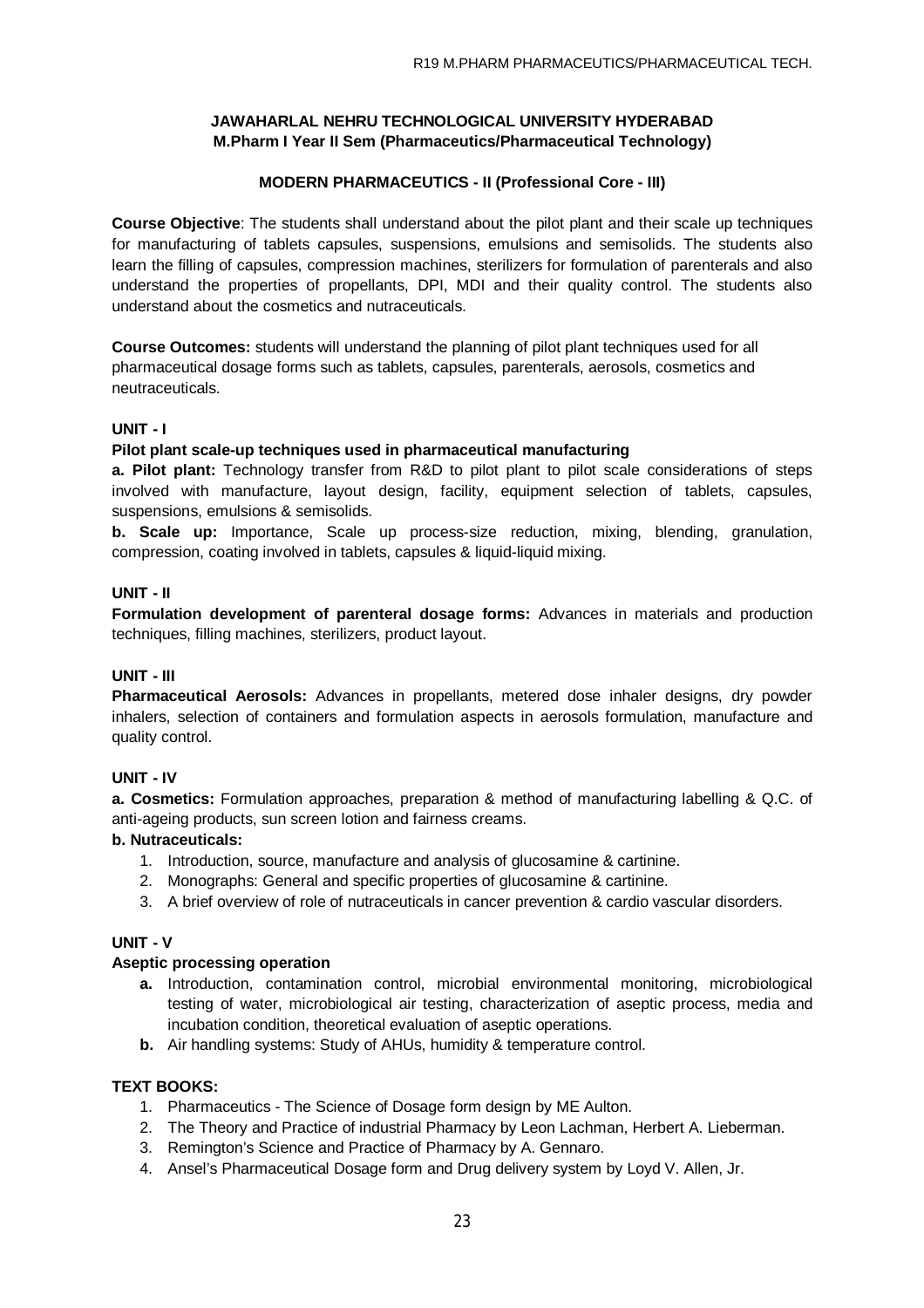**JAWAHARLAL NEHRU TECHNOLOGICAL UNIVERSITY HYDERABAD**
**M.Pharm I Year II Sem (Pharmaceutics/Pharmaceutical Technology)**

**MODERN PHARMACEUTICS - II (Professional Core - III)**

**Course Objective**: The students shall understand about the pilot plant and their scale up techniques for manufacturing of tablets capsules, suspensions, emulsions and semisolids. The students also learn the filling of capsules, compression machines, sterilizers for formulation of parenterals and also understand the properties of propellants, DPI, MDI and their quality control. The students also understand about the cosmetics and nutraceuticals.

**Course Outcomes:** students will understand the planning of pilot plant techniques used for all pharmaceutical dosage forms such as tablets, capsules, parenterals, aerosols, cosmetics and neutraceuticals.

**UNIT - I**

**Pilot plant scale-up techniques used in pharmaceutical manufacturing**

**a. Pilot plant:** Technology transfer from R&D to pilot plant to pilot scale considerations of steps involved with manufacture, layout design, facility, equipment selection of tablets, capsules, suspensions, emulsions & semisolids.

**b. Scale up:** Importance, Scale up process-size reduction, mixing, blending, granulation, compression, coating involved in tablets, capsules & liquid-liquid mixing.

**UNIT - II**

**Formulation development of parenteral dosage forms:** Advances in materials and production techniques, filling machines, sterilizers, product layout.

**UNIT - III**

**Pharmaceutical Aerosols:** Advances in propellants, metered dose inhaler designs, dry powder inhalers, selection of containers and formulation aspects in aerosols formulation, manufacture and quality control.

**UNIT - IV**

**a. Cosmetics:** Formulation approaches, preparation & method of manufacturing labelling & Q.C. of anti-ageing products, sun screen lotion and fairness creams.

**b. Nutraceuticals:**

1. Introduction, source, manufacture and analysis of glucosamine & cartinine.
2. Monographs: General and specific properties of glucosamine & cartinine.
3. A brief overview of role of nutraceuticals in cancer prevention & cardio vascular disorders.

**UNIT - V**

**Aseptic processing operation**

- **a.** Introduction, contamination control, microbial environmental monitoring, microbiological testing of water, microbiological air testing, characterization of aseptic process, media and incubation condition, theoretical evaluation of aseptic operations.
- **b.** Air handling systems: Study of AHUs, humidity & temperature control.

**TEXT BOOKS:**

1. Pharmaceutics - The Science of Dosage form design by ME Aulton.
2. The Theory and Practice of industrial Pharmacy by Leon Lachman, Herbert A. Lieberman.
3. Remington's Science and Practice of Pharmacy by A. Gennaro.
4. Ansel's Pharmaceutical Dosage form and Drug delivery system by Loyd V. Allen, Jr.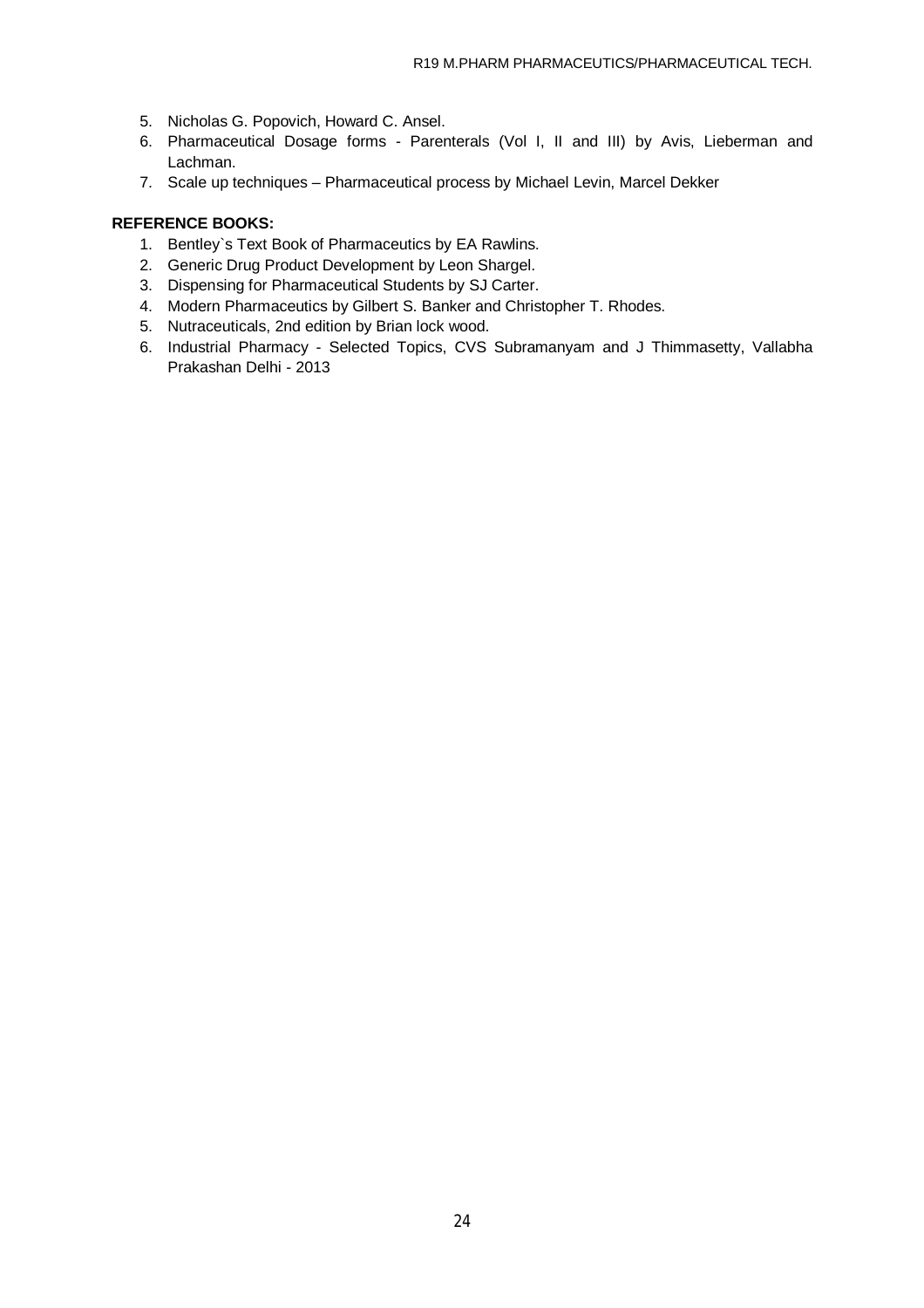5. Nicholas G. Popovich, Howard C. Ansel.
6. Pharmaceutical Dosage forms - Parenterals (Vol I, II and III) by Avis, Lieberman and Lachman.
7. Scale up techniques – Pharmaceutical process by Michael Levin, Marcel Dekker

**REFERENCE BOOKS:**

1. Bentley`s Text Book of Pharmaceutics by EA Rawlins.
2. Generic Drug Product Development by Leon Shargel.
3. Dispensing for Pharmaceutical Students by SJ Carter.
4. Modern Pharmaceutics by Gilbert S. Banker and Christopher T. Rhodes.
5. Nutraceuticals, 2nd edition by Brian lock wood.
6. Industrial Pharmacy - Selected Topics, CVS Subramanyam and J Thimmasetty, Vallabha Prakashan Delhi - 2013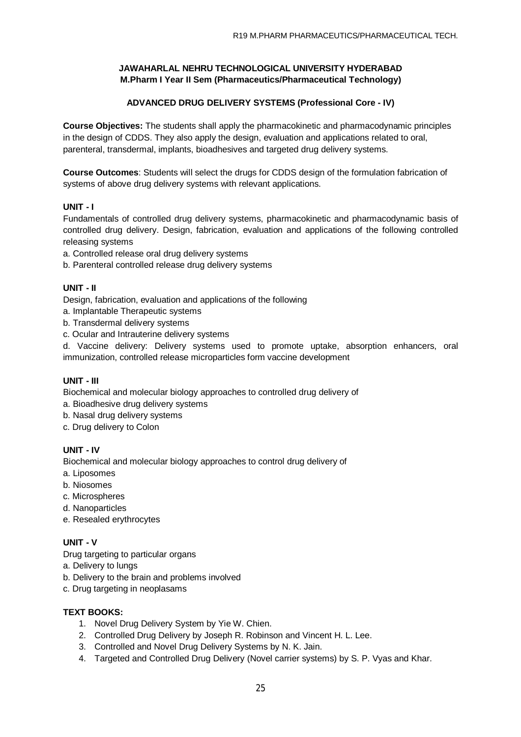**JAWAHARLAL NEHRU TECHNOLOGICAL UNIVERSITY HYDERABAD**
**M.Pharm I Year II Sem (Pharmaceutics/Pharmaceutical Technology)**

## ADVANCED DRUG DELIVERY SYSTEMS (Professional Core - IV)

**Course Objectives:** The students shall apply the pharmacokinetic and pharmacodynamic principles in the design of CDDS. They also apply the design, evaluation and applications related to oral, parenteral, transdermal, implants, bioadhesives and targeted drug delivery systems.

**Course Outcomes**: Students will select the drugs for CDDS design of the formulation fabrication of systems of above drug delivery systems with relevant applications.

### UNIT - I

Fundamentals of controlled drug delivery systems, pharmacokinetic and pharmacodynamic basis of controlled drug delivery. Design, fabrication, evaluation and applications of the following controlled releasing systems

a. Controlled release oral drug delivery systems
b. Parenteral controlled release drug delivery systems

### UNIT - II

Design, fabrication, evaluation and applications of the following

a. Implantable Therapeutic systems
b. Transdermal delivery systems
c. Ocular and Intrauterine delivery systems
d. Vaccine delivery: Delivery systems used to promote uptake, absorption enhancers, oral immunization, controlled release microparticles form vaccine development

### UNIT - III

Biochemical and molecular biology approaches to controlled drug delivery of

a. Bioadhesive drug delivery systems
b. Nasal drug delivery systems
c. Drug delivery to Colon

### UNIT - IV

Biochemical and molecular biology approaches to control drug delivery of

a. Liposomes
b. Niosomes
c. Microspheres
d. Nanoparticles
e. Resealed erythrocytes

### UNIT - V

Drug targeting to particular organs

a. Delivery to lungs
b. Delivery to the brain and problems involved
c. Drug targeting in neoplasams

### TEXT BOOKS:

1. Novel Drug Delivery System by Yie W. Chien.
2. Controlled Drug Delivery by Joseph R. Robinson and Vincent H. L. Lee.
3. Controlled and Novel Drug Delivery Systems by N. K. Jain.
4. Targeted and Controlled Drug Delivery (Novel carrier systems) by S. P. Vyas and Khar.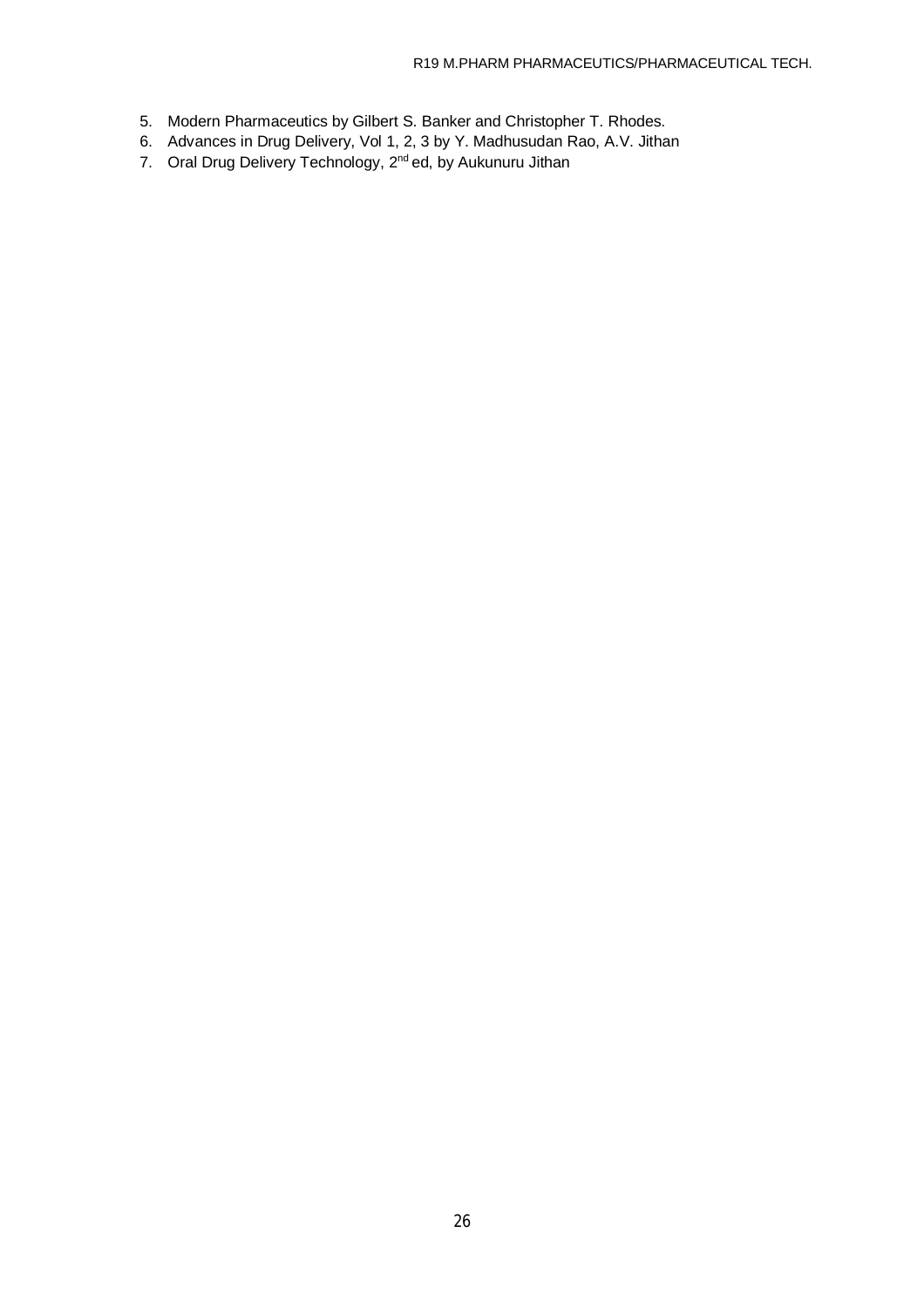5. Modern Pharmaceutics by Gilbert S. Banker and Christopher T. Rhodes.
6. Advances in Drug Delivery, Vol 1, 2, 3 by Y. Madhusudan Rao, A.V. Jithan
7. Oral Drug Delivery Technology, 2nd ed, by Aukunuru Jithan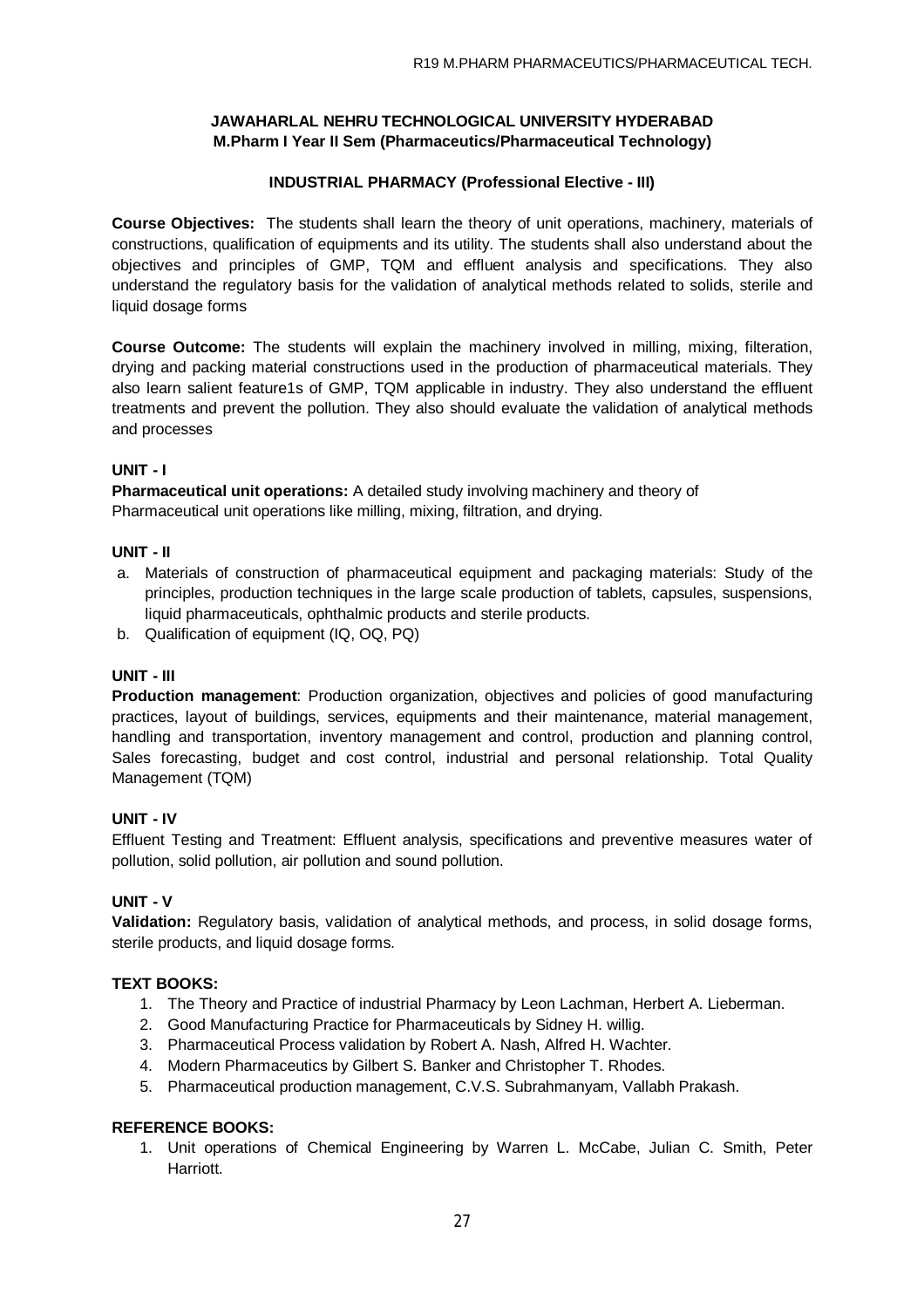**JAWAHARLAL NEHRU TECHNOLOGICAL UNIVERSITY HYDERABAD**
**M.Pharm I Year II Sem (Pharmaceutics/Pharmaceutical Technology)**

## INDUSTRIAL PHARMACY (Professional Elective - III)

**Course Objectives:** The students shall learn the theory of unit operations, machinery, materials of constructions, qualification of equipments and its utility. The students shall also understand about the objectives and principles of GMP, TQM and effluent analysis and specifications. They also understand the regulatory basis for the validation of analytical methods related to solids, sterile and liquid dosage forms

**Course Outcome:** The students will explain the machinery involved in milling, mixing, filteration, drying and packing material constructions used in the production of pharmaceutical materials. They also learn salient feature1s of GMP, TQM applicable in industry. They also understand the effluent treatments and prevent the pollution. They also should evaluate the validation of analytical methods and processes

### UNIT - I

**Pharmaceutical unit operations:** A detailed study involving machinery and theory of Pharmaceutical unit operations like milling, mixing, filtration, and drying.

### UNIT - II

a. Materials of construction of pharmaceutical equipment and packaging materials: Study of the principles, production techniques in the large scale production of tablets, capsules, suspensions, liquid pharmaceuticals, ophthalmic products and sterile products.
b. Qualification of equipment (IQ, OQ, PQ)

### UNIT - III

**Production management**: Production organization, objectives and policies of good manufacturing practices, layout of buildings, services, equipments and their maintenance, material management, handling and transportation, inventory management and control, production and planning control, Sales forecasting, budget and cost control, industrial and personal relationship. Total Quality Management (TQM)

### UNIT - IV

Effluent Testing and Treatment: Effluent analysis, specifications and preventive measures water of pollution, solid pollution, air pollution and sound pollution.

### UNIT - V

**Validation:** Regulatory basis, validation of analytical methods, and process, in solid dosage forms, sterile products, and liquid dosage forms.

### TEXT BOOKS:

1. The Theory and Practice of industrial Pharmacy by Leon Lachman, Herbert A. Lieberman.
2. Good Manufacturing Practice for Pharmaceuticals by Sidney H. willig.
3. Pharmaceutical Process validation by Robert A. Nash, Alfred H. Wachter.
4. Modern Pharmaceutics by Gilbert S. Banker and Christopher T. Rhodes.
5. Pharmaceutical production management, C.V.S. Subrahmanyam, Vallabh Prakash.

### REFERENCE BOOKS:

1. Unit operations of Chemical Engineering by Warren L. McCabe, Julian C. Smith, Peter Harriott.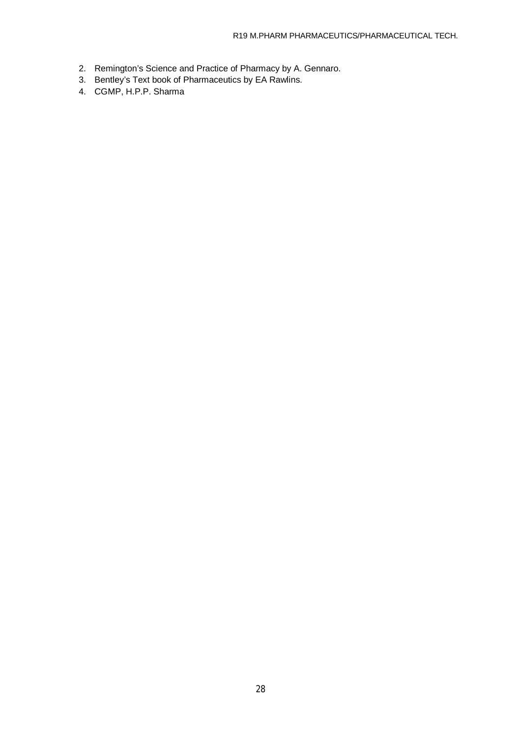2. Remington's Science and Practice of Pharmacy by A. Gennaro.
3. Bentley's Text book of Pharmaceutics by EA Rawlins.
4. CGMP, H.P.P. Sharma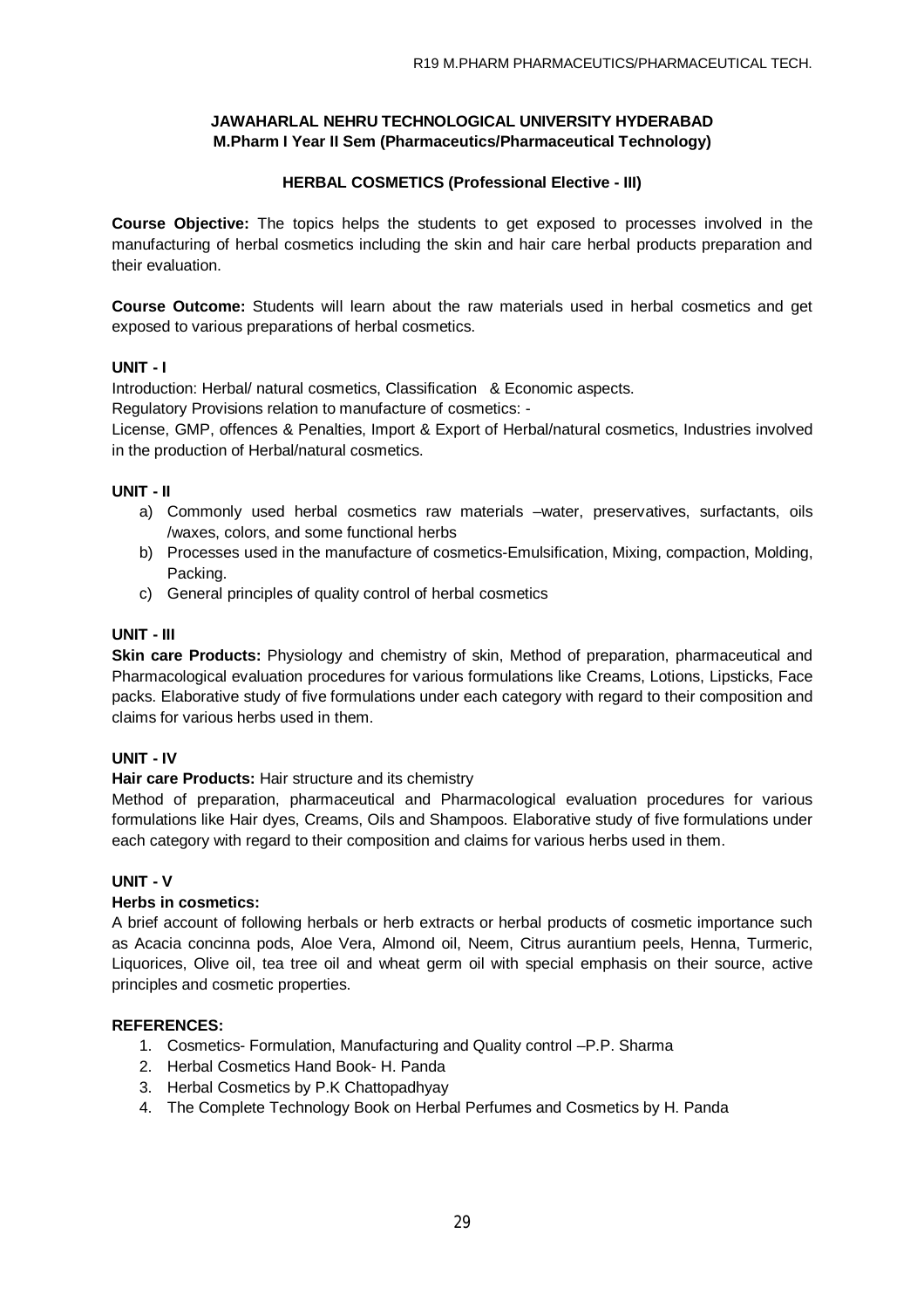**JAWAHARLAL NEHRU TECHNOLOGICAL UNIVERSITY HYDERABAD**
**M.Pharm I Year II Sem (Pharmaceutics/Pharmaceutical Technology)**

## HERBAL COSMETICS (Professional Elective - III)

**Course Objective:** The topics helps the students to get exposed to processes involved in the manufacturing of herbal cosmetics including the skin and hair care herbal products preparation and their evaluation.

**Course Outcome:** Students will learn about the raw materials used in herbal cosmetics and get exposed to various preparations of herbal cosmetics.

### UNIT - I

Introduction: Herbal/ natural cosmetics, Classification & Economic aspects.

Regulatory Provisions relation to manufacture of cosmetics: -

License, GMP, offences & Penalties, Import & Export of Herbal/natural cosmetics, Industries involved in the production of Herbal/natural cosmetics.

### UNIT - II

a) Commonly used herbal cosmetics raw materials –water, preservatives, surfactants, oils /waxes, colors, and some functional herbs
b) Processes used in the manufacture of cosmetics-Emulsification, Mixing, compaction, Molding, Packing.
c) General principles of quality control of herbal cosmetics

### UNIT - III

**Skin care Products:** Physiology and chemistry of skin, Method of preparation, pharmaceutical and Pharmacological evaluation procedures for various formulations like Creams, Lotions, Lipsticks, Face packs. Elaborative study of five formulations under each category with regard to their composition and claims for various herbs used in them.

### UNIT - IV

**Hair care Products:** Hair structure and its chemistry

Method of preparation, pharmaceutical and Pharmacological evaluation procedures for various formulations like Hair dyes, Creams, Oils and Shampoos. Elaborative study of five formulations under each category with regard to their composition and claims for various herbs used in them.

### UNIT - V

**Herbs in cosmetics:**

A brief account of following herbals or herb extracts or herbal products of cosmetic importance such as Acacia concinna pods, Aloe Vera, Almond oil, Neem, Citrus aurantium peels, Henna, Turmeric, Liquorices, Olive oil, tea tree oil and wheat germ oil with special emphasis on their source, active principles and cosmetic properties.

### REFERENCES:

1. Cosmetics- Formulation, Manufacturing and Quality control –P.P. Sharma
2. Herbal Cosmetics Hand Book- H. Panda
3. Herbal Cosmetics by P.K Chattopadhyay
4. The Complete Technology Book on Herbal Perfumes and Cosmetics by H. Panda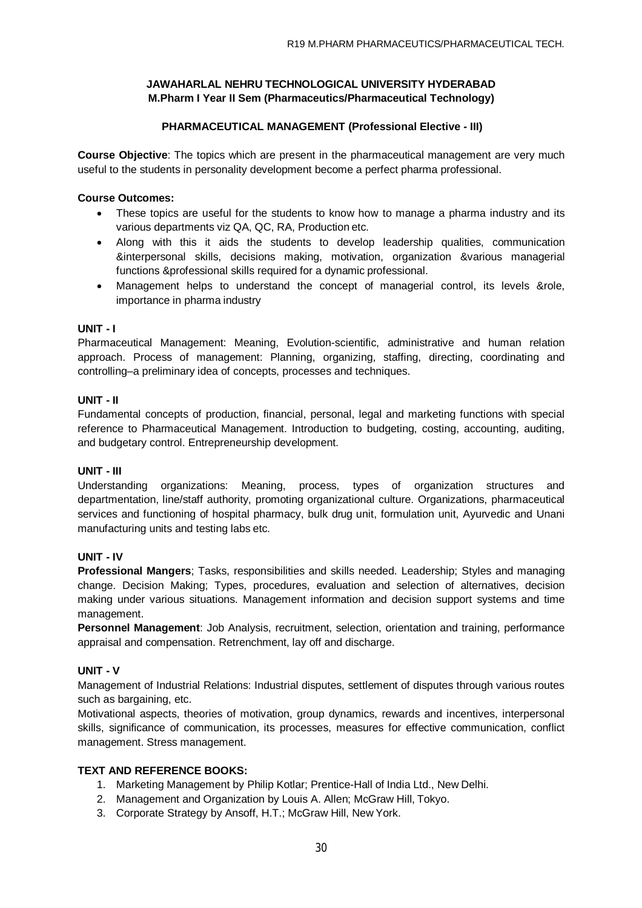**JAWAHARLAL NEHRU TECHNOLOGICAL UNIVERSITY HYDERABAD**
**M.Pharm I Year II Sem (Pharmaceutics/Pharmaceutical Technology)**

## PHARMACEUTICAL MANAGEMENT (Professional Elective - III)

**Course Objective**: The topics which are present in the pharmaceutical management are very much useful to the students in personality development become a perfect pharma professional.

**Course Outcomes:**

- These topics are useful for the students to know how to manage a pharma industry and its various departments viz QA, QC, RA, Production etc.
- Along with this it aids the students to develop leadership qualities, communication &interpersonal skills, decisions making, motivation, organization &various managerial functions &professional skills required for a dynamic professional.
- Management helps to understand the concept of managerial control, its levels &role, importance in pharma industry

### UNIT - I

Pharmaceutical Management: Meaning, Evolution-scientific, administrative and human relation approach. Process of management: Planning, organizing, staffing, directing, coordinating and controlling–a preliminary idea of concepts, processes and techniques.

### UNIT - II

Fundamental concepts of production, financial, personal, legal and marketing functions with special reference to Pharmaceutical Management. Introduction to budgeting, costing, accounting, auditing, and budgetary control. Entrepreneurship development.

### UNIT - III

Understanding organizations: Meaning, process, types of organization structures and departmentation, line/staff authority, promoting organizational culture. Organizations, pharmaceutical services and functioning of hospital pharmacy, bulk drug unit, formulation unit, Ayurvedic and Unani manufacturing units and testing labs etc.

### UNIT - IV

**Professional Mangers**; Tasks, responsibilities and skills needed. Leadership; Styles and managing change. Decision Making; Types, procedures, evaluation and selection of alternatives, decision making under various situations. Management information and decision support systems and time management.

**Personnel Management**: Job Analysis, recruitment, selection, orientation and training, performance appraisal and compensation. Retrenchment, lay off and discharge.

### UNIT - V

Management of Industrial Relations: Industrial disputes, settlement of disputes through various routes such as bargaining, etc.

Motivational aspects, theories of motivation, group dynamics, rewards and incentives, interpersonal skills, significance of communication, its processes, measures for effective communication, conflict management. Stress management.

### TEXT AND REFERENCE BOOKS:

1. Marketing Management by Philip Kotlar; Prentice-Hall of India Ltd., New Delhi.
2. Management and Organization by Louis A. Allen; McGraw Hill, Tokyo.
3. Corporate Strategy by Ansoff, H.T.; McGraw Hill, New York.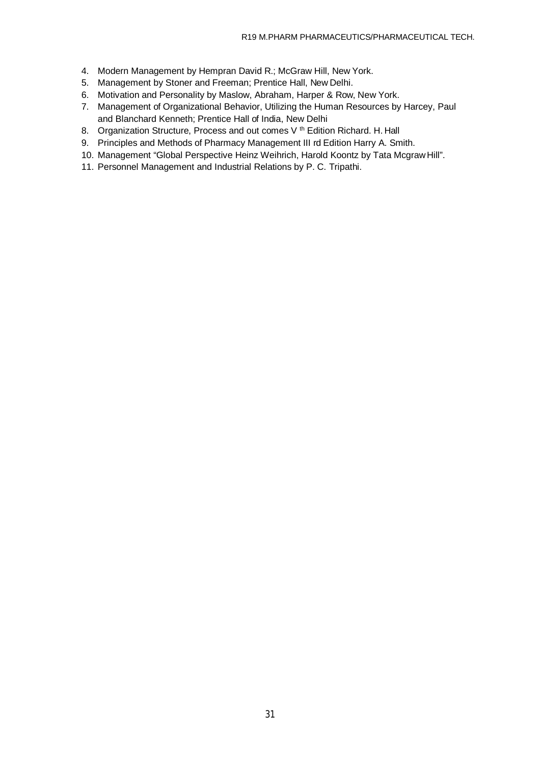4. Modern Management by Hempran David R.; McGraw Hill, New York.
5. Management by Stoner and Freeman; Prentice Hall, New Delhi.
6. Motivation and Personality by Maslow, Abraham, Harper & Row, New York.
7. Management of Organizational Behavior, Utilizing the Human Resources by Harcey, Paul and Blanchard Kenneth; Prentice Hall of India, New Delhi
8. Organization Structure, Process and out comes V th Edition Richard. H. Hall
9. Principles and Methods of Pharmacy Management III rd Edition Harry A. Smith.
10. Management "Global Perspective Heinz Weihrich, Harold Koontz by Tata Mcgraw Hill".
11. Personnel Management and Industrial Relations by P. C. Tripathi.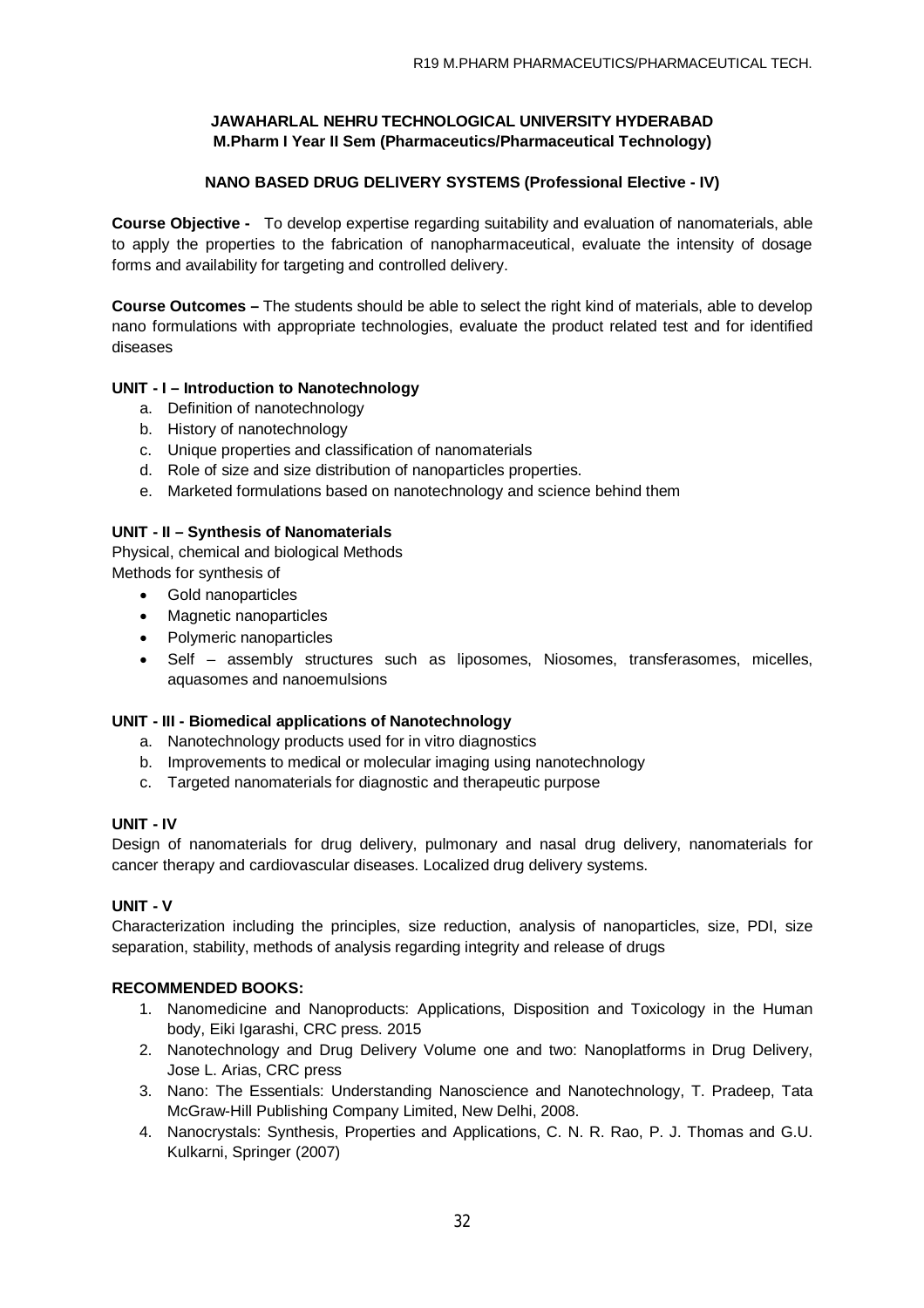**JAWAHARLAL NEHRU TECHNOLOGICAL UNIVERSITY HYDERABAD**
**M.Pharm I Year II Sem (Pharmaceutics/Pharmaceutical Technology)**

## NANO BASED DRUG DELIVERY SYSTEMS (Professional Elective - IV)

**Course Objective -** To develop expertise regarding suitability and evaluation of nanomaterials, able to apply the properties to the fabrication of nanopharmaceutical, evaluate the intensity of dosage forms and availability for targeting and controlled delivery.

**Course Outcomes –** The students should be able to select the right kind of materials, able to develop nano formulations with appropriate technologies, evaluate the product related test and for identified diseases

### UNIT - I – Introduction to Nanotechnology

a. Definition of nanotechnology
b. History of nanotechnology
c. Unique properties and classification of nanomaterials
d. Role of size and size distribution of nanoparticles properties.
e. Marketed formulations based on nanotechnology and science behind them

### UNIT - II – Synthesis of Nanomaterials

Physical, chemical and biological Methods
Methods for synthesis of

- Gold nanoparticles
- Magnetic nanoparticles
- Polymeric nanoparticles
- Self – assembly structures such as liposomes, Niosomes, transferasomes, micelles, aquasomes and nanoemulsions

### UNIT - III - Biomedical applications of Nanotechnology

a. Nanotechnology products used for in vitro diagnostics
b. Improvements to medical or molecular imaging using nanotechnology
c. Targeted nanomaterials for diagnostic and therapeutic purpose

### UNIT - IV

Design of nanomaterials for drug delivery, pulmonary and nasal drug delivery, nanomaterials for cancer therapy and cardiovascular diseases. Localized drug delivery systems.

### UNIT - V

Characterization including the principles, size reduction, analysis of nanoparticles, size, PDI, size separation, stability, methods of analysis regarding integrity and release of drugs

### RECOMMENDED BOOKS:

1. Nanomedicine and Nanoproducts: Applications, Disposition and Toxicology in the Human body, Eiki Igarashi, CRC press. 2015
2. Nanotechnology and Drug Delivery Volume one and two: Nanoplatforms in Drug Delivery, Jose L. Arias, CRC press
3. Nano: The Essentials: Understanding Nanoscience and Nanotechnology, T. Pradeep, Tata McGraw-Hill Publishing Company Limited, New Delhi, 2008.
4. Nanocrystals: Synthesis, Properties and Applications, C. N. R. Rao, P. J. Thomas and G.U. Kulkarni, Springer (2007)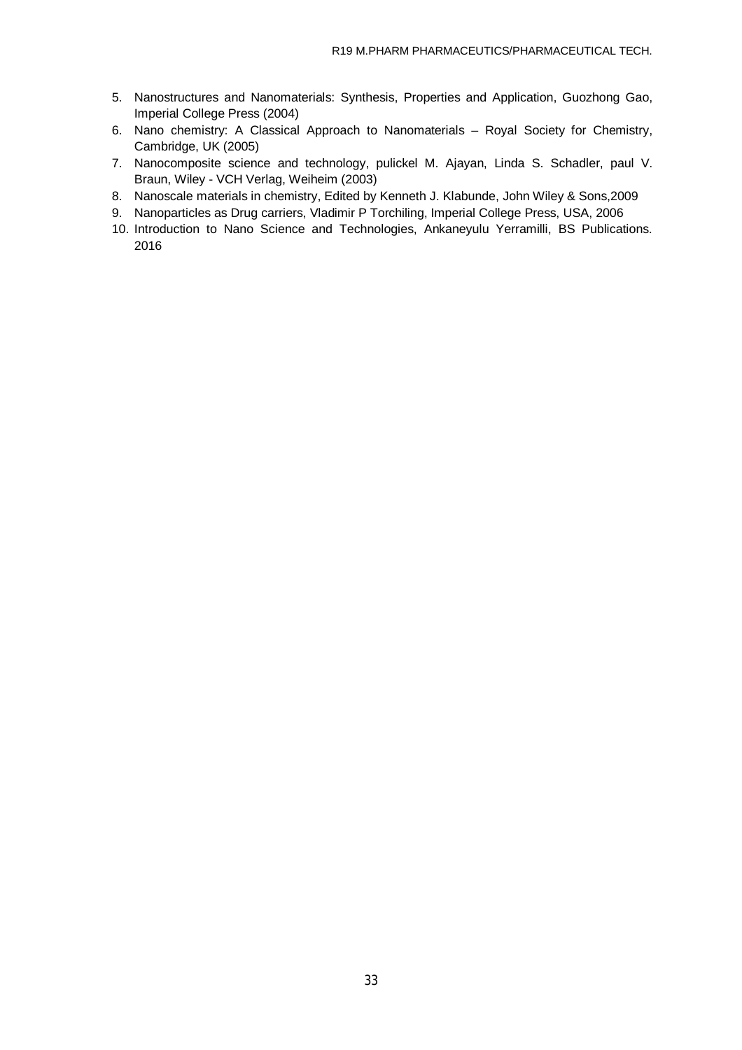5. Nanostructures and Nanomaterials: Synthesis, Properties and Application, Guozhong Gao, Imperial College Press (2004)
6. Nano chemistry: A Classical Approach to Nanomaterials – Royal Society for Chemistry, Cambridge, UK (2005)
7. Nanocomposite science and technology, pulickel M. Ajayan, Linda S. Schadler, paul V. Braun, Wiley - VCH Verlag, Weiheim (2003)
8. Nanoscale materials in chemistry, Edited by Kenneth J. Klabunde, John Wiley & Sons,2009
9. Nanoparticles as Drug carriers, Vladimir P Torchiling, Imperial College Press, USA, 2006
10. Introduction to Nano Science and Technologies, Ankaneyulu Yerramilli, BS Publications. 2016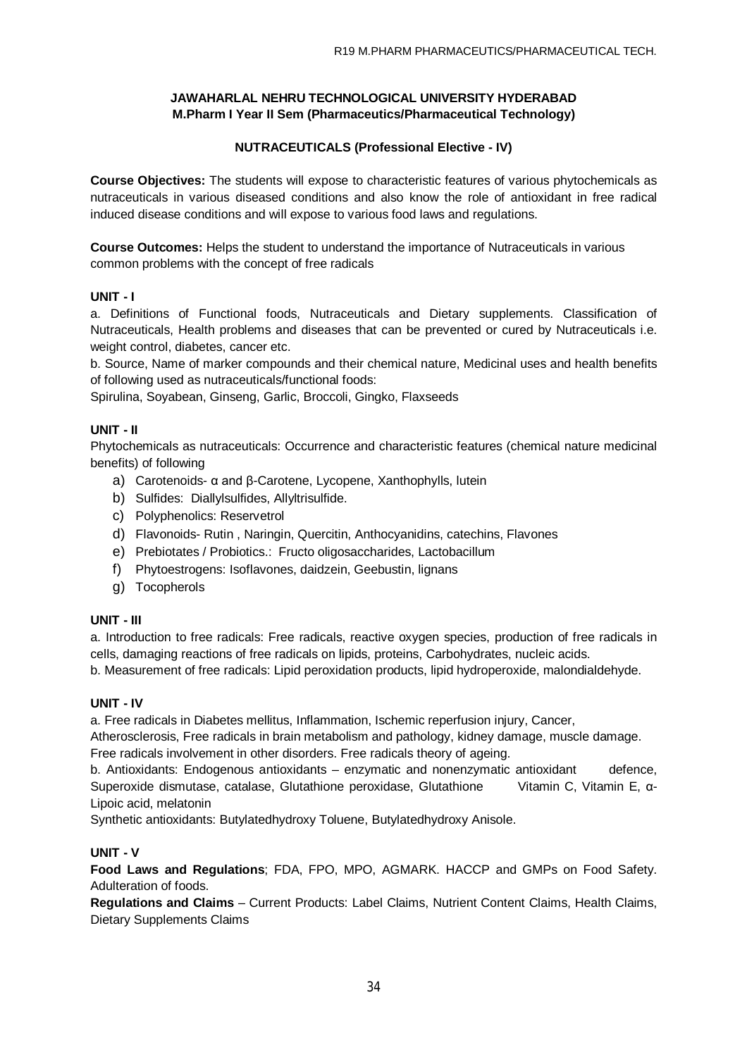**JAWAHARLAL NEHRU TECHNOLOGICAL UNIVERSITY HYDERABAD**
**M.Pharm I Year II Sem (Pharmaceutics/Pharmaceutical Technology)**

## NUTRACEUTICALS (Professional Elective - IV)

**Course Objectives:** The students will expose to characteristic features of various phytochemicals as nutraceuticals in various diseased conditions and also know the role of antioxidant in free radical induced disease conditions and will expose to various food laws and regulations.

**Course Outcomes:** Helps the student to understand the importance of Nutraceuticals in various common problems with the concept of free radicals

### UNIT - I

a. Definitions of Functional foods, Nutraceuticals and Dietary supplements. Classification of Nutraceuticals, Health problems and diseases that can be prevented or cured by Nutraceuticals i.e. weight control, diabetes, cancer etc.

b. Source, Name of marker compounds and their chemical nature, Medicinal uses and health benefits of following used as nutraceuticals/functional foods:

Spirulina, Soyabean, Ginseng, Garlic, Broccoli, Gingko, Flaxseeds

### UNIT - II

Phytochemicals as nutraceuticals: Occurrence and characteristic features (chemical nature medicinal benefits) of following

a) Carotenoids- α and β-Carotene, Lycopene, Xanthophylls, lutein
b) Sulfides: Diallylsulfides, Allyltrisulfide.
c) Polyphenolics: Reservetrol
d) Flavonoids- Rutin , Naringin, Quercitin, Anthocyanidins, catechins, Flavones
e) Prebiotates / Probiotics.: Fructo oligosaccharides, Lactobacillum
f) Phytoestrogens: Isoflavones, daidzein, Geebustin, lignans
g) Tocopherols

### UNIT - III

a. Introduction to free radicals: Free radicals, reactive oxygen species, production of free radicals in cells, damaging reactions of free radicals on lipids, proteins, Carbohydrates, nucleic acids.

b. Measurement of free radicals: Lipid peroxidation products, lipid hydroperoxide, malondialdehyde.

### UNIT - IV

a. Free radicals in Diabetes mellitus, Inflammation, Ischemic reperfusion injury, Cancer, Atherosclerosis, Free radicals in brain metabolism and pathology, kidney damage, muscle damage. Free radicals involvement in other disorders. Free radicals theory of ageing.

b. Antioxidants: Endogenous antioxidants – enzymatic and nonenzymatic antioxidant defence, Superoxide dismutase, catalase, Glutathione peroxidase, Glutathione Vitamin C, Vitamin E, α-Lipoic acid, melatonin

Synthetic antioxidants: Butylatedhydroxy Toluene, Butylatedhydroxy Anisole.

### UNIT - V

**Food Laws and Regulations**; FDA, FPO, MPO, AGMARK. HACCP and GMPs on Food Safety. Adulteration of foods.

**Regulations and Claims** – Current Products: Label Claims, Nutrient Content Claims, Health Claims, Dietary Supplements Claims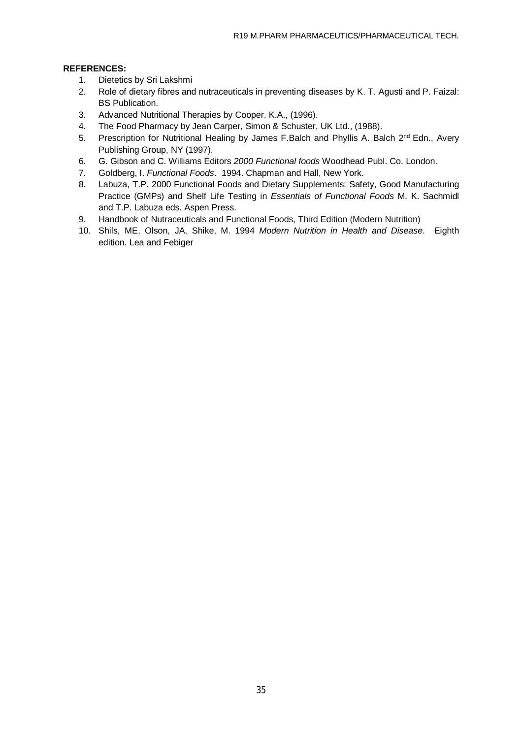**REFERENCES:**

1. Dietetics by Sri Lakshmi
2. Role of dietary fibres and nutraceuticals in preventing diseases by K. T. Agusti and P. Faizal: BS Publication.
3. Advanced Nutritional Therapies by Cooper. K.A., (1996).
4. The Food Pharmacy by Jean Carper, Simon & Schuster, UK Ltd., (1988).
5. Prescription for Nutritional Healing by James F.Balch and Phyllis A. Balch 2nd Edn., Avery Publishing Group, NY (1997).
6. G. Gibson and C. Williams Editors *2000 Functional foods* Woodhead Publ. Co. London.
7. Goldberg, I. *Functional Foods*. 1994. Chapman and Hall, New York.
8. Labuza, T.P. 2000 Functional Foods and Dietary Supplements: Safety, Good Manufacturing Practice (GMPs) and Shelf Life Testing in *Essentials of Functional Foods* M. K. Sachmidl and T.P. Labuza eds. Aspen Press.
9. Handbook of Nutraceuticals and Functional Foods, Third Edition (Modern Nutrition)
10. Shils, ME, Olson, JA, Shike, M. 1994 *Modern Nutrition in Health and Disease*. Eighth edition. Lea and Febiger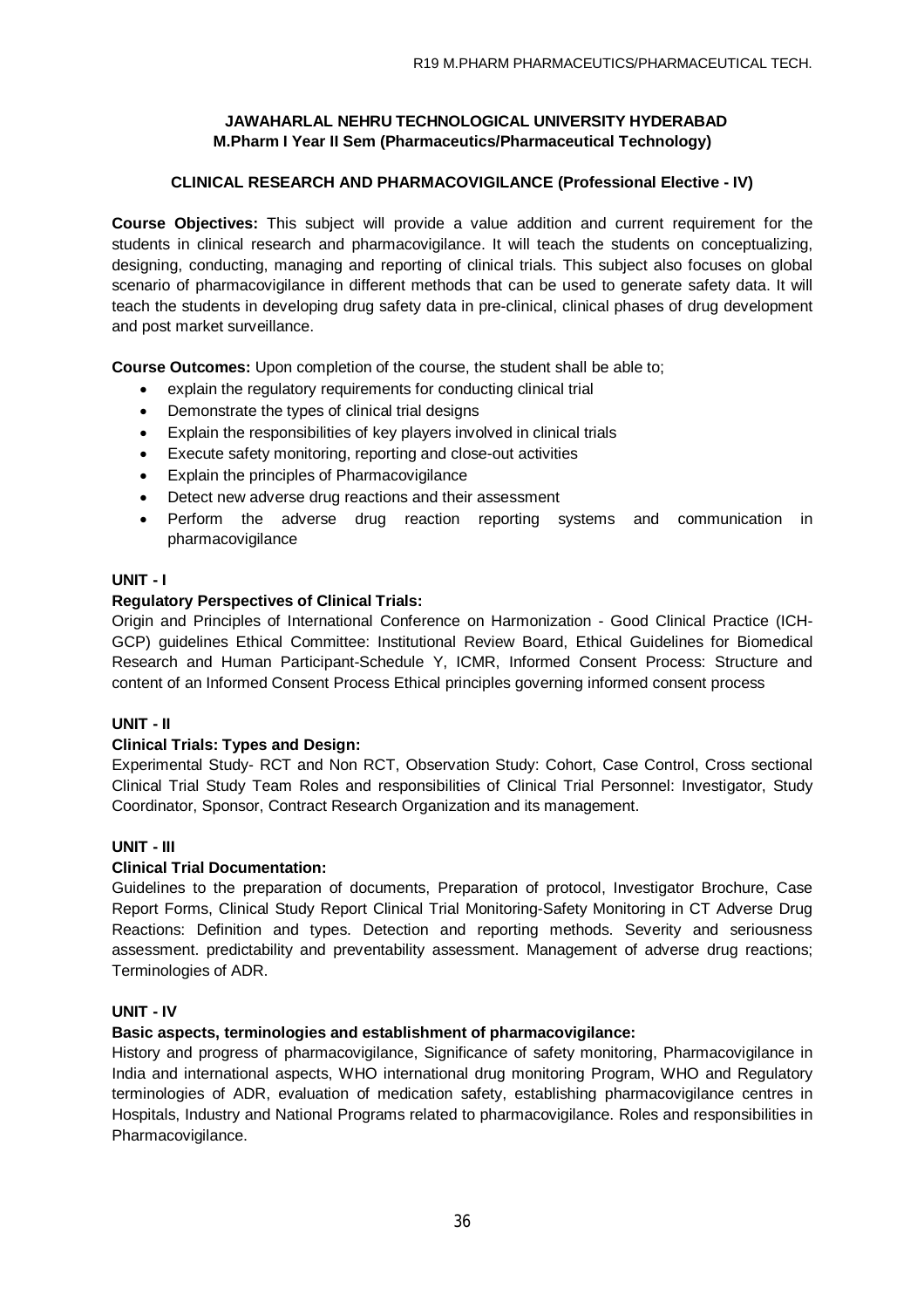**JAWAHARLAL NEHRU TECHNOLOGICAL UNIVERSITY HYDERABAD**
**M.Pharm I Year II Sem (Pharmaceutics/Pharmaceutical Technology)**

## CLINICAL RESEARCH AND PHARMACOVIGILANCE (Professional Elective - IV)

**Course Objectives:** This subject will provide a value addition and current requirement for the students in clinical research and pharmacovigilance. It will teach the students on conceptualizing, designing, conducting, managing and reporting of clinical trials. This subject also focuses on global scenario of pharmacovigilance in different methods that can be used to generate safety data. It will teach the students in developing drug safety data in pre-clinical, clinical phases of drug development and post market surveillance.

**Course Outcomes:** Upon completion of the course, the student shall be able to;

- explain the regulatory requirements for conducting clinical trial
- Demonstrate the types of clinical trial designs
- Explain the responsibilities of key players involved in clinical trials
- Execute safety monitoring, reporting and close-out activities
- Explain the principles of Pharmacovigilance
- Detect new adverse drug reactions and their assessment
- Perform the adverse drug reaction reporting systems and communication in pharmacovigilance

### UNIT - I

**Regulatory Perspectives of Clinical Trials:**

Origin and Principles of International Conference on Harmonization - Good Clinical Practice (ICH-GCP) guidelines Ethical Committee: Institutional Review Board, Ethical Guidelines for Biomedical Research and Human Participant-Schedule Y, ICMR, Informed Consent Process: Structure and content of an Informed Consent Process Ethical principles governing informed consent process

### UNIT - II

**Clinical Trials: Types and Design:**

Experimental Study- RCT and Non RCT, Observation Study: Cohort, Case Control, Cross sectional Clinical Trial Study Team Roles and responsibilities of Clinical Trial Personnel: Investigator, Study Coordinator, Sponsor, Contract Research Organization and its management.

### UNIT - III

**Clinical Trial Documentation:**

Guidelines to the preparation of documents, Preparation of protocol, Investigator Brochure, Case Report Forms, Clinical Study Report Clinical Trial Monitoring-Safety Monitoring in CT Adverse Drug Reactions: Definition and types. Detection and reporting methods. Severity and seriousness assessment. predictability and preventability assessment. Management of adverse drug reactions; Terminologies of ADR.

### UNIT - IV

**Basic aspects, terminologies and establishment of pharmacovigilance:**

History and progress of pharmacovigilance, Significance of safety monitoring, Pharmacovigilance in India and international aspects, WHO international drug monitoring Program, WHO and Regulatory terminologies of ADR, evaluation of medication safety, establishing pharmacovigilance centres in Hospitals, Industry and National Programs related to pharmacovigilance. Roles and responsibilities in Pharmacovigilance.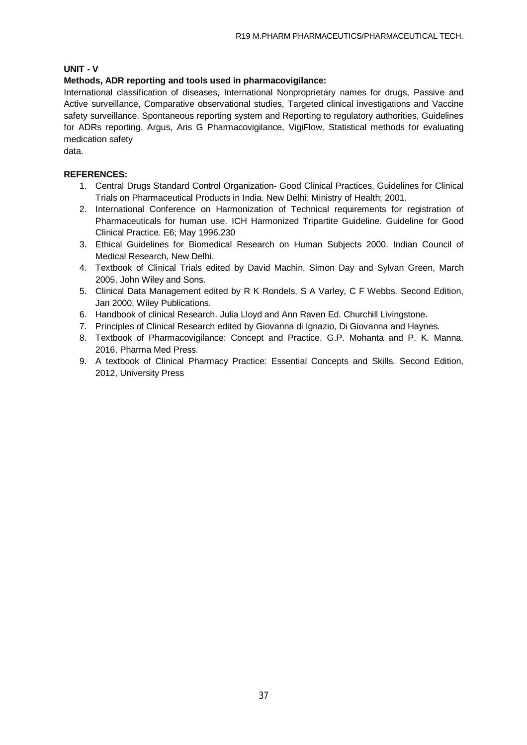**UNIT - V**

**Methods, ADR reporting and tools used in pharmacovigilance:**

International classification of diseases, International Nonproprietary names for drugs, Passive and Active surveillance, Comparative observational studies, Targeted clinical investigations and Vaccine safety surveillance. Spontaneous reporting system and Reporting to regulatory authorities, Guidelines for ADRs reporting. Argus, Aris G Pharmacovigilance, VigiFlow, Statistical methods for evaluating medication safety
data.

**REFERENCES:**

1. Central Drugs Standard Control Organization- Good Clinical Practices, Guidelines for Clinical Trials on Pharmaceutical Products in India. New Delhi: Ministry of Health; 2001.
2. International Conference on Harmonization of Technical requirements for registration of Pharmaceuticals for human use. ICH Harmonized Tripartite Guideline. Guideline for Good Clinical Practice. E6; May 1996.230
3. Ethical Guidelines for Biomedical Research on Human Subjects 2000. Indian Council of Medical Research, New Delhi.
4. Textbook of Clinical Trials edited by David Machin, Simon Day and Sylvan Green, March 2005, John Wiley and Sons.
5. Clinical Data Management edited by R K Rondels, S A Varley, C F Webbs. Second Edition, Jan 2000, Wiley Publications.
6. Handbook of clinical Research. Julia Lloyd and Ann Raven Ed. Churchill Livingstone.
7. Principles of Clinical Research edited by Giovanna di Ignazio, Di Giovanna and Haynes.
8. Textbook of Pharmacovigilance: Concept and Practice. G.P. Mohanta and P. K. Manna. 2016, Pharma Med Press.
9. A textbook of Clinical Pharmacy Practice: Essential Concepts and Skills. Second Edition, 2012, University Press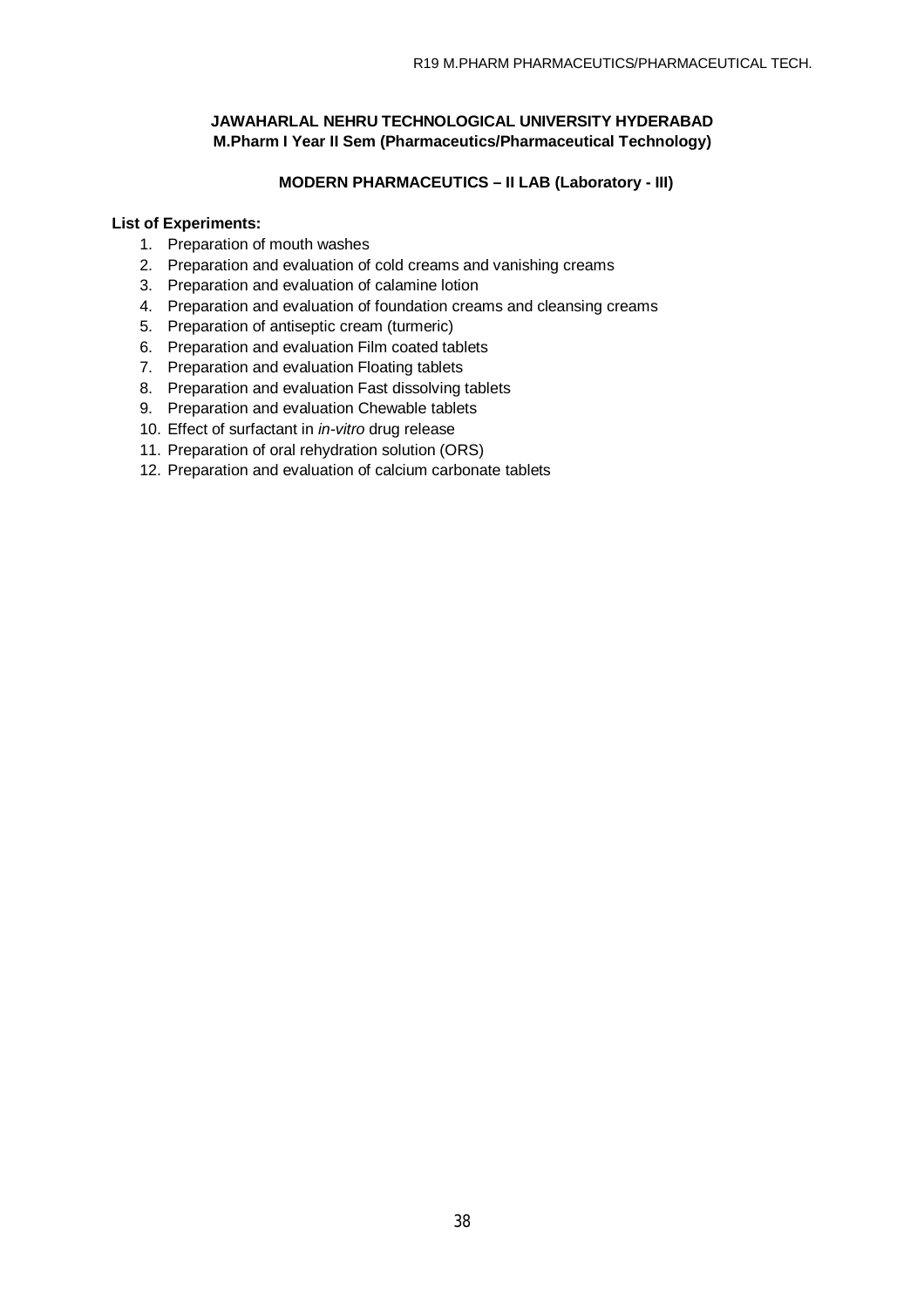**JAWAHARLAL NEHRU TECHNOLOGICAL UNIVERSITY HYDERABAD**
**M.Pharm I Year II Sem (Pharmaceutics/Pharmaceutical Technology)**

## MODERN PHARMACEUTICS – II LAB (Laboratory - III)

**List of Experiments:**

1. Preparation of mouth washes
2. Preparation and evaluation of cold creams and vanishing creams
3. Preparation and evaluation of calamine lotion
4. Preparation and evaluation of foundation creams and cleansing creams
5. Preparation of antiseptic cream (turmeric)
6. Preparation and evaluation Film coated tablets
7. Preparation and evaluation Floating tablets
8. Preparation and evaluation Fast dissolving tablets
9. Preparation and evaluation Chewable tablets
10. Effect of surfactant in *in-vitro* drug release
11. Preparation of oral rehydration solution (ORS)
12. Preparation and evaluation of calcium carbonate tablets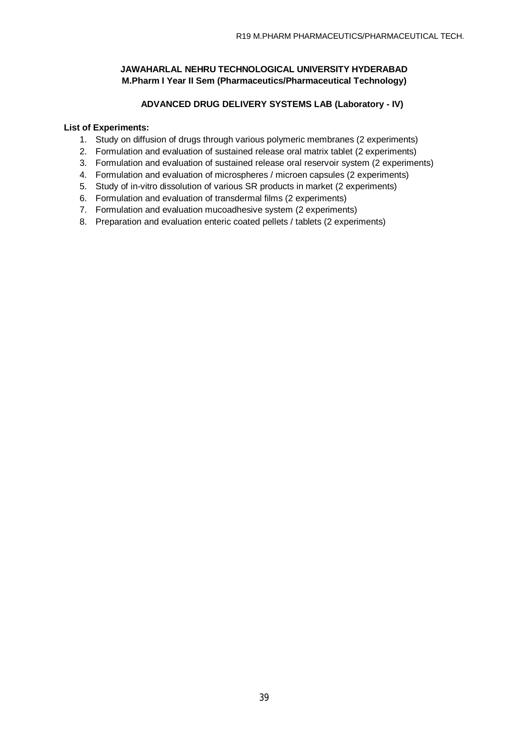**JAWAHARLAL NEHRU TECHNOLOGICAL UNIVERSITY HYDERABAD**
**M.Pharm I Year II Sem (Pharmaceutics/Pharmaceutical Technology)**

## ADVANCED DRUG DELIVERY SYSTEMS LAB (Laboratory - IV)

**List of Experiments:**

1. Study on diffusion of drugs through various polymeric membranes (2 experiments)
2. Formulation and evaluation of sustained release oral matrix tablet (2 experiments)
3. Formulation and evaluation of sustained release oral reservoir system (2 experiments)
4. Formulation and evaluation of microspheres / microen capsules (2 experiments)
5. Study of in-vitro dissolution of various SR products in market (2 experiments)
6. Formulation and evaluation of transdermal films (2 experiments)
7. Formulation and evaluation mucoadhesive system (2 experiments)
8. Preparation and evaluation enteric coated pellets / tablets (2 experiments)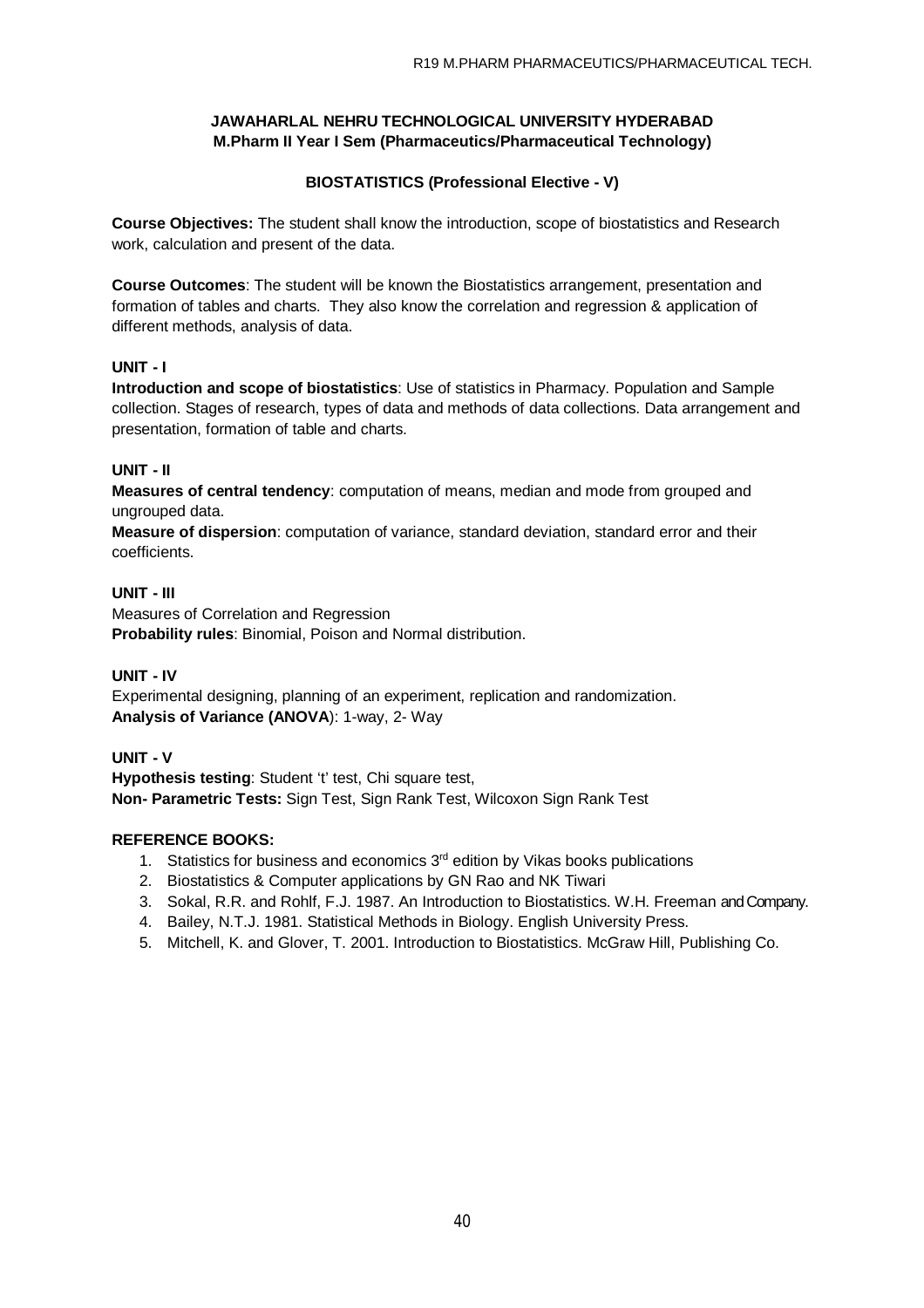**JAWAHARLAL NEHRU TECHNOLOGICAL UNIVERSITY HYDERABAD**
**M.Pharm II Year I Sem (Pharmaceutics/Pharmaceutical Technology)**

## BIOSTATISTICS (Professional Elective - V)

**Course Objectives:** The student shall know the introduction, scope of biostatistics and Research work, calculation and present of the data.

**Course Outcomes**: The student will be known the Biostatistics arrangement, presentation and formation of tables and charts. They also know the correlation and regression & application of different methods, analysis of data.

### UNIT - I

**Introduction and scope of biostatistics**: Use of statistics in Pharmacy. Population and Sample collection. Stages of research, types of data and methods of data collections. Data arrangement and presentation, formation of table and charts.

### UNIT - II

**Measures of central tendency**: computation of means, median and mode from grouped and ungrouped data.

**Measure of dispersion**: computation of variance, standard deviation, standard error and their coefficients.

### UNIT - III

Measures of Correlation and Regression

**Probability rules**: Binomial, Poison and Normal distribution.

### UNIT - IV

Experimental designing, planning of an experiment, replication and randomization.

**Analysis of Variance (ANOVA**): 1-way, 2- Way

### UNIT - V

**Hypothesis testing**: Student 't' test, Chi square test,

**Non- Parametric Tests:** Sign Test, Sign Rank Test, Wilcoxon Sign Rank Test

### REFERENCE BOOKS:

1. Statistics for business and economics 3rd edition by Vikas books publications
2. Biostatistics & Computer applications by GN Rao and NK Tiwari
3. Sokal, R.R. and Rohlf, F.J. 1987. An Introduction to Biostatistics. W.H. Freeman and Company.
4. Bailey, N.T.J. 1981. Statistical Methods in Biology. English University Press.
5. Mitchell, K. and Glover, T. 2001. Introduction to Biostatistics. McGraw Hill, Publishing Co.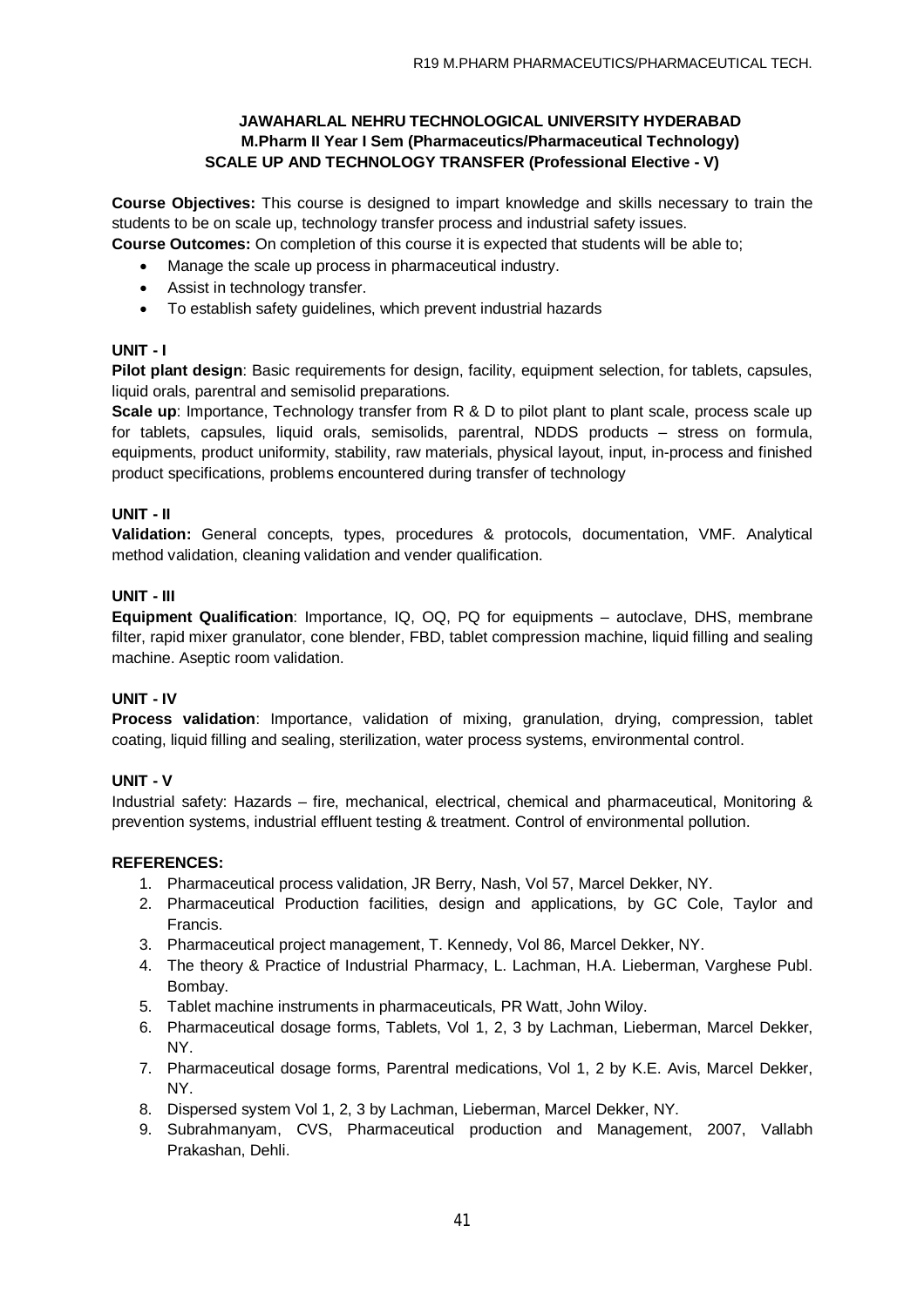**JAWAHARLAL NEHRU TECHNOLOGICAL UNIVERSITY HYDERABAD**
**M.Pharm II Year I Sem (Pharmaceutics/Pharmaceutical Technology)**
**SCALE UP AND TECHNOLOGY TRANSFER (Professional Elective - V)**

**Course Objectives:** This course is designed to impart knowledge and skills necessary to train the students to be on scale up, technology transfer process and industrial safety issues.

**Course Outcomes:** On completion of this course it is expected that students will be able to;

- Manage the scale up process in pharmaceutical industry.
- Assist in technology transfer.
- To establish safety guidelines, which prevent industrial hazards

**UNIT - I**

**Pilot plant design**: Basic requirements for design, facility, equipment selection, for tablets, capsules, liquid orals, parentral and semisolid preparations.

**Scale up**: Importance, Technology transfer from R & D to pilot plant to plant scale, process scale up for tablets, capsules, liquid orals, semisolids, parentral, NDDS products – stress on formula, equipments, product uniformity, stability, raw materials, physical layout, input, in-process and finished product specifications, problems encountered during transfer of technology

**UNIT - II**

**Validation:** General concepts, types, procedures & protocols, documentation, VMF. Analytical method validation, cleaning validation and vender qualification.

**UNIT - III**

**Equipment Qualification**: Importance, IQ, OQ, PQ for equipments – autoclave, DHS, membrane filter, rapid mixer granulator, cone blender, FBD, tablet compression machine, liquid filling and sealing machine. Aseptic room validation.

**UNIT - IV**

**Process validation**: Importance, validation of mixing, granulation, drying, compression, tablet coating, liquid filling and sealing, sterilization, water process systems, environmental control.

**UNIT - V**

Industrial safety: Hazards – fire, mechanical, electrical, chemical and pharmaceutical, Monitoring & prevention systems, industrial effluent testing & treatment. Control of environmental pollution.

**REFERENCES:**

1. Pharmaceutical process validation, JR Berry, Nash, Vol 57, Marcel Dekker, NY.
2. Pharmaceutical Production facilities, design and applications, by GC Cole, Taylor and Francis.
3. Pharmaceutical project management, T. Kennedy, Vol 86, Marcel Dekker, NY.
4. The theory & Practice of Industrial Pharmacy, L. Lachman, H.A. Lieberman, Varghese Publ. Bombay.
5. Tablet machine instruments in pharmaceuticals, PR Watt, John Wiloy.
6. Pharmaceutical dosage forms, Tablets, Vol 1, 2, 3 by Lachman, Lieberman, Marcel Dekker, NY.
7. Pharmaceutical dosage forms, Parentral medications, Vol 1, 2 by K.E. Avis, Marcel Dekker, NY.
8. Dispersed system Vol 1, 2, 3 by Lachman, Lieberman, Marcel Dekker, NY.
9. Subrahmanyam, CVS, Pharmaceutical production and Management, 2007, Vallabh Prakashan, Dehli.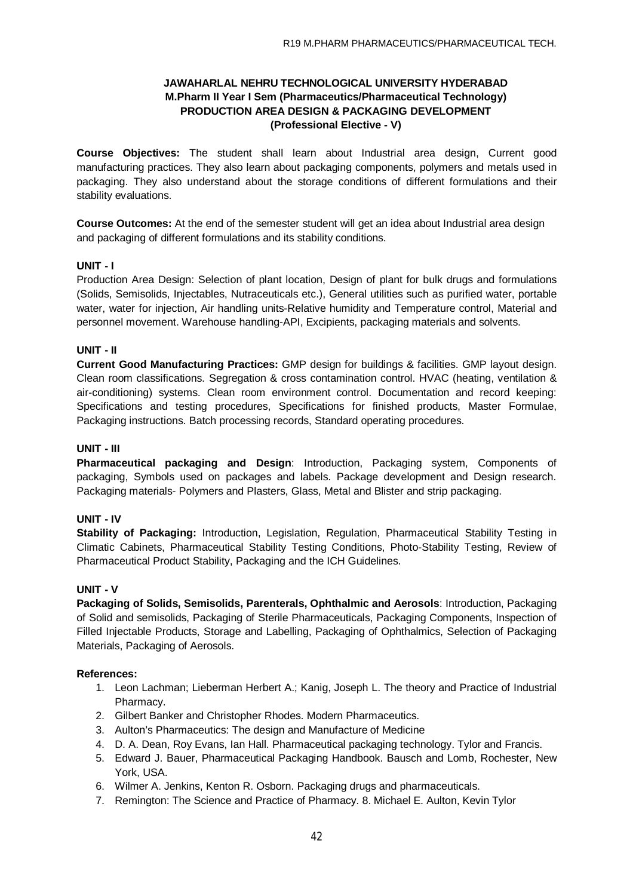**JAWAHARLAL NEHRU TECHNOLOGICAL UNIVERSITY HYDERABAD**
**M.Pharm II Year I Sem (Pharmaceutics/Pharmaceutical Technology)**
**PRODUCTION AREA DESIGN & PACKAGING DEVELOPMENT**
**(Professional Elective - V)**

**Course Objectives:** The student shall learn about Industrial area design, Current good manufacturing practices. They also learn about packaging components, polymers and metals used in packaging. They also understand about the storage conditions of different formulations and their stability evaluations.

**Course Outcomes:** At the end of the semester student will get an idea about Industrial area design and packaging of different formulations and its stability conditions.

### UNIT - I

Production Area Design: Selection of plant location, Design of plant for bulk drugs and formulations (Solids, Semisolids, Injectables, Nutraceuticals etc.), General utilities such as purified water, portable water, water for injection, Air handling units-Relative humidity and Temperature control, Material and personnel movement. Warehouse handling-API, Excipients, packaging materials and solvents.

### UNIT - II

**Current Good Manufacturing Practices:** GMP design for buildings & facilities. GMP layout design. Clean room classifications. Segregation & cross contamination control. HVAC (heating, ventilation & air-conditioning) systems. Clean room environment control. Documentation and record keeping: Specifications and testing procedures, Specifications for finished products, Master Formulae, Packaging instructions. Batch processing records, Standard operating procedures.

### UNIT - III

**Pharmaceutical packaging and Design**: Introduction, Packaging system, Components of packaging, Symbols used on packages and labels. Package development and Design research. Packaging materials- Polymers and Plasters, Glass, Metal and Blister and strip packaging.

### UNIT - IV

**Stability of Packaging:** Introduction, Legislation, Regulation, Pharmaceutical Stability Testing in Climatic Cabinets, Pharmaceutical Stability Testing Conditions, Photo-Stability Testing, Review of Pharmaceutical Product Stability, Packaging and the ICH Guidelines.

### UNIT - V

**Packaging of Solids, Semisolids, Parenterals, Ophthalmic and Aerosols**: Introduction, Packaging of Solid and semisolids, Packaging of Sterile Pharmaceuticals, Packaging Components, Inspection of Filled Injectable Products, Storage and Labelling, Packaging of Ophthalmics, Selection of Packaging Materials, Packaging of Aerosols.

**References:**

1. Leon Lachman; Lieberman Herbert A.; Kanig, Joseph L. The theory and Practice of Industrial Pharmacy.
2. Gilbert Banker and Christopher Rhodes. Modern Pharmaceutics.
3. Aulton's Pharmaceutics: The design and Manufacture of Medicine
4. D. A. Dean, Roy Evans, Ian Hall. Pharmaceutical packaging technology. Tylor and Francis.
5. Edward J. Bauer, Pharmaceutical Packaging Handbook. Bausch and Lomb, Rochester, New York, USA.
6. Wilmer A. Jenkins, Kenton R. Osborn. Packaging drugs and pharmaceuticals.
7. Remington: The Science and Practice of Pharmacy. 8. Michael E. Aulton, Kevin Tylor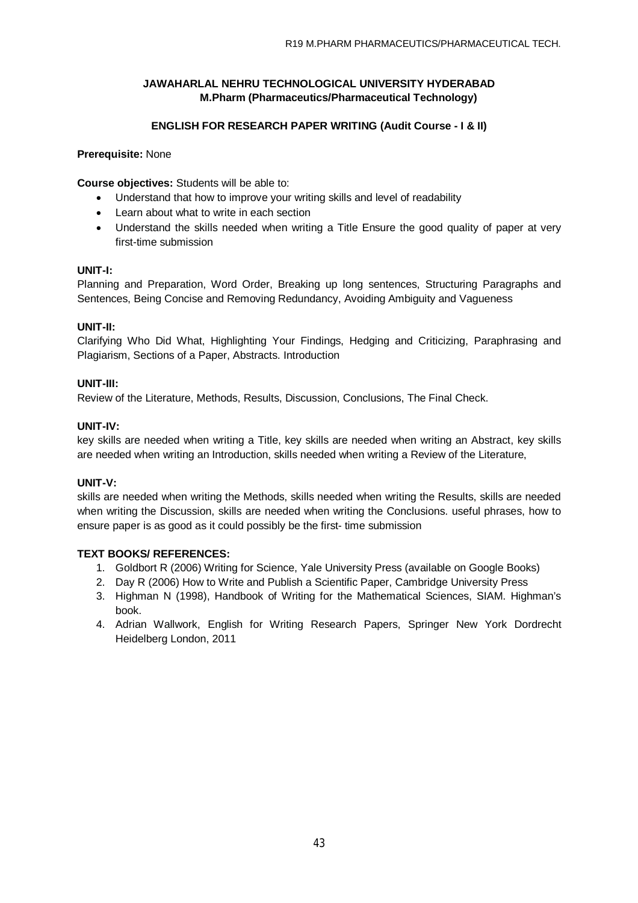## JAWAHARLAL NEHRU TECHNOLOGICAL UNIVERSITY HYDERABAD
### M.Pharm (Pharmaceutics/Pharmaceutical Technology)

### ENGLISH FOR RESEARCH PAPER WRITING (Audit Course - I & II)

**Prerequisite:** None

**Course objectives:** Students will be able to:

- Understand that how to improve your writing skills and level of readability
- Learn about what to write in each section
- Understand the skills needed when writing a Title Ensure the good quality of paper at very first-time submission

**UNIT-I:**
Planning and Preparation, Word Order, Breaking up long sentences, Structuring Paragraphs and Sentences, Being Concise and Removing Redundancy, Avoiding Ambiguity and Vagueness

**UNIT-II:**
Clarifying Who Did What, Highlighting Your Findings, Hedging and Criticizing, Paraphrasing and Plagiarism, Sections of a Paper, Abstracts. Introduction

**UNIT-III:**
Review of the Literature, Methods, Results, Discussion, Conclusions, The Final Check.

**UNIT-IV:**
key skills are needed when writing a Title, key skills are needed when writing an Abstract, key skills are needed when writing an Introduction, skills needed when writing a Review of the Literature,

**UNIT-V:**
skills are needed when writing the Methods, skills needed when writing the Results, skills are needed when writing the Discussion, skills are needed when writing the Conclusions. useful phrases, how to ensure paper is as good as it could possibly be the first- time submission

**TEXT BOOKS/ REFERENCES:**

1. Goldbort R (2006) Writing for Science, Yale University Press (available on Google Books)
2. Day R (2006) How to Write and Publish a Scientific Paper, Cambridge University Press
3. Highman N (1998), Handbook of Writing for the Mathematical Sciences, SIAM. Highman's book.
4. Adrian Wallwork, English for Writing Research Papers, Springer New York Dordrecht Heidelberg London, 2011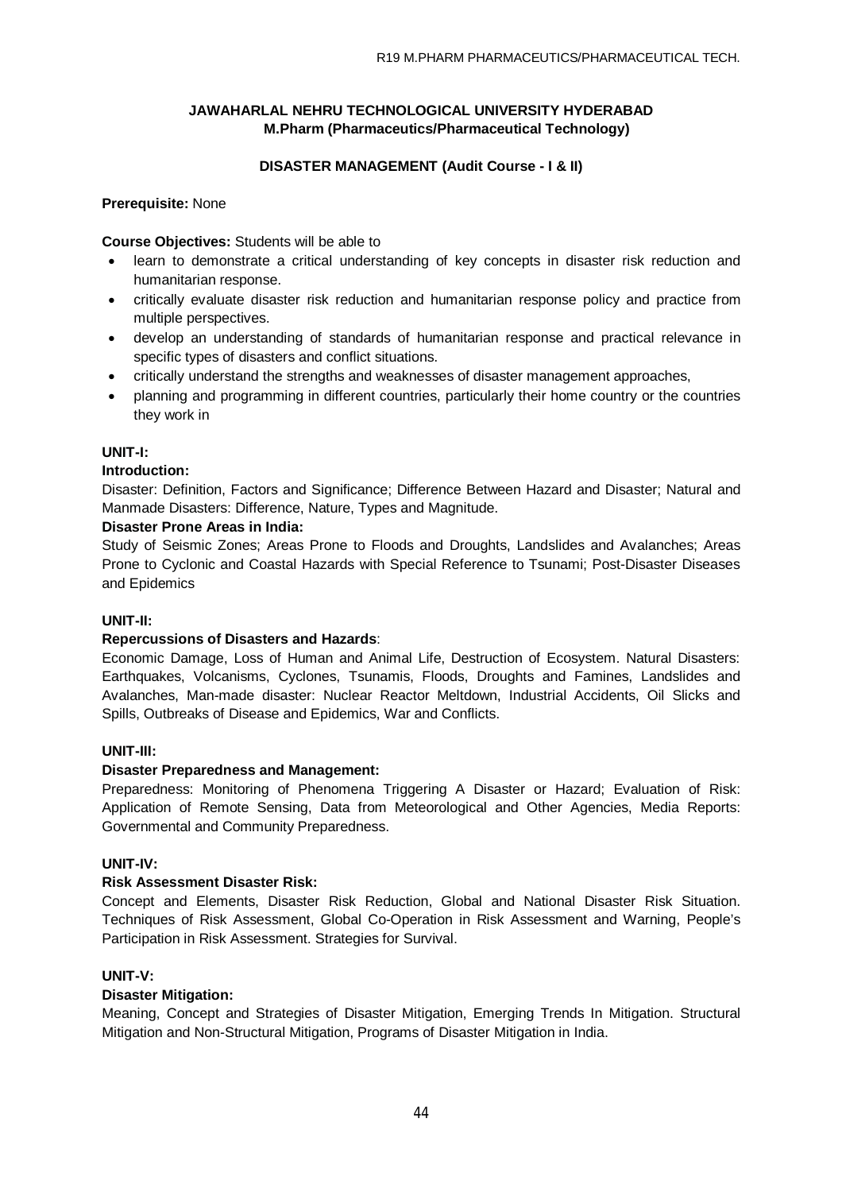**JAWAHARLAL NEHRU TECHNOLOGICAL UNIVERSITY HYDERABAD**
**M.Pharm (Pharmaceutics/Pharmaceutical Technology)**

**DISASTER MANAGEMENT (Audit Course - I & II)**

**Prerequisite:** None

**Course Objectives:** Students will be able to

- learn to demonstrate a critical understanding of key concepts in disaster risk reduction and humanitarian response.
- critically evaluate disaster risk reduction and humanitarian response policy and practice from multiple perspectives.
- develop an understanding of standards of humanitarian response and practical relevance in specific types of disasters and conflict situations.
- critically understand the strengths and weaknesses of disaster management approaches,
- planning and programming in different countries, particularly their home country or the countries they work in

**UNIT-I:**

**Introduction:**

Disaster: Definition, Factors and Significance; Difference Between Hazard and Disaster; Natural and Manmade Disasters: Difference, Nature, Types and Magnitude.

**Disaster Prone Areas in India:**

Study of Seismic Zones; Areas Prone to Floods and Droughts, Landslides and Avalanches; Areas Prone to Cyclonic and Coastal Hazards with Special Reference to Tsunami; Post-Disaster Diseases and Epidemics

**UNIT-II:**

**Repercussions of Disasters and Hazards**:

Economic Damage, Loss of Human and Animal Life, Destruction of Ecosystem. Natural Disasters: Earthquakes, Volcanisms, Cyclones, Tsunamis, Floods, Droughts and Famines, Landslides and Avalanches, Man-made disaster: Nuclear Reactor Meltdown, Industrial Accidents, Oil Slicks and Spills, Outbreaks of Disease and Epidemics, War and Conflicts.

**UNIT-III:**

**Disaster Preparedness and Management:**

Preparedness: Monitoring of Phenomena Triggering A Disaster or Hazard; Evaluation of Risk: Application of Remote Sensing, Data from Meteorological and Other Agencies, Media Reports: Governmental and Community Preparedness.

**UNIT-IV:**

**Risk Assessment Disaster Risk:**

Concept and Elements, Disaster Risk Reduction, Global and National Disaster Risk Situation. Techniques of Risk Assessment, Global Co-Operation in Risk Assessment and Warning, People's Participation in Risk Assessment. Strategies for Survival.

**UNIT-V:**

**Disaster Mitigation:**

Meaning, Concept and Strategies of Disaster Mitigation, Emerging Trends In Mitigation. Structural Mitigation and Non-Structural Mitigation, Programs of Disaster Mitigation in India.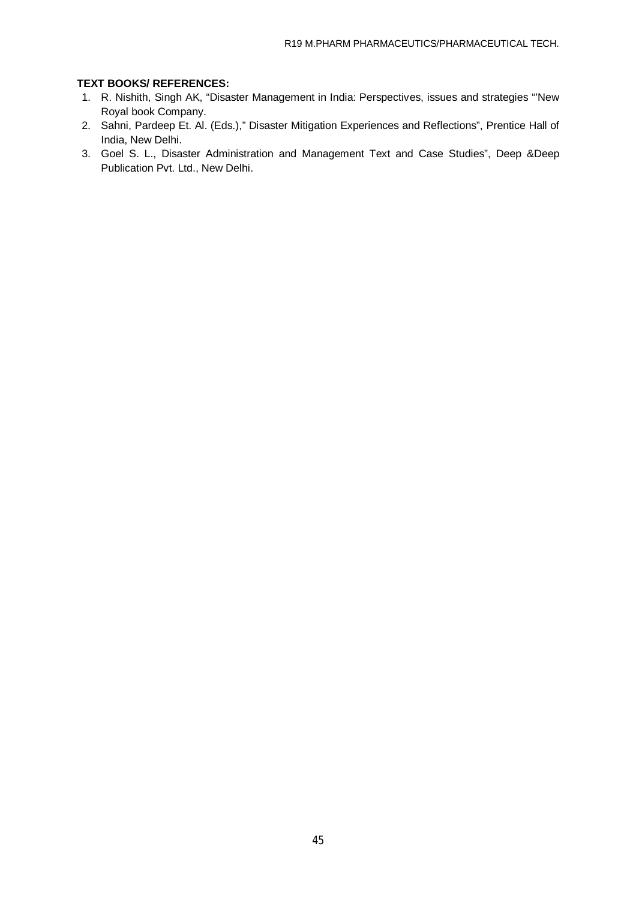**TEXT BOOKS/ REFERENCES:**

1. R. Nishith, Singh AK, “Disaster Management in India: Perspectives, issues and strategies “’New Royal book Company.
2. Sahni, Pardeep Et. Al. (Eds.),” Disaster Mitigation Experiences and Reflections”, Prentice Hall of India, New Delhi.
3. Goel S. L., Disaster Administration and Management Text and Case Studies”, Deep &Deep Publication Pvt. Ltd., New Delhi.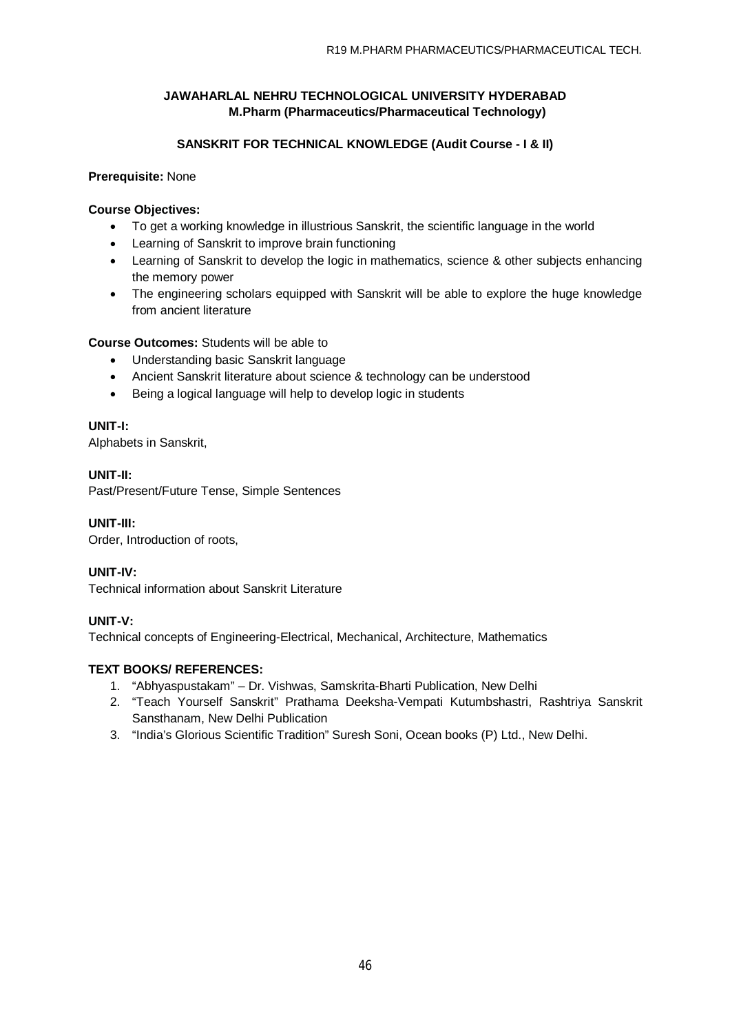**JAWAHARLAL NEHRU TECHNOLOGICAL UNIVERSITY HYDERABAD**
**M.Pharm (Pharmaceutics/Pharmaceutical Technology)**

## SANSKRIT FOR TECHNICAL KNOWLEDGE (Audit Course - I & II)

**Prerequisite:** None

**Course Objectives:**

- To get a working knowledge in illustrious Sanskrit, the scientific language in the world
- Learning of Sanskrit to improve brain functioning
- Learning of Sanskrit to develop the logic in mathematics, science & other subjects enhancing the memory power
- The engineering scholars equipped with Sanskrit will be able to explore the huge knowledge from ancient literature

**Course Outcomes:** Students will be able to

- Understanding basic Sanskrit language
- Ancient Sanskrit literature about science & technology can be understood
- Being a logical language will help to develop logic in students

**UNIT-I:**
Alphabets in Sanskrit,

**UNIT-II:**
Past/Present/Future Tense, Simple Sentences

**UNIT-III:**
Order, Introduction of roots,

**UNIT-IV:**
Technical information about Sanskrit Literature

**UNIT-V:**
Technical concepts of Engineering-Electrical, Mechanical, Architecture, Mathematics

**TEXT BOOKS/ REFERENCES:**

1. "Abhyaspustakam" – Dr. Vishwas, Samskrita-Bharti Publication, New Delhi
2. "Teach Yourself Sanskrit" Prathama Deeksha-Vempati Kutumbshastri, Rashtriya Sanskrit Sansthanam, New Delhi Publication
3. "India's Glorious Scientific Tradition" Suresh Soni, Ocean books (P) Ltd., New Delhi.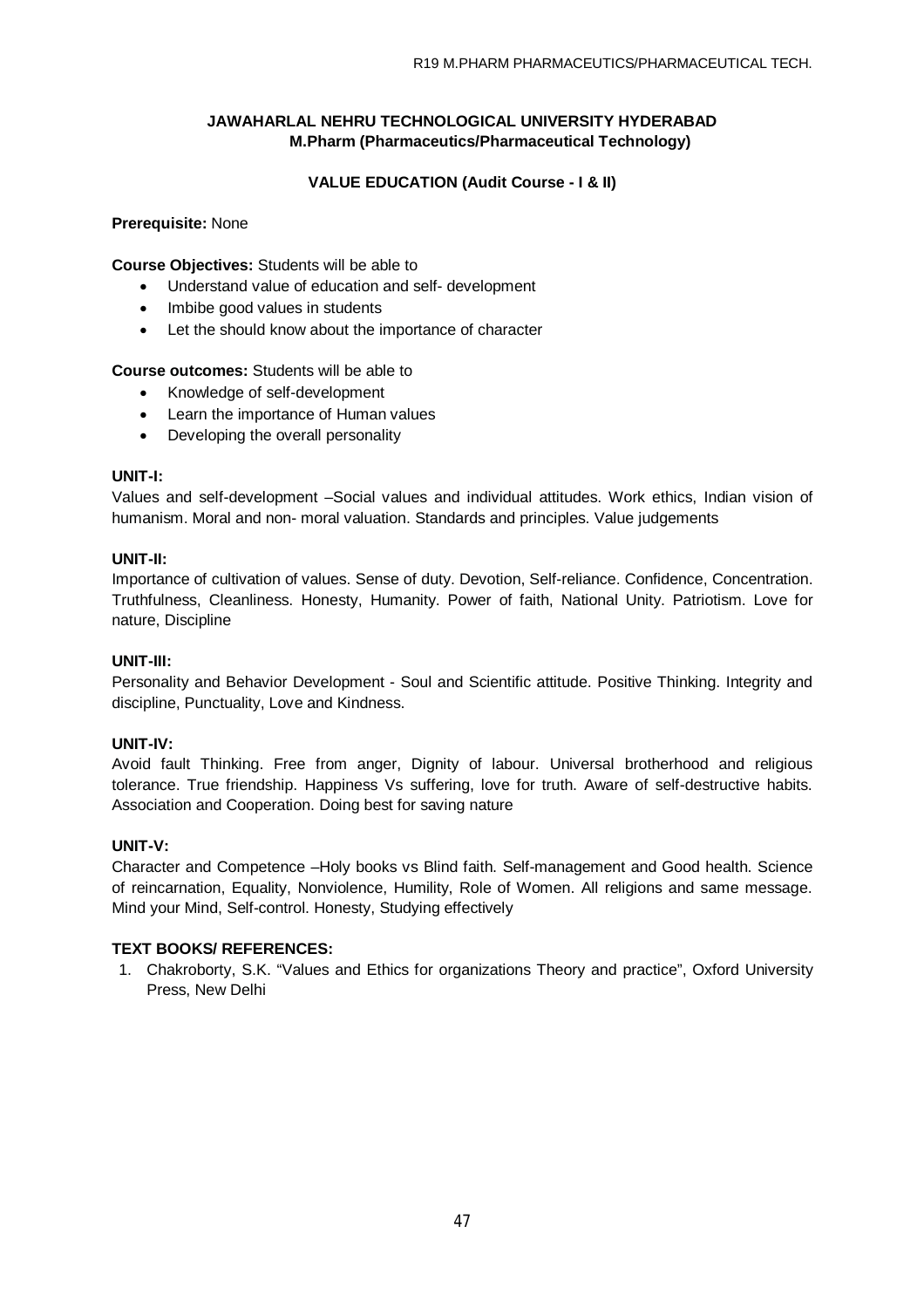# JAWAHARLAL NEHRU TECHNOLOGICAL UNIVERSITY HYDERABAD
## M.Pharm (Pharmaceutics/Pharmaceutical Technology)

### VALUE EDUCATION (Audit Course - I & II)

**Prerequisite:** None

**Course Objectives:** Students will be able to

- Understand value of education and self- development
- Imbibe good values in students
- Let the should know about the importance of character

**Course outcomes:** Students will be able to

- Knowledge of self-development
- Learn the importance of Human values
- Developing the overall personality

**UNIT-I:**

Values and self-development –Social values and individual attitudes. Work ethics, Indian vision of humanism. Moral and non- moral valuation. Standards and principles. Value judgements

**UNIT-II:**

Importance of cultivation of values. Sense of duty. Devotion, Self-reliance. Confidence, Concentration. Truthfulness, Cleanliness. Honesty, Humanity. Power of faith, National Unity. Patriotism. Love for nature, Discipline

**UNIT-III:**

Personality and Behavior Development - Soul and Scientific attitude. Positive Thinking. Integrity and discipline, Punctuality, Love and Kindness.

**UNIT-IV:**

Avoid fault Thinking. Free from anger, Dignity of labour. Universal brotherhood and religious tolerance. True friendship. Happiness Vs suffering, love for truth. Aware of self-destructive habits. Association and Cooperation. Doing best for saving nature

**UNIT-V:**

Character and Competence –Holy books vs Blind faith. Self-management and Good health. Science of reincarnation, Equality, Nonviolence, Humility, Role of Women. All religions and same message. Mind your Mind, Self-control. Honesty, Studying effectively

**TEXT BOOKS/ REFERENCES:**

1. Chakroborty, S.K. "Values and Ethics for organizations Theory and practice", Oxford University Press, New Delhi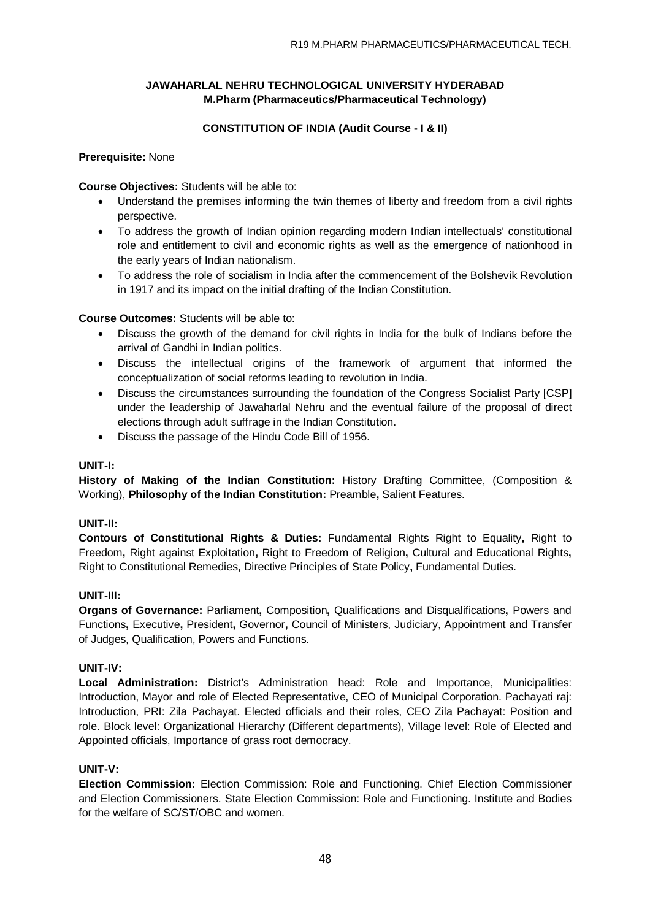**JAWAHARLAL NEHRU TECHNOLOGICAL UNIVERSITY HYDERABAD**
**M.Pharm (Pharmaceutics/Pharmaceutical Technology)**

**CONSTITUTION OF INDIA (Audit Course - I & II)**

**Prerequisite:** None

**Course Objectives:** Students will be able to:

- Understand the premises informing the twin themes of liberty and freedom from a civil rights perspective.
- To address the growth of Indian opinion regarding modern Indian intellectuals' constitutional role and entitlement to civil and economic rights as well as the emergence of nationhood in the early years of Indian nationalism.
- To address the role of socialism in India after the commencement of the Bolshevik Revolution in 1917 and its impact on the initial drafting of the Indian Constitution.

**Course Outcomes:** Students will be able to:

- Discuss the growth of the demand for civil rights in India for the bulk of Indians before the arrival of Gandhi in Indian politics.
- Discuss the intellectual origins of the framework of argument that informed the conceptualization of social reforms leading to revolution in India.
- Discuss the circumstances surrounding the foundation of the Congress Socialist Party [CSP] under the leadership of Jawaharlal Nehru and the eventual failure of the proposal of direct elections through adult suffrage in the Indian Constitution.
- Discuss the passage of the Hindu Code Bill of 1956.

**UNIT-I:**

**History of Making of the Indian Constitution:** History Drafting Committee, (Composition & Working), **Philosophy of the Indian Constitution:** Preamble**,** Salient Features.

**UNIT-II:**

**Contours of Constitutional Rights & Duties:** Fundamental Rights Right to Equality**,** Right to Freedom**,** Right against Exploitation**,** Right to Freedom of Religion**,** Cultural and Educational Rights**,** Right to Constitutional Remedies, Directive Principles of State Policy**,** Fundamental Duties.

**UNIT-III:**

**Organs of Governance:** Parliament**,** Composition**,** Qualifications and Disqualifications**,** Powers and Functions**,** Executive**,** President**,** Governor**,** Council of Ministers, Judiciary, Appointment and Transfer of Judges, Qualification, Powers and Functions.

**UNIT-IV:**

**Local Administration:** District's Administration head: Role and Importance, Municipalities: Introduction, Mayor and role of Elected Representative, CEO of Municipal Corporation. Pachayati raj: Introduction, PRI: Zila Pachayat. Elected officials and their roles, CEO Zila Pachayat: Position and role. Block level: Organizational Hierarchy (Different departments), Village level: Role of Elected and Appointed officials, Importance of grass root democracy.

**UNIT-V:**

**Election Commission:** Election Commission: Role and Functioning. Chief Election Commissioner and Election Commissioners. State Election Commission: Role and Functioning. Institute and Bodies for the welfare of SC/ST/OBC and women.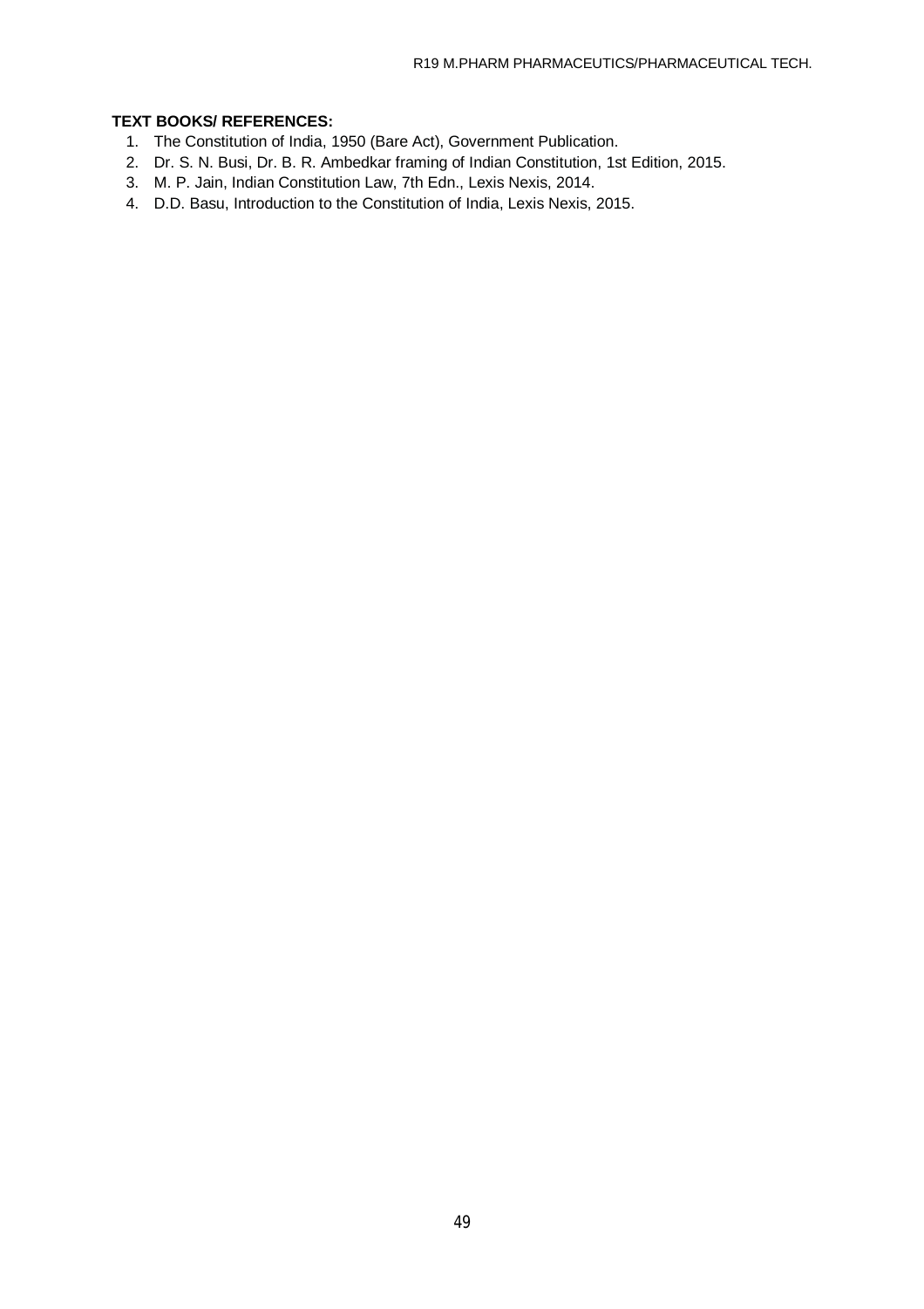**TEXT BOOKS/ REFERENCES:**

1. The Constitution of India, 1950 (Bare Act), Government Publication.
2. Dr. S. N. Busi, Dr. B. R. Ambedkar framing of Indian Constitution, 1st Edition, 2015.
3. M. P. Jain, Indian Constitution Law, 7th Edn., Lexis Nexis, 2014.
4. D.D. Basu, Introduction to the Constitution of India, Lexis Nexis, 2015.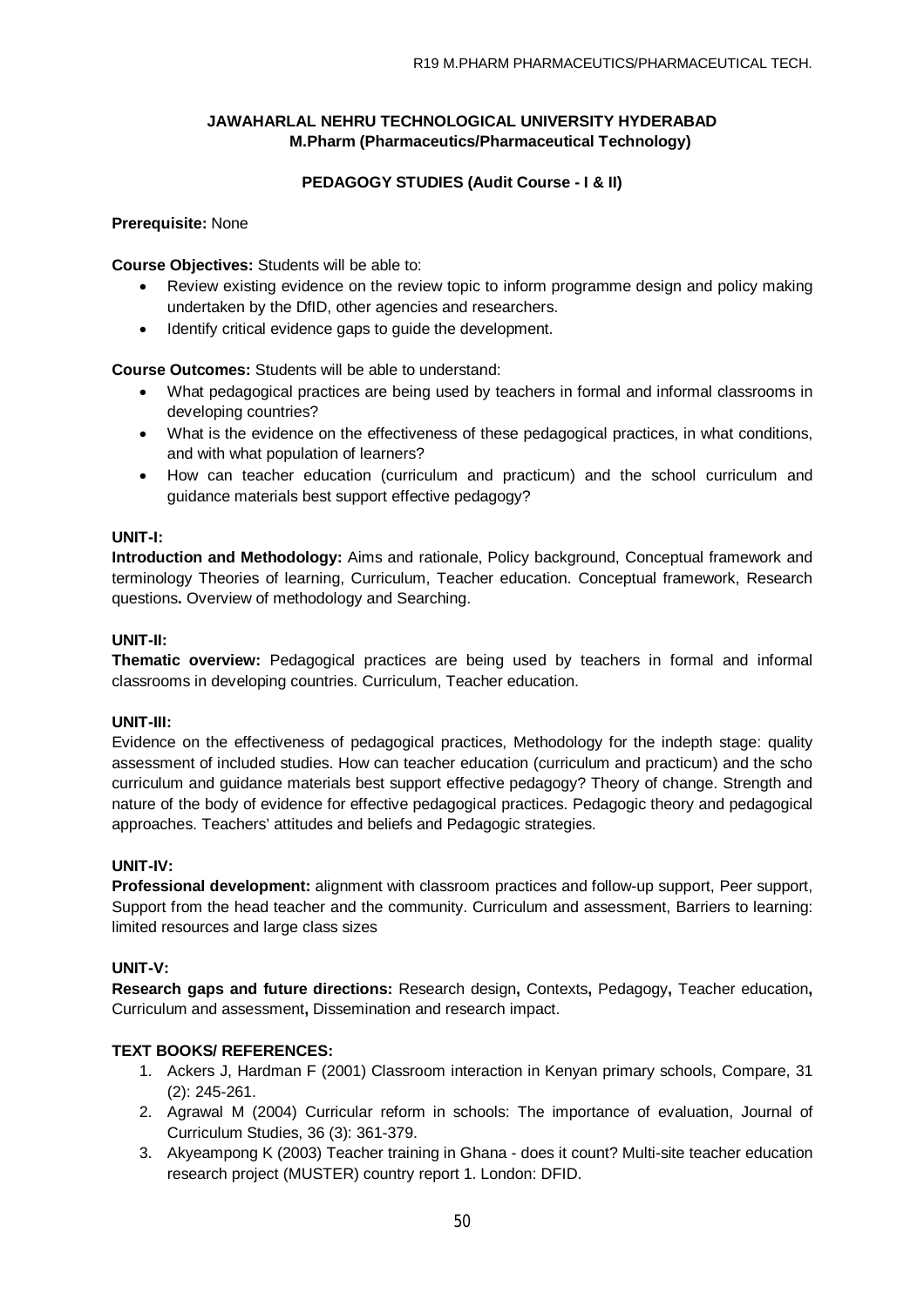**JAWAHARLAL NEHRU TECHNOLOGICAL UNIVERSITY HYDERABAD**
**M.Pharm (Pharmaceutics/Pharmaceutical Technology)**

## PEDAGOGY STUDIES (Audit Course - I & II)

**Prerequisite:** None

**Course Objectives:** Students will be able to:

- Review existing evidence on the review topic to inform programme design and policy making undertaken by the DfID, other agencies and researchers.
- Identify critical evidence gaps to guide the development.

**Course Outcomes:** Students will be able to understand:

- What pedagogical practices are being used by teachers in formal and informal classrooms in developing countries?
- What is the evidence on the effectiveness of these pedagogical practices, in what conditions, and with what population of learners?
- How can teacher education (curriculum and practicum) and the school curriculum and guidance materials best support effective pedagogy?

**UNIT-I:**

**Introduction and Methodology:** Aims and rationale, Policy background, Conceptual framework and terminology Theories of learning, Curriculum, Teacher education. Conceptual framework, Research questions**.** Overview of methodology and Searching.

**UNIT-II:**

**Thematic overview:** Pedagogical practices are being used by teachers in formal and informal classrooms in developing countries. Curriculum, Teacher education.

**UNIT-III:**

Evidence on the effectiveness of pedagogical practices, Methodology for the indepth stage: quality assessment of included studies. How can teacher education (curriculum and practicum) and the scho curriculum and guidance materials best support effective pedagogy? Theory of change. Strength and nature of the body of evidence for effective pedagogical practices. Pedagogic theory and pedagogical approaches. Teachers' attitudes and beliefs and Pedagogic strategies.

**UNIT-IV:**

**Professional development:** alignment with classroom practices and follow-up support, Peer support, Support from the head teacher and the community. Curriculum and assessment, Barriers to learning: limited resources and large class sizes

**UNIT-V:**

**Research gaps and future directions:** Research design**,** Contexts**,** Pedagogy**,** Teacher education**,** Curriculum and assessment**,** Dissemination and research impact.

**TEXT BOOKS/ REFERENCES:**

1. Ackers J, Hardman F (2001) Classroom interaction in Kenyan primary schools, Compare, 31 (2): 245-261.
2. Agrawal M (2004) Curricular reform in schools: The importance of evaluation, Journal of Curriculum Studies, 36 (3): 361-379.
3. Akyeampong K (2003) Teacher training in Ghana - does it count? Multi-site teacher education research project (MUSTER) country report 1. London: DFID.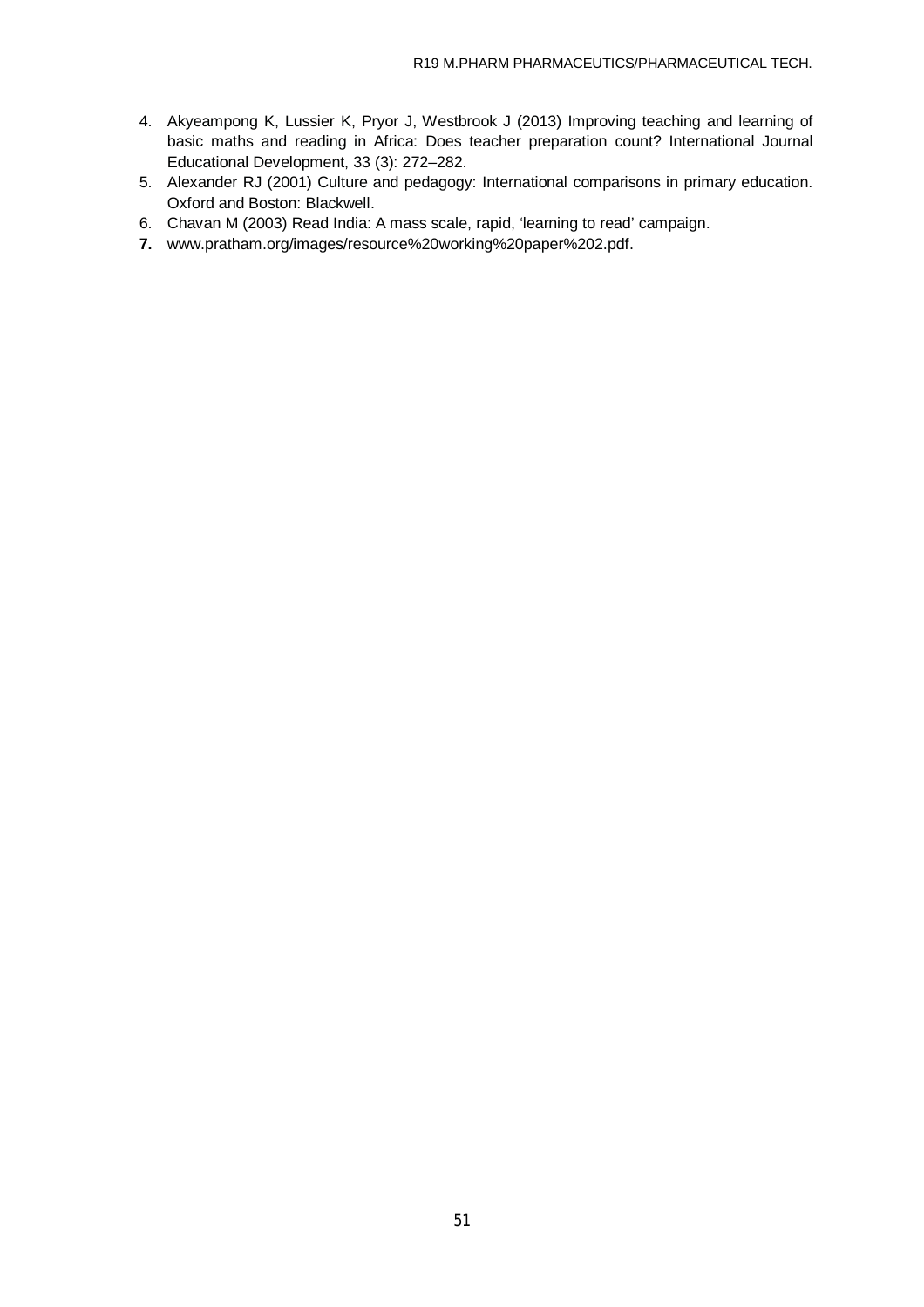4. Akyeampong K, Lussier K, Pryor J, Westbrook J (2013) Improving teaching and learning of basic maths and reading in Africa: Does teacher preparation count? International Journal Educational Development, 33 (3): 272–282.
5. Alexander RJ (2001) Culture and pedagogy: International comparisons in primary education. Oxford and Boston: Blackwell.
6. Chavan M (2003) Read India: A mass scale, rapid, 'learning to read' campaign.
7. www.pratham.org/images/resource%20working%20paper%202.pdf.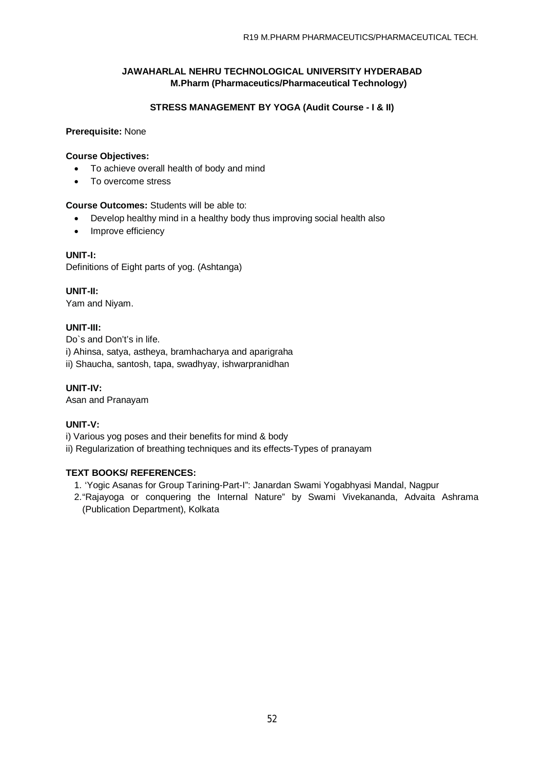## JAWAHARLAL NEHRU TECHNOLOGICAL UNIVERSITY HYDERABAD
### M.Pharm (Pharmaceutics/Pharmaceutical Technology)

### STRESS MANAGEMENT BY YOGA (Audit Course - I & II)

**Prerequisite:** None

**Course Objectives:**

- To achieve overall health of body and mind
- To overcome stress

**Course Outcomes:** Students will be able to:

- Develop healthy mind in a healthy body thus improving social health also
- Improve efficiency

**UNIT-I:**
Definitions of Eight parts of yog. (Ashtanga)

**UNIT-II:**
Yam and Niyam.

**UNIT-III:**
Do`s and Don't's in life.
i) Ahinsa, satya, astheya, bramhacharya and aparigraha
ii) Shaucha, santosh, tapa, swadhyay, ishwarpranidhan

**UNIT-IV:**
Asan and Pranayam

**UNIT-V:**
i) Various yog poses and their benefits for mind & body
ii) Regularization of breathing techniques and its effects-Types of pranayam

**TEXT BOOKS/ REFERENCES:**

1. 'Yogic Asanas for Group Tarining-Part-I": Janardan Swami Yogabhyasi Mandal, Nagpur
2. "Rajayoga or conquering the Internal Nature" by Swami Vivekananda, Advaita Ashrama (Publication Department), Kolkata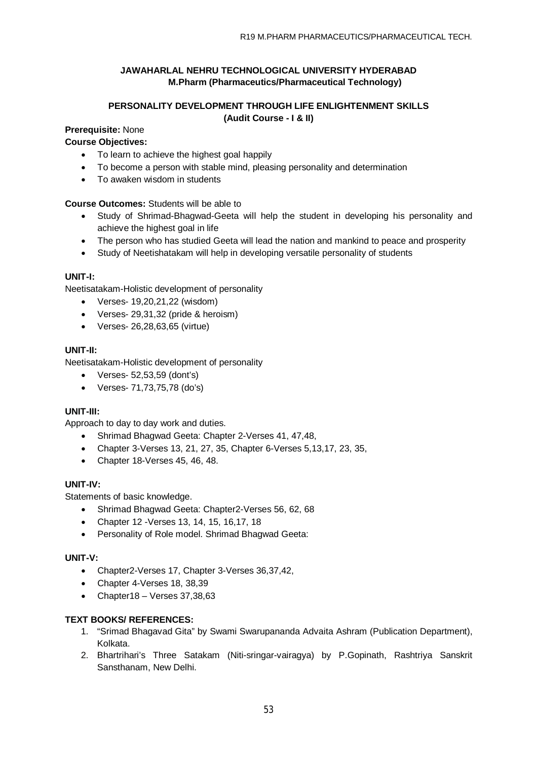**JAWAHARLAL NEHRU TECHNOLOGICAL UNIVERSITY HYDERABAD**
**M.Pharm (Pharmaceutics/Pharmaceutical Technology)**

## PERSONALITY DEVELOPMENT THROUGH LIFE ENLIGHTENMENT SKILLS
**(Audit Course - I & II)**

**Prerequisite:** None

**Course Objectives:**

- To learn to achieve the highest goal happily
- To become a person with stable mind, pleasing personality and determination
- To awaken wisdom in students

**Course Outcomes:** Students will be able to

- Study of Shrimad-Bhagwad-Geeta will help the student in developing his personality and achieve the highest goal in life
- The person who has studied Geeta will lead the nation and mankind to peace and prosperity
- Study of Neetishatakam will help in developing versatile personality of students

**UNIT-I:**

Neetisatakam-Holistic development of personality

- Verses- 19,20,21,22 (wisdom)
- Verses- 29,31,32 (pride & heroism)
- Verses- 26,28,63,65 (virtue)

**UNIT-II:**

Neetisatakam-Holistic development of personality

- Verses- 52,53,59 (dont's)
- Verses- 71,73,75,78 (do's)

**UNIT-III:**

Approach to day to day work and duties.

- Shrimad Bhagwad Geeta: Chapter 2-Verses 41, 47,48,
- Chapter 3-Verses 13, 21, 27, 35, Chapter 6-Verses 5,13,17, 23, 35,
- Chapter 18-Verses 45, 46, 48.

**UNIT-IV:**

Statements of basic knowledge.

- Shrimad Bhagwad Geeta: Chapter2-Verses 56, 62, 68
- Chapter 12 -Verses 13, 14, 15, 16,17, 18
- Personality of Role model. Shrimad Bhagwad Geeta:

**UNIT-V:**

- Chapter2-Verses 17, Chapter 3-Verses 36,37,42,
- Chapter 4-Verses 18, 38,39
- Chapter18 – Verses 37,38,63

**TEXT BOOKS/ REFERENCES:**

1. "Srimad Bhagavad Gita" by Swami Swarupananda Advaita Ashram (Publication Department), Kolkata.
2. Bhartrihari's Three Satakam (Niti-sringar-vairagya) by P.Gopinath, Rashtriya Sanskrit Sansthanam, New Delhi.